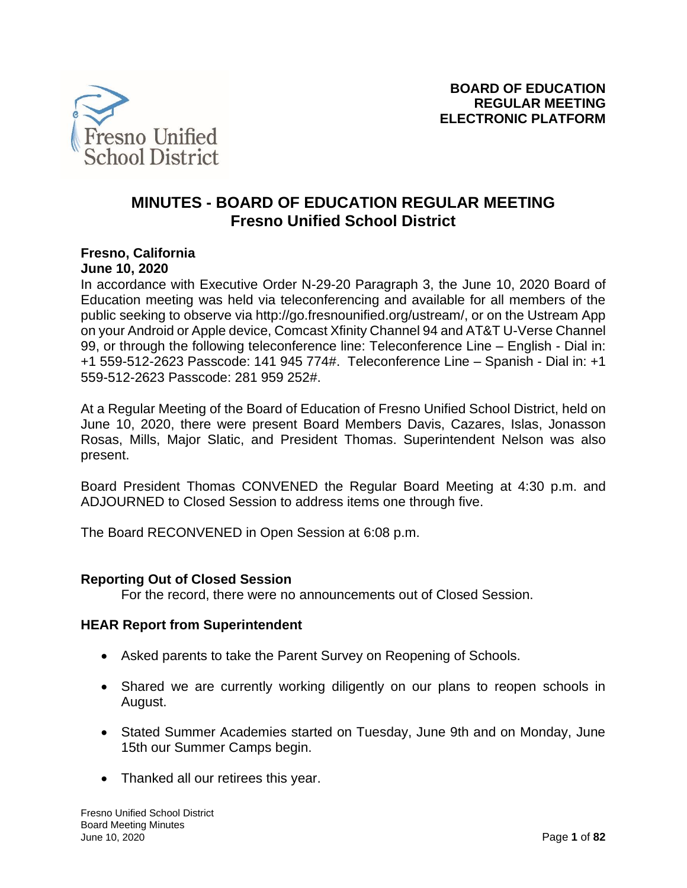**BOARD OF EDUCATION**
**REGULAR MEETING**
**ELECTRONIC PLATFORM**

# MINUTES - BOARD OF EDUCATION REGULAR MEETING
## Fresno Unified School District

**Fresno, California**
**June 10, 2020**

In accordance with Executive Order N-29-20 Paragraph 3, the June 10, 2020 Board of Education meeting was held via teleconferencing and available for all members of the public seeking to observe via http://go.fresnounified.org/ustream/, or on the Ustream App on your Android or Apple device, Comcast Xfinity Channel 94 and AT&T U-Verse Channel 99, or through the following teleconference line: Teleconference Line – English - Dial in: +1 559-512-2623 Passcode: 141 945 774#. Teleconference Line – Spanish - Dial in: +1 559-512-2623 Passcode: 281 959 252#.

At a Regular Meeting of the Board of Education of Fresno Unified School District, held on June 10, 2020, there were present Board Members Davis, Cazares, Islas, Jonasson Rosas, Mills, Major Slatic, and President Thomas. Superintendent Nelson was also present.

Board President Thomas CONVENED the Regular Board Meeting at 4:30 p.m. and ADJOURNED to Closed Session to address items one through five.

The Board RECONVENED in Open Session at 6:08 p.m.

**Reporting Out of Closed Session**

For the record, there were no announcements out of Closed Session.

**HEAR Report from Superintendent**

- Asked parents to take the Parent Survey on Reopening of Schools.
- Shared we are currently working diligently on our plans to reopen schools in August.
- Stated Summer Academies started on Tuesday, June 9th and on Monday, June 15th our Summer Camps begin.
- Thanked all our retirees this year.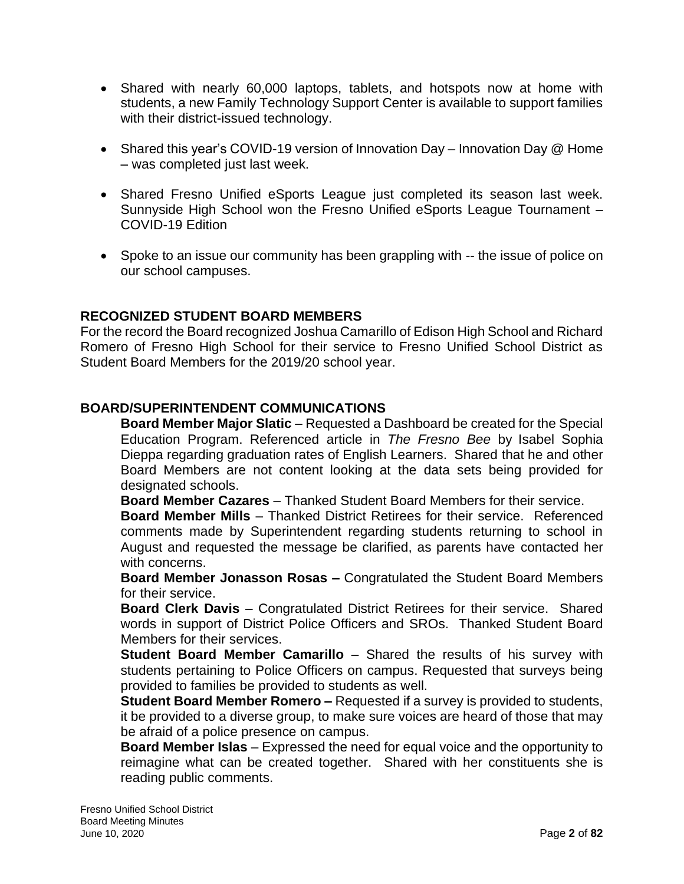- Shared with nearly 60,000 laptops, tablets, and hotspots now at home with students, a new Family Technology Support Center is available to support families with their district-issued technology.

- Shared this year's COVID-19 version of Innovation Day – Innovation Day @ Home – was completed just last week.

- Shared Fresno Unified eSports League just completed its season last week. Sunnyside High School won the Fresno Unified eSports League Tournament – COVID-19 Edition

- Spoke to an issue our community has been grappling with -- the issue of police on our school campuses.

## RECOGNIZED STUDENT BOARD MEMBERS

For the record the Board recognized Joshua Camarillo of Edison High School and Richard Romero of Fresno High School for their service to Fresno Unified School District as Student Board Members for the 2019/20 school year.

## BOARD/SUPERINTENDENT COMMUNICATIONS

**Board Member Major Slatic** – Requested a Dashboard be created for the Special Education Program. Referenced article in *The Fresno Bee* by Isabel Sophia Dieppa regarding graduation rates of English Learners. Shared that he and other Board Members are not content looking at the data sets being provided for designated schools.

**Board Member Cazares** – Thanked Student Board Members for their service.

**Board Member Mills** – Thanked District Retirees for their service. Referenced comments made by Superintendent regarding students returning to school in August and requested the message be clarified, as parents have contacted her with concerns.

**Board Member Jonasson Rosas –** Congratulated the Student Board Members for their service.

**Board Clerk Davis** – Congratulated District Retirees for their service. Shared words in support of District Police Officers and SROs. Thanked Student Board Members for their services.

**Student Board Member Camarillo** – Shared the results of his survey with students pertaining to Police Officers on campus. Requested that surveys being provided to families be provided to students as well.

**Student Board Member Romero –** Requested if a survey is provided to students, it be provided to a diverse group, to make sure voices are heard of those that may be afraid of a police presence on campus.

**Board Member Islas** – Expressed the need for equal voice and the opportunity to reimagine what can be created together. Shared with her constituents she is reading public comments.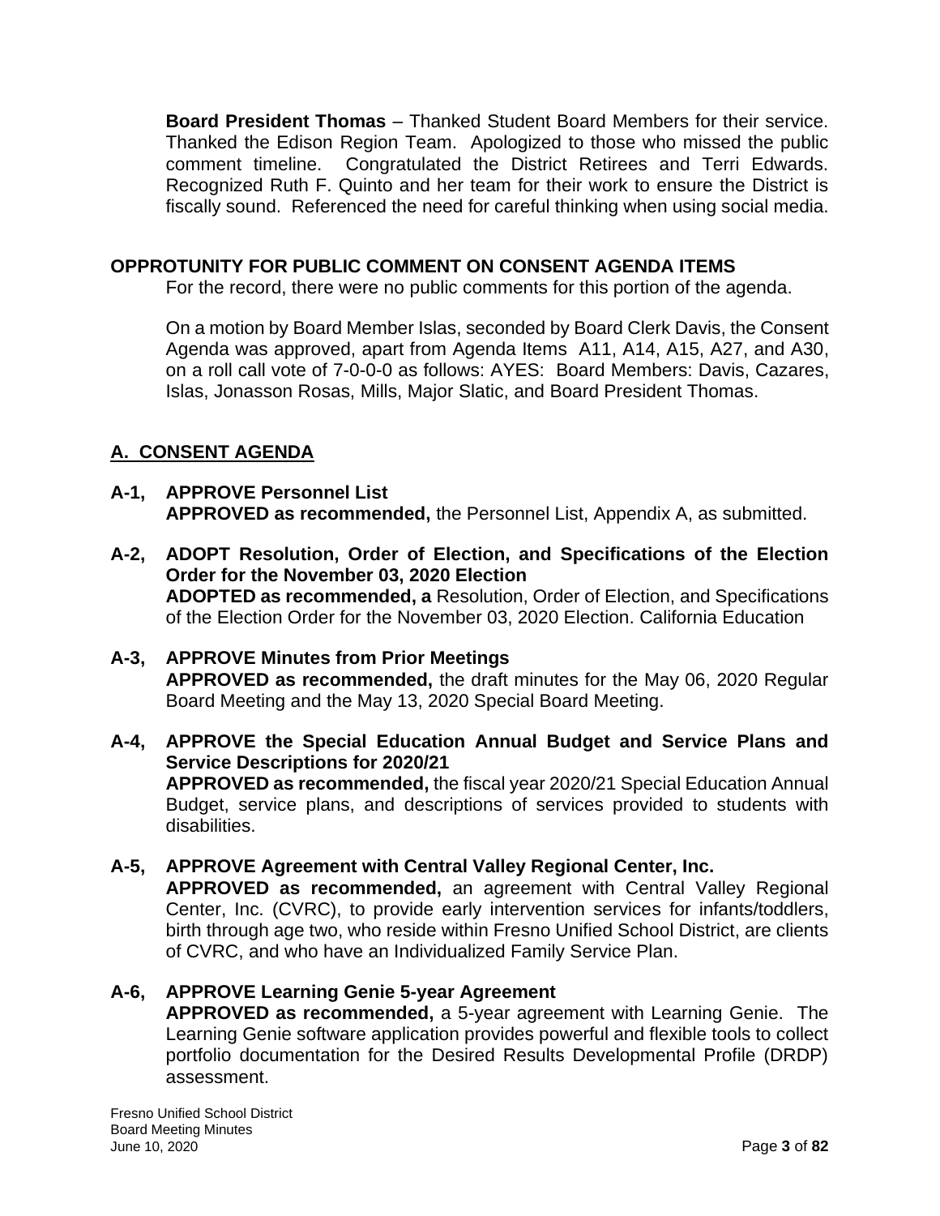**Board President Thomas** – Thanked Student Board Members for their service. Thanked the Edison Region Team. Apologized to those who missed the public comment timeline. Congratulated the District Retirees and Terri Edwards. Recognized Ruth F. Quinto and her team for their work to ensure the District is fiscally sound. Referenced the need for careful thinking when using social media.

## OPPROTUNITY FOR PUBLIC COMMENT ON CONSENT AGENDA ITEMS

For the record, there were no public comments for this portion of the agenda.

On a motion by Board Member Islas, seconded by Board Clerk Davis, the Consent Agenda was approved, apart from Agenda Items A11, A14, A15, A27, and A30, on a roll call vote of 7-0-0-0 as follows: AYES: Board Members: Davis, Cazares, Islas, Jonasson Rosas, Mills, Major Slatic, and Board President Thomas.

## A. CONSENT AGENDA

**A-1, APPROVE Personnel List**
**APPROVED as recommended,** the Personnel List, Appendix A, as submitted.

**A-2, ADOPT Resolution, Order of Election, and Specifications of the Election Order for the November 03, 2020 Election**
**ADOPTED as recommended, a** Resolution, Order of Election, and Specifications of the Election Order for the November 03, 2020 Election. California Education

**A-3, APPROVE Minutes from Prior Meetings**
**APPROVED as recommended,** the draft minutes for the May 06, 2020 Regular Board Meeting and the May 13, 2020 Special Board Meeting.

**A-4, APPROVE the Special Education Annual Budget and Service Plans and Service Descriptions for 2020/21**
**APPROVED as recommended,** the fiscal year 2020/21 Special Education Annual Budget, service plans, and descriptions of services provided to students with disabilities.

**A-5, APPROVE Agreement with Central Valley Regional Center, Inc.**
**APPROVED as recommended,** an agreement with Central Valley Regional Center, Inc. (CVRC), to provide early intervention services for infants/toddlers, birth through age two, who reside within Fresno Unified School District, are clients of CVRC, and who have an Individualized Family Service Plan.

**A-6, APPROVE Learning Genie 5-year Agreement**
**APPROVED as recommended,** a 5-year agreement with Learning Genie. The Learning Genie software application provides powerful and flexible tools to collect portfolio documentation for the Desired Results Developmental Profile (DRDP) assessment.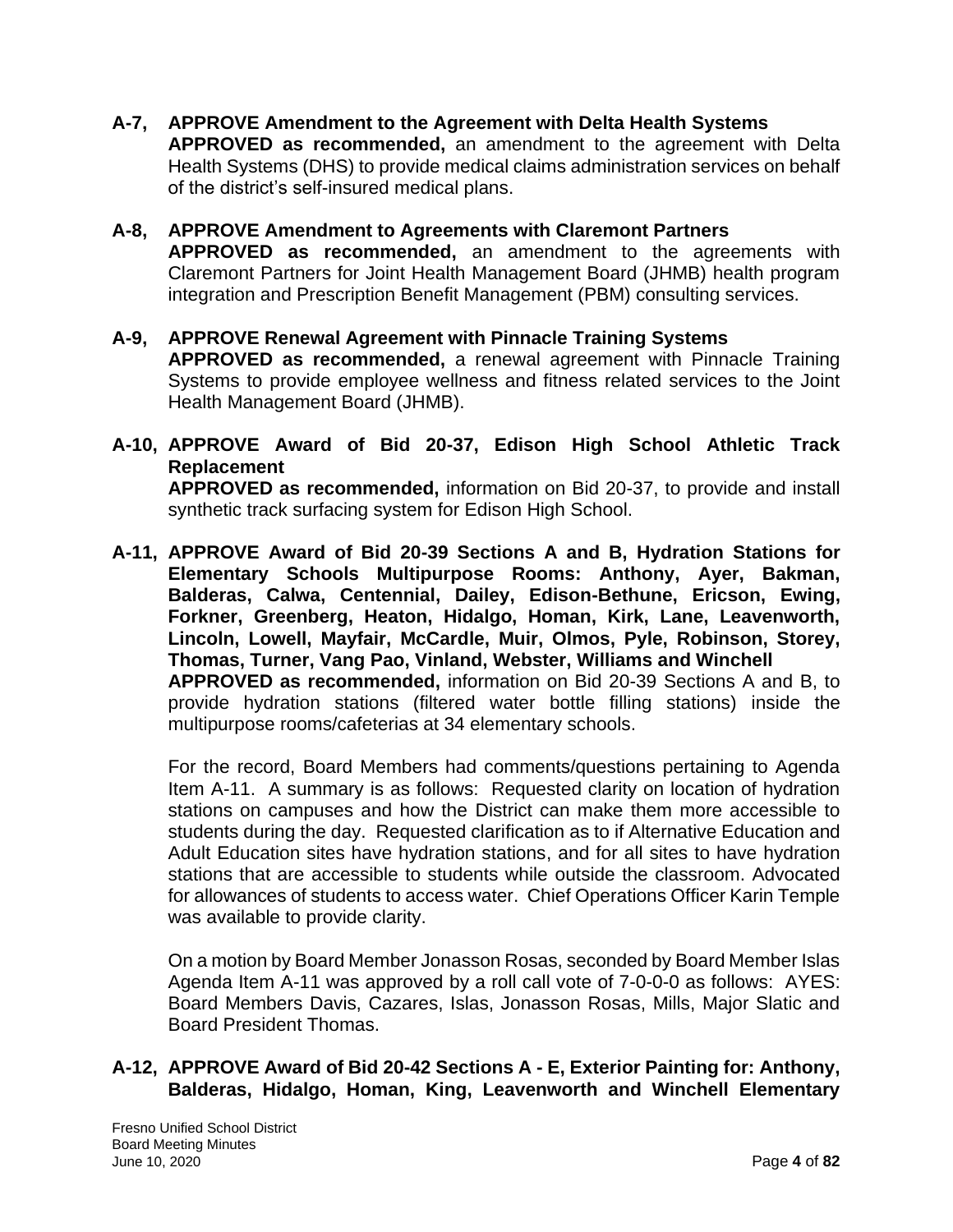**A-7, APPROVE Amendment to the Agreement with Delta Health Systems**
**APPROVED as recommended,** an amendment to the agreement with Delta Health Systems (DHS) to provide medical claims administration services on behalf of the district's self-insured medical plans.

**A-8, APPROVE Amendment to Agreements with Claremont Partners**
**APPROVED as recommended,** an amendment to the agreements with Claremont Partners for Joint Health Management Board (JHMB) health program integration and Prescription Benefit Management (PBM) consulting services.

**A-9, APPROVE Renewal Agreement with Pinnacle Training Systems**
**APPROVED as recommended,** a renewal agreement with Pinnacle Training Systems to provide employee wellness and fitness related services to the Joint Health Management Board (JHMB).

**A-10, APPROVE Award of Bid 20-37, Edison High School Athletic Track Replacement**
**APPROVED as recommended,** information on Bid 20-37, to provide and install synthetic track surfacing system for Edison High School.

**A-11, APPROVE Award of Bid 20-39 Sections A and B, Hydration Stations for Elementary Schools Multipurpose Rooms: Anthony, Ayer, Bakman, Balderas, Calwa, Centennial, Dailey, Edison-Bethune, Ericson, Ewing, Forkner, Greenberg, Heaton, Hidalgo, Homan, Kirk, Lane, Leavenworth, Lincoln, Lowell, Mayfair, McCardle, Muir, Olmos, Pyle, Robinson, Storey, Thomas, Turner, Vang Pao, Vinland, Webster, Williams and Winchell**
**APPROVED as recommended,** information on Bid 20-39 Sections A and B, to provide hydration stations (filtered water bottle filling stations) inside the multipurpose rooms/cafeterias at 34 elementary schools.

For the record, Board Members had comments/questions pertaining to Agenda Item A-11. A summary is as follows: Requested clarity on location of hydration stations on campuses and how the District can make them more accessible to students during the day. Requested clarification as to if Alternative Education and Adult Education sites have hydration stations, and for all sites to have hydration stations that are accessible to students while outside the classroom. Advocated for allowances of students to access water. Chief Operations Officer Karin Temple was available to provide clarity.

On a motion by Board Member Jonasson Rosas, seconded by Board Member Islas Agenda Item A-11 was approved by a roll call vote of 7-0-0-0 as follows: AYES: Board Members Davis, Cazares, Islas, Jonasson Rosas, Mills, Major Slatic and Board President Thomas.

**A-12, APPROVE Award of Bid 20-42 Sections A - E, Exterior Painting for: Anthony, Balderas, Hidalgo, Homan, King, Leavenworth and Winchell Elementary**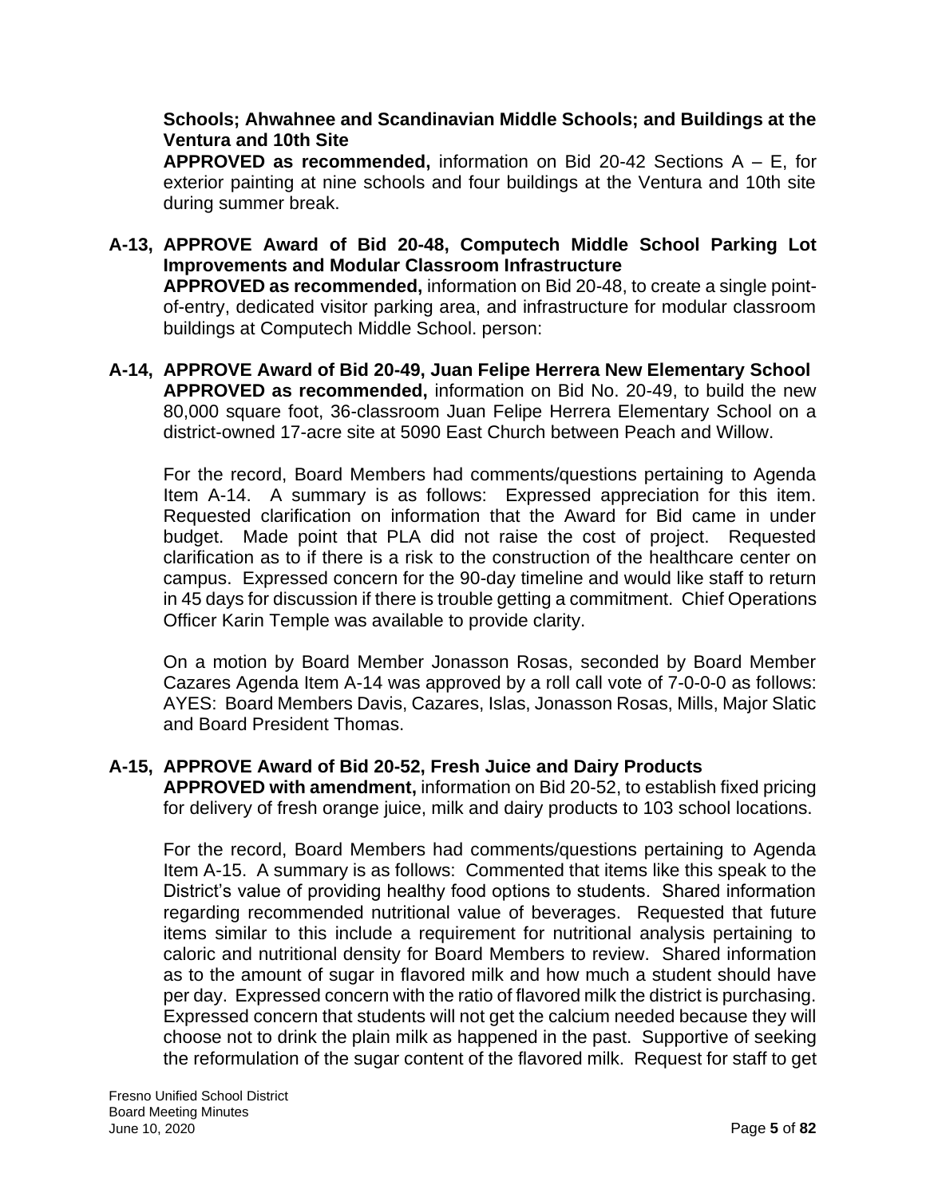**Schools; Ahwahnee and Scandinavian Middle Schools; and Buildings at the Ventura and 10th Site**
**APPROVED as recommended,** information on Bid 20-42 Sections A – E, for exterior painting at nine schools and four buildings at the Ventura and 10th site during summer break.

**A-13, APPROVE Award of Bid 20-48, Computech Middle School Parking Lot Improvements and Modular Classroom Infrastructure**
**APPROVED as recommended,** information on Bid 20-48, to create a single point-of-entry, dedicated visitor parking area, and infrastructure for modular classroom buildings at Computech Middle School. person:

**A-14, APPROVE Award of Bid 20-49, Juan Felipe Herrera New Elementary School**
**APPROVED as recommended,** information on Bid No. 20-49, to build the new 80,000 square foot, 36-classroom Juan Felipe Herrera Elementary School on a district-owned 17-acre site at 5090 East Church between Peach and Willow.

For the record, Board Members had comments/questions pertaining to Agenda Item A-14. A summary is as follows: Expressed appreciation for this item. Requested clarification on information that the Award for Bid came in under budget. Made point that PLA did not raise the cost of project. Requested clarification as to if there is a risk to the construction of the healthcare center on campus. Expressed concern for the 90-day timeline and would like staff to return in 45 days for discussion if there is trouble getting a commitment. Chief Operations Officer Karin Temple was available to provide clarity.

On a motion by Board Member Jonasson Rosas, seconded by Board Member Cazares Agenda Item A-14 was approved by a roll call vote of 7-0-0-0 as follows: AYES: Board Members Davis, Cazares, Islas, Jonasson Rosas, Mills, Major Slatic and Board President Thomas.

**A-15, APPROVE Award of Bid 20-52, Fresh Juice and Dairy Products**
**APPROVED with amendment,** information on Bid 20-52, to establish fixed pricing for delivery of fresh orange juice, milk and dairy products to 103 school locations.

For the record, Board Members had comments/questions pertaining to Agenda Item A-15. A summary is as follows: Commented that items like this speak to the District's value of providing healthy food options to students. Shared information regarding recommended nutritional value of beverages. Requested that future items similar to this include a requirement for nutritional analysis pertaining to caloric and nutritional density for Board Members to review. Shared information as to the amount of sugar in flavored milk and how much a student should have per day. Expressed concern with the ratio of flavored milk the district is purchasing. Expressed concern that students will not get the calcium needed because they will choose not to drink the plain milk as happened in the past. Supportive of seeking the reformulation of the sugar content of the flavored milk. Request for staff to get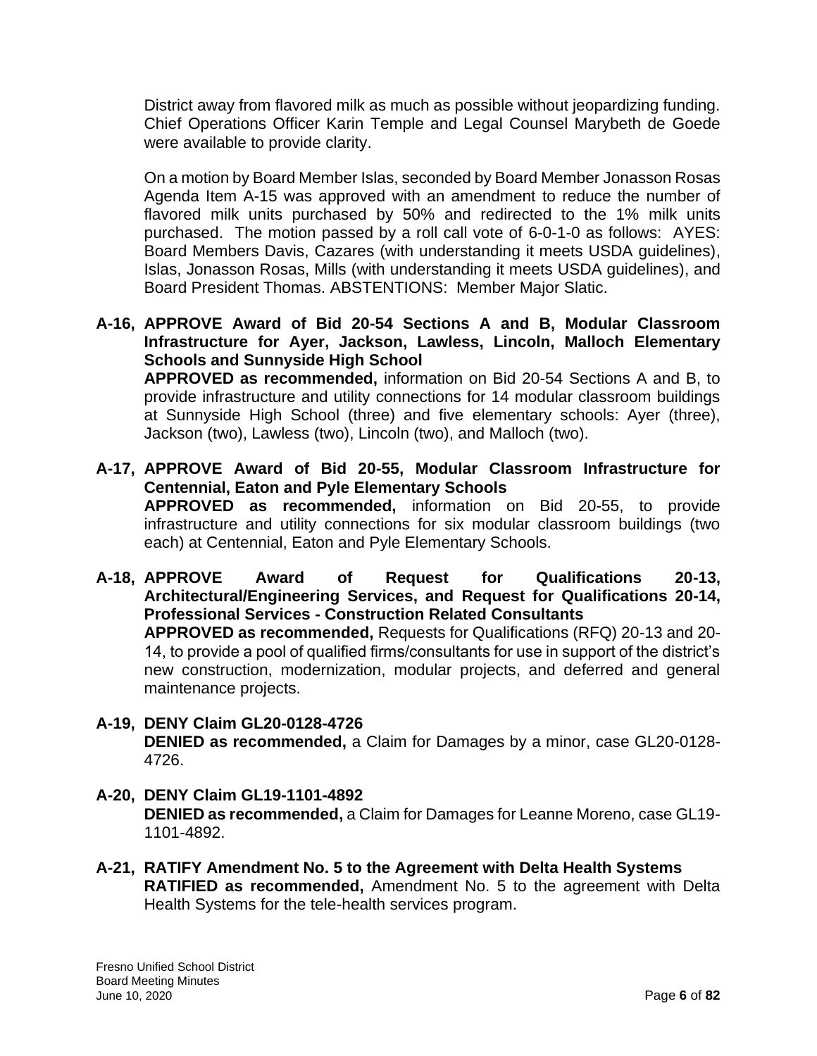District away from flavored milk as much as possible without jeopardizing funding. Chief Operations Officer Karin Temple and Legal Counsel Marybeth de Goede were available to provide clarity.

On a motion by Board Member Islas, seconded by Board Member Jonasson Rosas Agenda Item A-15 was approved with an amendment to reduce the number of flavored milk units purchased by 50% and redirected to the 1% milk units purchased. The motion passed by a roll call vote of 6-0-1-0 as follows: AYES: Board Members Davis, Cazares (with understanding it meets USDA guidelines), Islas, Jonasson Rosas, Mills (with understanding it meets USDA guidelines), and Board President Thomas. ABSTENTIONS: Member Major Slatic.

**A-16, APPROVE Award of Bid 20-54 Sections A and B, Modular Classroom Infrastructure for Ayer, Jackson, Lawless, Lincoln, Malloch Elementary Schools and Sunnyside High School**
**APPROVED as recommended,** information on Bid 20-54 Sections A and B, to provide infrastructure and utility connections for 14 modular classroom buildings at Sunnyside High School (three) and five elementary schools: Ayer (three), Jackson (two), Lawless (two), Lincoln (two), and Malloch (two).

**A-17, APPROVE Award of Bid 20-55, Modular Classroom Infrastructure for Centennial, Eaton and Pyle Elementary Schools**
**APPROVED as recommended,** information on Bid 20-55, to provide infrastructure and utility connections for six modular classroom buildings (two each) at Centennial, Eaton and Pyle Elementary Schools.

**A-18, APPROVE Award of Request for Qualifications 20-13, Architectural/Engineering Services, and Request for Qualifications 20-14, Professional Services - Construction Related Consultants**
**APPROVED as recommended,** Requests for Qualifications (RFQ) 20-13 and 20-14, to provide a pool of qualified firms/consultants for use in support of the district's new construction, modernization, modular projects, and deferred and general maintenance projects.

**A-19, DENY Claim GL20-0128-4726**
**DENIED as recommended,** a Claim for Damages by a minor, case GL20-0128-4726.

**A-20, DENY Claim GL19-1101-4892**
**DENIED as recommended,** a Claim for Damages for Leanne Moreno, case GL19-1101-4892.

**A-21, RATIFY Amendment No. 5 to the Agreement with Delta Health Systems**
**RATIFIED as recommended,** Amendment No. 5 to the agreement with Delta Health Systems for the tele-health services program.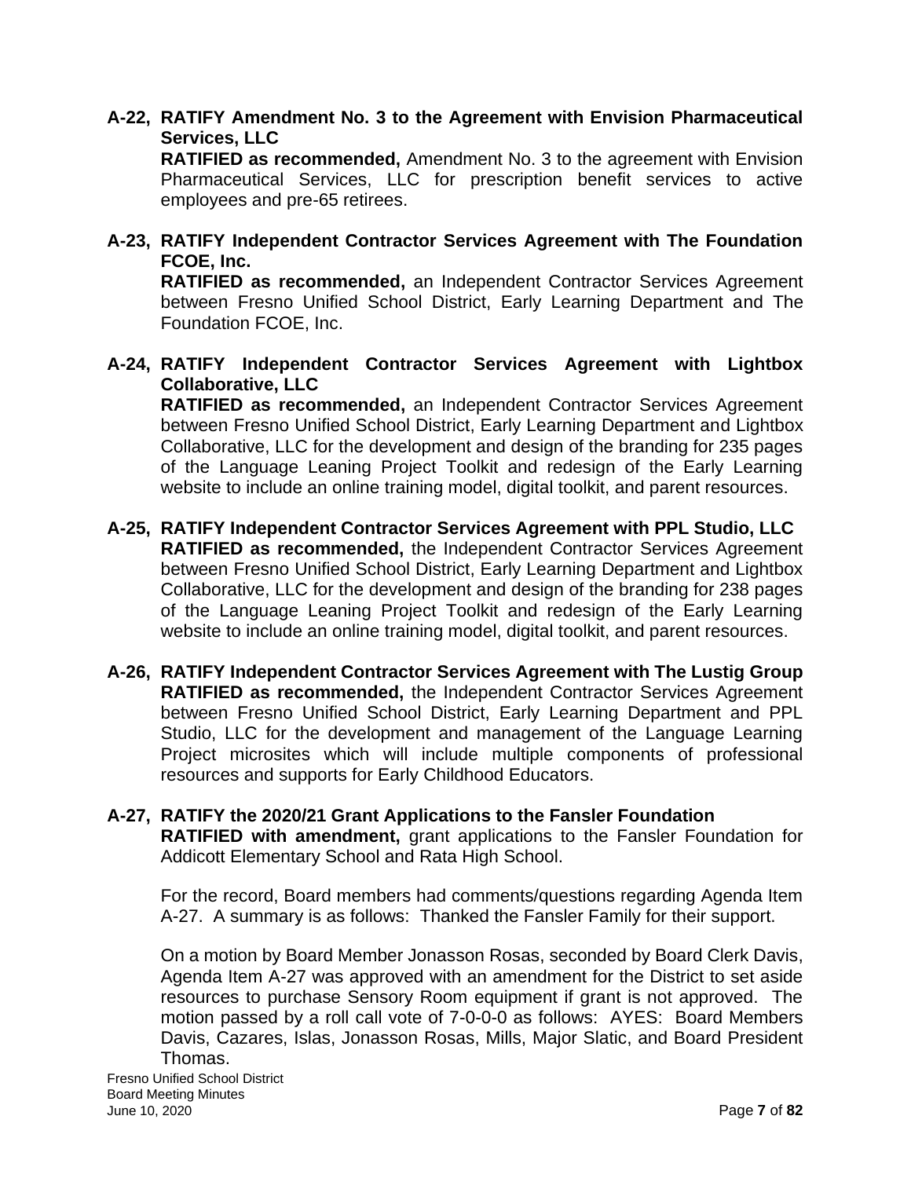**A-22, RATIFY Amendment No. 3 to the Agreement with Envision Pharmaceutical Services, LLC**
**RATIFIED as recommended,** Amendment No. 3 to the agreement with Envision Pharmaceutical Services, LLC for prescription benefit services to active employees and pre-65 retirees.

**A-23, RATIFY Independent Contractor Services Agreement with The Foundation FCOE, Inc.**
**RATIFIED as recommended,** an Independent Contractor Services Agreement between Fresno Unified School District, Early Learning Department and The Foundation FCOE, Inc.

**A-24, RATIFY Independent Contractor Services Agreement with Lightbox Collaborative, LLC**
**RATIFIED as recommended,** an Independent Contractor Services Agreement between Fresno Unified School District, Early Learning Department and Lightbox Collaborative, LLC for the development and design of the branding for 235 pages of the Language Leaning Project Toolkit and redesign of the Early Learning website to include an online training model, digital toolkit, and parent resources.

**A-25, RATIFY Independent Contractor Services Agreement with PPL Studio, LLC**
**RATIFIED as recommended,** the Independent Contractor Services Agreement between Fresno Unified School District, Early Learning Department and Lightbox Collaborative, LLC for the development and design of the branding for 238 pages of the Language Leaning Project Toolkit and redesign of the Early Learning website to include an online training model, digital toolkit, and parent resources.

**A-26, RATIFY Independent Contractor Services Agreement with The Lustig Group**
**RATIFIED as recommended,** the Independent Contractor Services Agreement between Fresno Unified School District, Early Learning Department and PPL Studio, LLC for the development and management of the Language Learning Project microsites which will include multiple components of professional resources and supports for Early Childhood Educators.

**A-27, RATIFY the 2020/21 Grant Applications to the Fansler Foundation**
**RATIFIED with amendment,** grant applications to the Fansler Foundation for Addicott Elementary School and Rata High School.

For the record, Board members had comments/questions regarding Agenda Item A-27. A summary is as follows: Thanked the Fansler Family for their support.

On a motion by Board Member Jonasson Rosas, seconded by Board Clerk Davis, Agenda Item A-27 was approved with an amendment for the District to set aside resources to purchase Sensory Room equipment if grant is not approved. The motion passed by a roll call vote of 7-0-0-0 as follows: AYES: Board Members Davis, Cazares, Islas, Jonasson Rosas, Mills, Major Slatic, and Board President Thomas.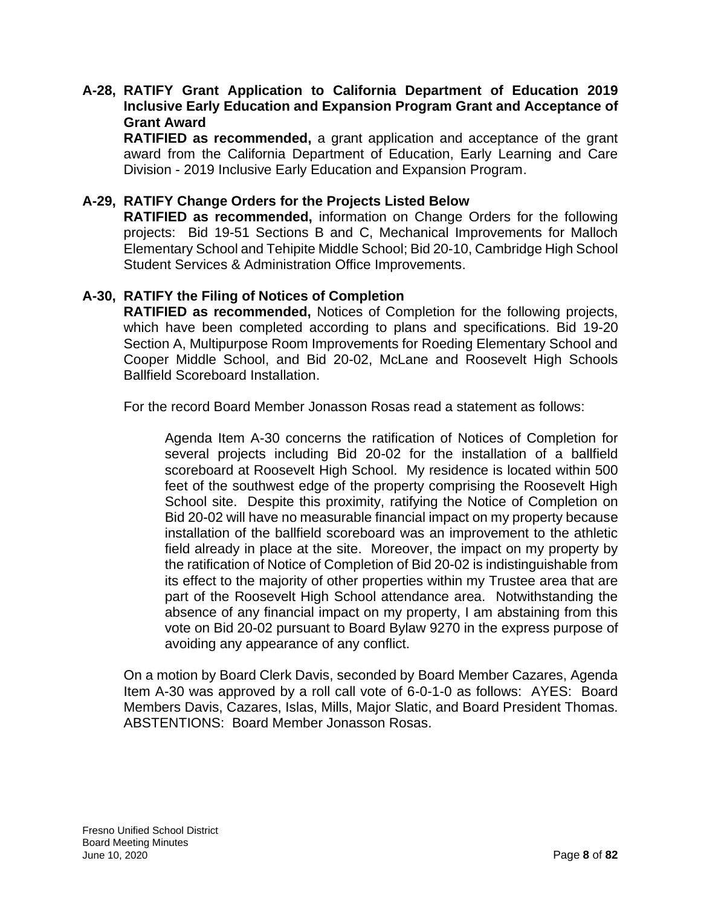**A-28, RATIFY Grant Application to California Department of Education 2019 Inclusive Early Education and Expansion Program Grant and Acceptance of Grant Award**

**RATIFIED as recommended,** a grant application and acceptance of the grant award from the California Department of Education, Early Learning and Care Division - 2019 Inclusive Early Education and Expansion Program.

**A-29, RATIFY Change Orders for the Projects Listed Below**

**RATIFIED as recommended,** information on Change Orders for the following projects: Bid 19-51 Sections B and C, Mechanical Improvements for Malloch Elementary School and Tehipite Middle School; Bid 20-10, Cambridge High School Student Services & Administration Office Improvements.

**A-30, RATIFY the Filing of Notices of Completion**

**RATIFIED as recommended,** Notices of Completion for the following projects, which have been completed according to plans and specifications. Bid 19-20 Section A, Multipurpose Room Improvements for Roeding Elementary School and Cooper Middle School, and Bid 20-02, McLane and Roosevelt High Schools Ballfield Scoreboard Installation.

For the record Board Member Jonasson Rosas read a statement as follows:

> Agenda Item A-30 concerns the ratification of Notices of Completion for several projects including Bid 20-02 for the installation of a ballfield scoreboard at Roosevelt High School. My residence is located within 500 feet of the southwest edge of the property comprising the Roosevelt High School site. Despite this proximity, ratifying the Notice of Completion on Bid 20-02 will have no measurable financial impact on my property because installation of the ballfield scoreboard was an improvement to the athletic field already in place at the site. Moreover, the impact on my property by the ratification of Notice of Completion of Bid 20-02 is indistinguishable from its effect to the majority of other properties within my Trustee area that are part of the Roosevelt High School attendance area. Notwithstanding the absence of any financial impact on my property, I am abstaining from this vote on Bid 20-02 pursuant to Board Bylaw 9270 in the express purpose of avoiding any appearance of any conflict.

On a motion by Board Clerk Davis, seconded by Board Member Cazares, Agenda Item A-30 was approved by a roll call vote of 6-0-1-0 as follows: AYES: Board Members Davis, Cazares, Islas, Mills, Major Slatic, and Board President Thomas. ABSTENTIONS: Board Member Jonasson Rosas.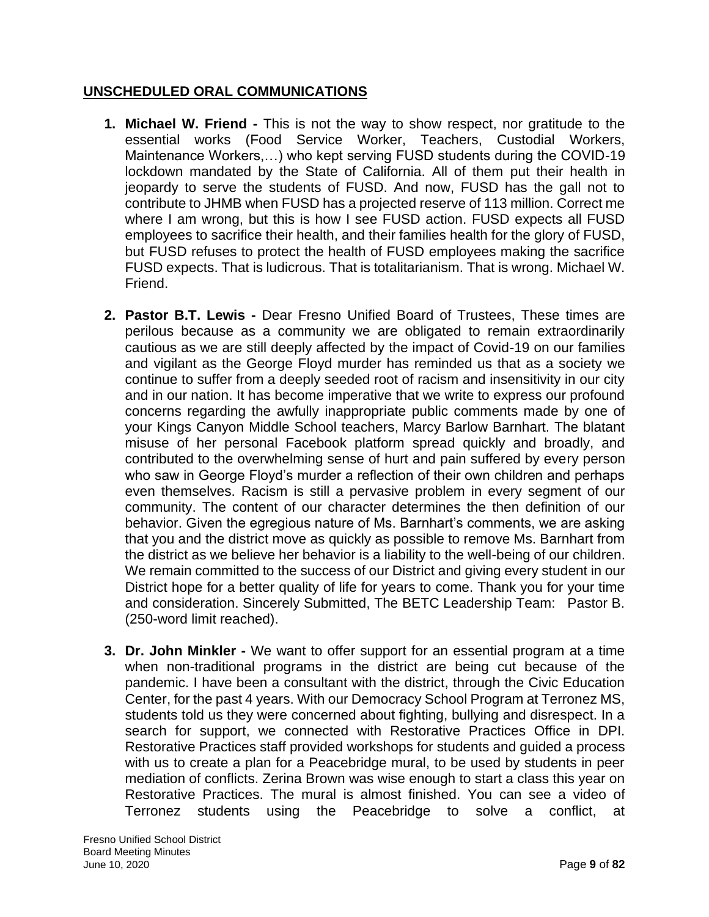## UNSCHEDULED ORAL COMMUNICATIONS

1. **Michael W. Friend -** This is not the way to show respect, nor gratitude to the essential works (Food Service Worker, Teachers, Custodial Workers, Maintenance Workers,…) who kept serving FUSD students during the COVID-19 lockdown mandated by the State of California. All of them put their health in jeopardy to serve the students of FUSD. And now, FUSD has the gall not to contribute to JHMB when FUSD has a projected reserve of 113 million. Correct me where I am wrong, but this is how I see FUSD action. FUSD expects all FUSD employees to sacrifice their health, and their families health for the glory of FUSD, but FUSD refuses to protect the health of FUSD employees making the sacrifice FUSD expects. That is ludicrous. That is totalitarianism. That is wrong. Michael W. Friend.

2. **Pastor B.T. Lewis -** Dear Fresno Unified Board of Trustees, These times are perilous because as a community we are obligated to remain extraordinarily cautious as we are still deeply affected by the impact of Covid-19 on our families and vigilant as the George Floyd murder has reminded us that as a society we continue to suffer from a deeply seeded root of racism and insensitivity in our city and in our nation. It has become imperative that we write to express our profound concerns regarding the awfully inappropriate public comments made by one of your Kings Canyon Middle School teachers, Marcy Barlow Barnhart. The blatant misuse of her personal Facebook platform spread quickly and broadly, and contributed to the overwhelming sense of hurt and pain suffered by every person who saw in George Floyd's murder a reflection of their own children and perhaps even themselves. Racism is still a pervasive problem in every segment of our community. The content of our character determines the then definition of our behavior. Given the egregious nature of Ms. Barnhart's comments, we are asking that you and the district move as quickly as possible to remove Ms. Barnhart from the district as we believe her behavior is a liability to the well-being of our children. We remain committed to the success of our District and giving every student in our District hope for a better quality of life for years to come. Thank you for your time and consideration. Sincerely Submitted, The BETC Leadership Team: Pastor B. (250-word limit reached).

3. **Dr. John Minkler -** We want to offer support for an essential program at a time when non-traditional programs in the district are being cut because of the pandemic. I have been a consultant with the district, through the Civic Education Center, for the past 4 years. With our Democracy School Program at Terronez MS, students told us they were concerned about fighting, bullying and disrespect. In a search for support, we connected with Restorative Practices Office in DPI. Restorative Practices staff provided workshops for students and guided a process with us to create a plan for a Peacebridge mural, to be used by students in peer mediation of conflicts. Zerina Brown was wise enough to start a class this year on Restorative Practices. The mural is almost finished. You can see a video of Terronez students using the Peacebridge to solve a conflict, at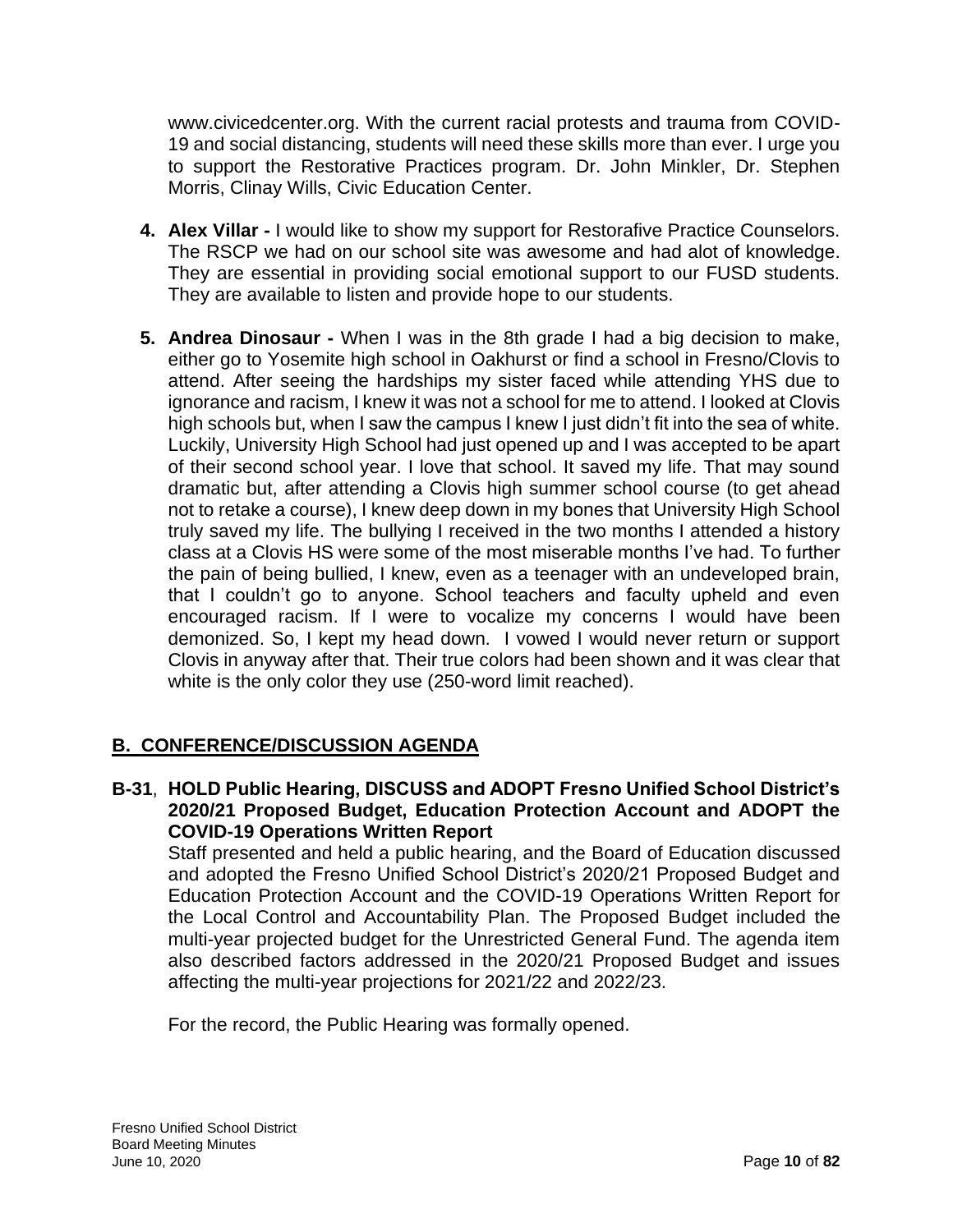www.civicedcenter.org. With the current racial protests and trauma from COVID-19 and social distancing, students will need these skills more than ever. I urge you to support the Restorative Practices program. Dr. John Minkler, Dr. Stephen Morris, Clinay Wills, Civic Education Center.

4. **Alex Villar -** I would like to show my support for Restorafive Practice Counselors. The RSCP we had on our school site was awesome and had alot of knowledge. They are essential in providing social emotional support to our FUSD students. They are available to listen and provide hope to our students.

5. **Andrea Dinosaur -** When I was in the 8th grade I had a big decision to make, either go to Yosemite high school in Oakhurst or find a school in Fresno/Clovis to attend. After seeing the hardships my sister faced while attending YHS due to ignorance and racism, I knew it was not a school for me to attend. I looked at Clovis high schools but, when I saw the campus I knew I just didn't fit into the sea of white. Luckily, University High School had just opened up and I was accepted to be apart of their second school year. I love that school. It saved my life. That may sound dramatic but, after attending a Clovis high summer school course (to get ahead not to retake a course), I knew deep down in my bones that University High School truly saved my life. The bullying I received in the two months I attended a history class at a Clovis HS were some of the most miserable months I've had. To further the pain of being bullied, I knew, even as a teenager with an undeveloped brain, that I couldn't go to anyone. School teachers and faculty upheld and even encouraged racism. If I were to vocalize my concerns I would have been demonized. So, I kept my head down. I vowed I would never return or support Clovis in anyway after that. Their true colors had been shown and it was clear that white is the only color they use (250-word limit reached).

## B. CONFERENCE/DISCUSSION AGENDA

**B-31**, **HOLD Public Hearing, DISCUSS and ADOPT Fresno Unified School District's 2020/21 Proposed Budget, Education Protection Account and ADOPT the COVID-19 Operations Written Report**

Staff presented and held a public hearing, and the Board of Education discussed and adopted the Fresno Unified School District's 2020/21 Proposed Budget and Education Protection Account and the COVID-19 Operations Written Report for the Local Control and Accountability Plan. The Proposed Budget included the multi-year projected budget for the Unrestricted General Fund. The agenda item also described factors addressed in the 2020/21 Proposed Budget and issues affecting the multi-year projections for 2021/22 and 2022/23.

For the record, the Public Hearing was formally opened.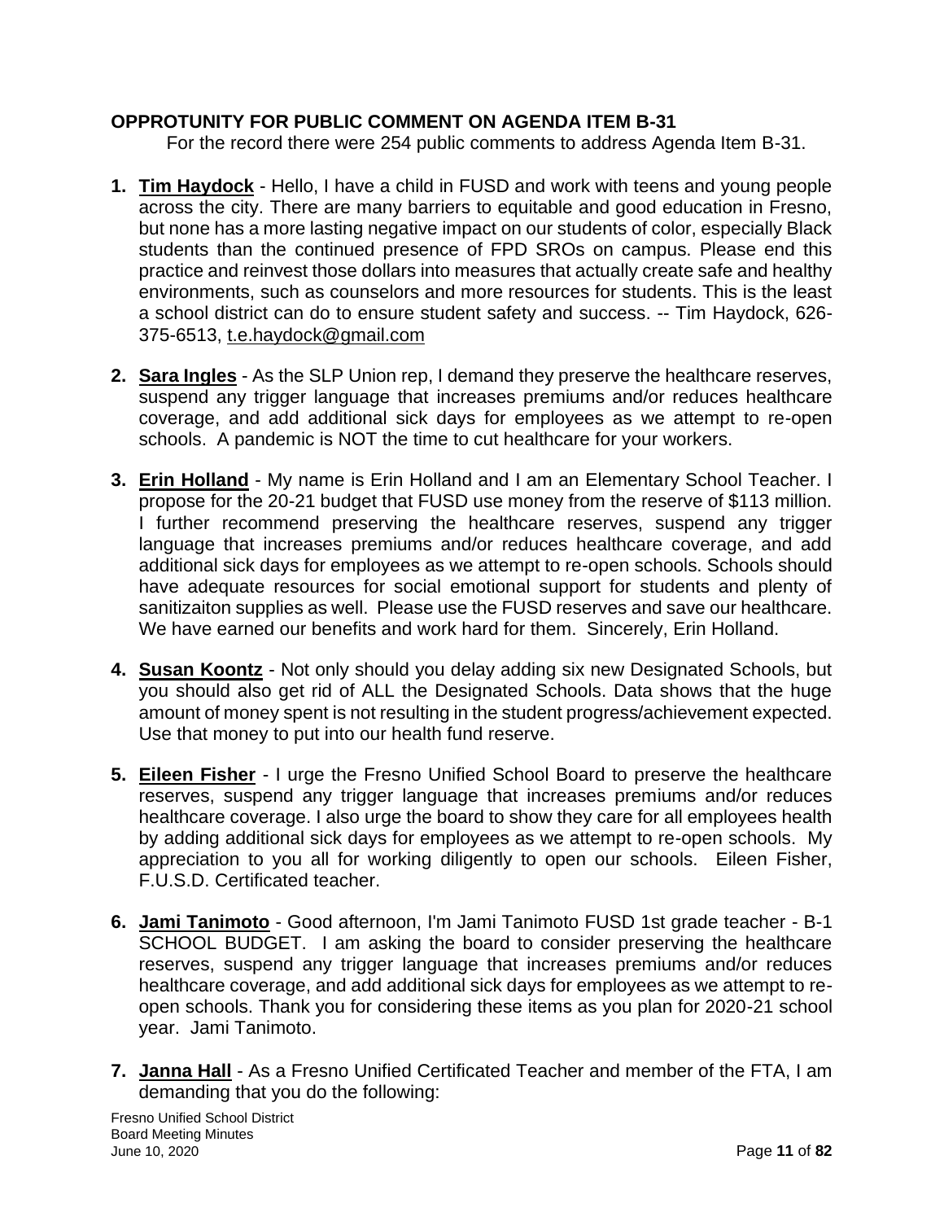**OPPROTUNITY FOR PUBLIC COMMENT ON AGENDA ITEM B-31**

For the record there were 254 public comments to address Agenda Item B-31.

1. **Tim Haydock** - Hello, I have a child in FUSD and work with teens and young people across the city. There are many barriers to equitable and good education in Fresno, but none has a more lasting negative impact on our students of color, especially Black students than the continued presence of FPD SROs on campus. Please end this practice and reinvest those dollars into measures that actually create safe and healthy environments, such as counselors and more resources for students. This is the least a school district can do to ensure student safety and success. -- Tim Haydock, 626-375-6513, t.e.haydock@gmail.com

2. **Sara Ingles** - As the SLP Union rep, I demand they preserve the healthcare reserves, suspend any trigger language that increases premiums and/or reduces healthcare coverage, and add additional sick days for employees as we attempt to re-open schools. A pandemic is NOT the time to cut healthcare for your workers.

3. **Erin Holland** - My name is Erin Holland and I am an Elementary School Teacher. I propose for the 20-21 budget that FUSD use money from the reserve of $113 million. I further recommend preserving the healthcare reserves, suspend any trigger language that increases premiums and/or reduces healthcare coverage, and add additional sick days for employees as we attempt to re-open schools. Schools should have adequate resources for social emotional support for students and plenty of sanitizaiton supplies as well. Please use the FUSD reserves and save our healthcare. We have earned our benefits and work hard for them. Sincerely, Erin Holland.

4. **Susan Koontz** - Not only should you delay adding six new Designated Schools, but you should also get rid of ALL the Designated Schools. Data shows that the huge amount of money spent is not resulting in the student progress/achievement expected. Use that money to put into our health fund reserve.

5. **Eileen Fisher** - I urge the Fresno Unified School Board to preserve the healthcare reserves, suspend any trigger language that increases premiums and/or reduces healthcare coverage. I also urge the board to show they care for all employees health by adding additional sick days for employees as we attempt to re-open schools. My appreciation to you all for working diligently to open our schools. Eileen Fisher, F.U.S.D. Certificated teacher.

6. **Jami Tanimoto** - Good afternoon, I'm Jami Tanimoto FUSD 1st grade teacher - B-1 SCHOOL BUDGET. I am asking the board to consider preserving the healthcare reserves, suspend any trigger language that increases premiums and/or reduces healthcare coverage, and add additional sick days for employees as we attempt to re-open schools. Thank you for considering these items as you plan for 2020-21 school year. Jami Tanimoto.

7. **Janna Hall** - As a Fresno Unified Certificated Teacher and member of the FTA, I am demanding that you do the following: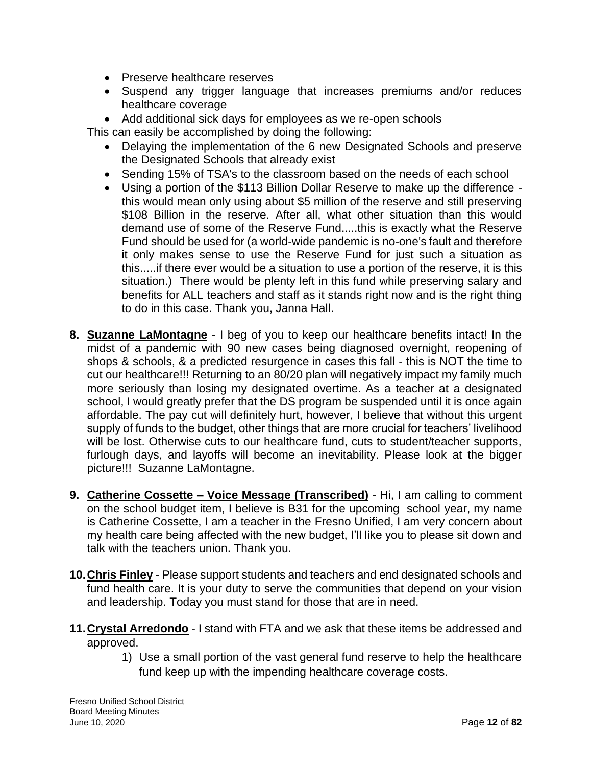- Preserve healthcare reserves
- Suspend any trigger language that increases premiums and/or reduces healthcare coverage
- Add additional sick days for employees as we re-open schools

This can easily be accomplished by doing the following:

- Delaying the implementation of the 6 new Designated Schools and preserve the Designated Schools that already exist
- Sending 15% of TSA's to the classroom based on the needs of each school
- Using a portion of the $113 Billion Dollar Reserve to make up the difference - this would mean only using about $5 million of the reserve and still preserving $108 Billion in the reserve. After all, what other situation than this would demand use of some of the Reserve Fund.....this is exactly what the Reserve Fund should be used for (a world-wide pandemic is no-one's fault and therefore it only makes sense to use the Reserve Fund for just such a situation as this.....if there ever would be a situation to use a portion of the reserve, it is this situation.) There would be plenty left in this fund while preserving salary and benefits for ALL teachers and staff as it stands right now and is the right thing to do in this case. Thank you, Janna Hall.

8. **Suzanne LaMontagne** - I beg of you to keep our healthcare benefits intact! In the midst of a pandemic with 90 new cases being diagnosed overnight, reopening of shops & schools, & a predicted resurgence in cases this fall - this is NOT the time to cut our healthcare!!! Returning to an 80/20 plan will negatively impact my family much more seriously than losing my designated overtime. As a teacher at a designated school, I would greatly prefer that the DS program be suspended until it is once again affordable. The pay cut will definitely hurt, however, I believe that without this urgent supply of funds to the budget, other things that are more crucial for teachers' livelihood will be lost. Otherwise cuts to our healthcare fund, cuts to student/teacher supports, furlough days, and layoffs will become an inevitability. Please look at the bigger picture!!! Suzanne LaMontagne.

9. **Catherine Cossette – Voice Message (Transcribed)** - Hi, I am calling to comment on the school budget item, I believe is B31 for the upcoming school year, my name is Catherine Cossette, I am a teacher in the Fresno Unified, I am very concern about my health care being affected with the new budget, I'll like you to please sit down and talk with the teachers union. Thank you.

10. **Chris Finley** - Please support students and teachers and end designated schools and fund health care. It is your duty to serve the communities that depend on your vision and leadership. Today you must stand for those that are in need.

11. **Crystal Arredondo** - I stand with FTA and we ask that these items be addressed and approved.
    1) Use a small portion of the vast general fund reserve to help the healthcare fund keep up with the impending healthcare coverage costs.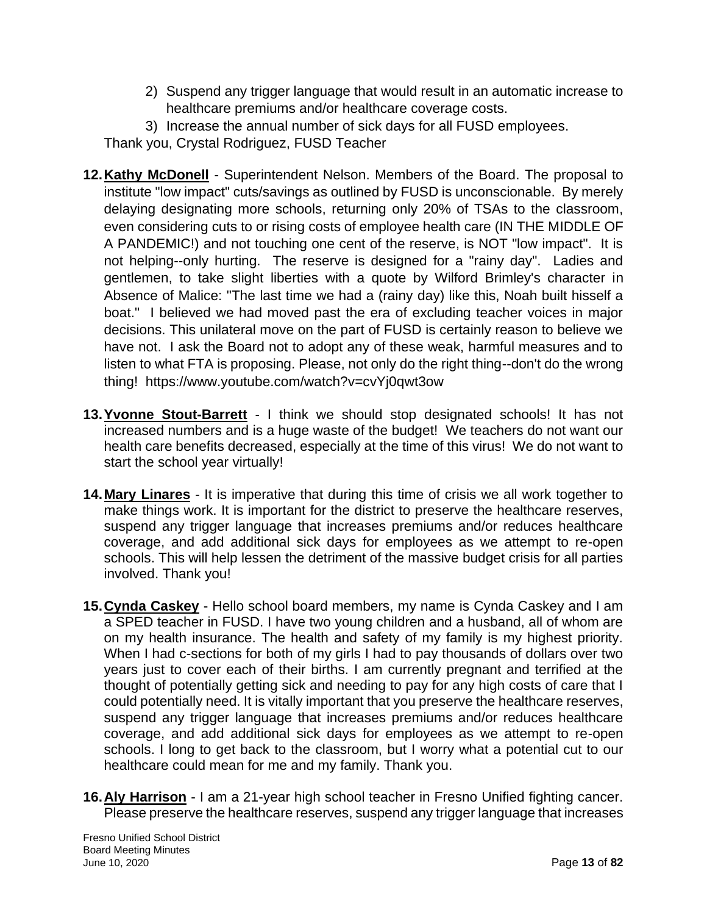2) Suspend any trigger language that would result in an automatic increase to healthcare premiums and/or healthcare coverage costs.
3) Increase the annual number of sick days for all FUSD employees.

Thank you, Crystal Rodriguez, FUSD Teacher

12. **Kathy McDonell** - Superintendent Nelson. Members of the Board. The proposal to institute "low impact" cuts/savings as outlined by FUSD is unconscionable. By merely delaying designating more schools, returning only 20% of TSAs to the classroom, even considering cuts to or rising costs of employee health care (IN THE MIDDLE OF A PANDEMIC!) and not touching one cent of the reserve, is NOT "low impact". It is not helping--only hurting. The reserve is designed for a "rainy day". Ladies and gentlemen, to take slight liberties with a quote by Wilford Brimley's character in Absence of Malice: "The last time we had a (rainy day) like this, Noah built hisself a boat." I believed we had moved past the era of excluding teacher voices in major decisions. This unilateral move on the part of FUSD is certainly reason to believe we have not. I ask the Board not to adopt any of these weak, harmful measures and to listen to what FTA is proposing. Please, not only do the right thing--don't do the wrong thing! https://www.youtube.com/watch?v=cvYj0qwt3ow

13. **Yvonne Stout-Barrett** - I think we should stop designated schools! It has not increased numbers and is a huge waste of the budget! We teachers do not want our health care benefits decreased, especially at the time of this virus! We do not want to start the school year virtually!

14. **Mary Linares** - It is imperative that during this time of crisis we all work together to make things work. It is important for the district to preserve the healthcare reserves, suspend any trigger language that increases premiums and/or reduces healthcare coverage, and add additional sick days for employees as we attempt to re-open schools. This will help lessen the detriment of the massive budget crisis for all parties involved. Thank you!

15. **Cynda Caskey** - Hello school board members, my name is Cynda Caskey and I am a SPED teacher in FUSD. I have two young children and a husband, all of whom are on my health insurance. The health and safety of my family is my highest priority. When I had c-sections for both of my girls I had to pay thousands of dollars over two years just to cover each of their births. I am currently pregnant and terrified at the thought of potentially getting sick and needing to pay for any high costs of care that I could potentially need. It is vitally important that you preserve the healthcare reserves, suspend any trigger language that increases premiums and/or reduces healthcare coverage, and add additional sick days for employees as we attempt to re-open schools. I long to get back to the classroom, but I worry what a potential cut to our healthcare could mean for me and my family. Thank you.

16. **Aly Harrison** - I am a 21-year high school teacher in Fresno Unified fighting cancer. Please preserve the healthcare reserves, suspend any trigger language that increases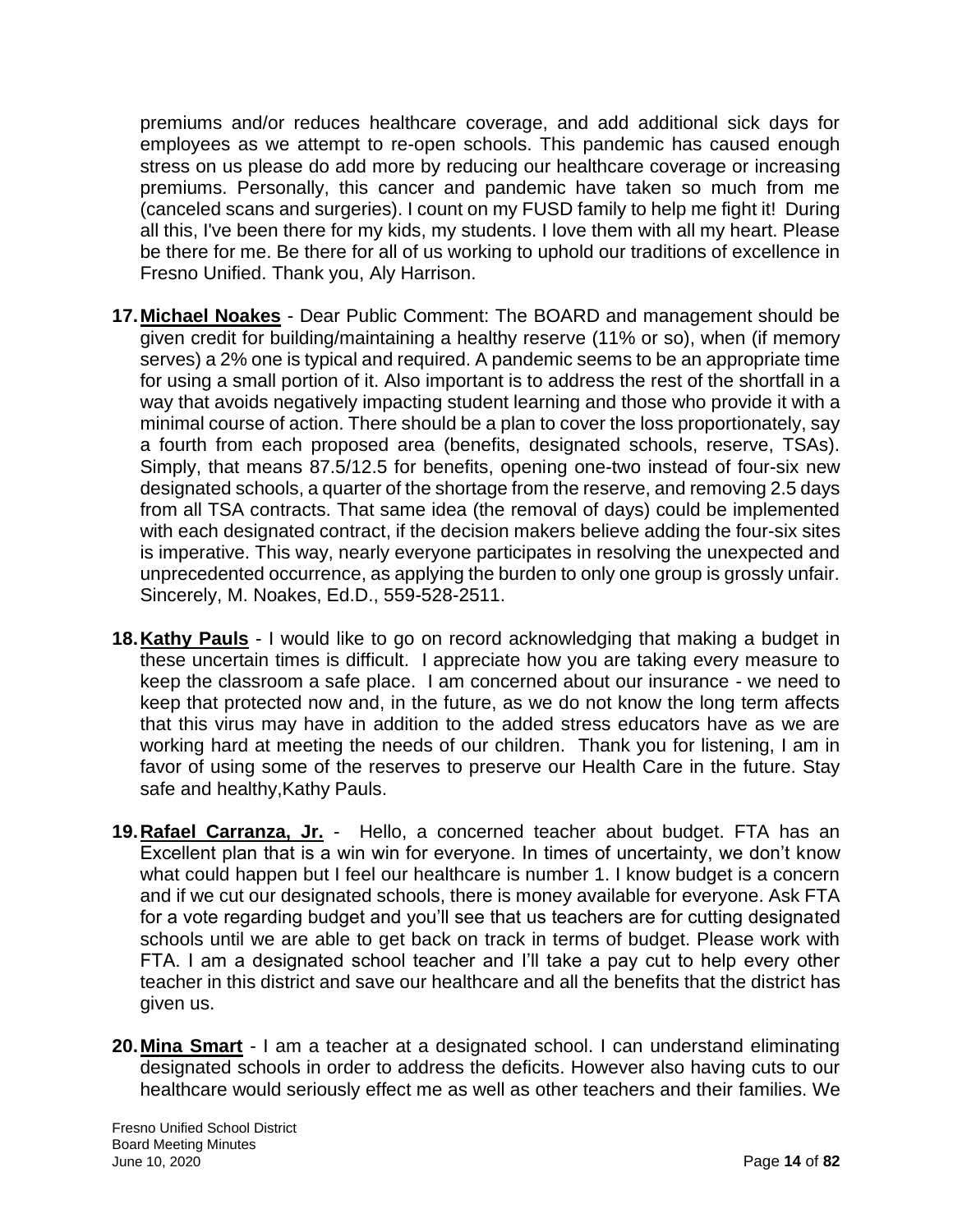premiums and/or reduces healthcare coverage, and add additional sick days for employees as we attempt to re-open schools. This pandemic has caused enough stress on us please do add more by reducing our healthcare coverage or increasing premiums. Personally, this cancer and pandemic have taken so much from me (canceled scans and surgeries). I count on my FUSD family to help me fight it! During all this, I've been there for my kids, my students. I love them with all my heart. Please be there for me. Be there for all of us working to uphold our traditions of excellence in Fresno Unified. Thank you, Aly Harrison.

17. **Michael Noakes** - Dear Public Comment: The BOARD and management should be given credit for building/maintaining a healthy reserve (11% or so), when (if memory serves) a 2% one is typical and required. A pandemic seems to be an appropriate time for using a small portion of it. Also important is to address the rest of the shortfall in a way that avoids negatively impacting student learning and those who provide it with a minimal course of action. There should be a plan to cover the loss proportionately, say a fourth from each proposed area (benefits, designated schools, reserve, TSAs). Simply, that means 87.5/12.5 for benefits, opening one-two instead of four-six new designated schools, a quarter of the shortage from the reserve, and removing 2.5 days from all TSA contracts. That same idea (the removal of days) could be implemented with each designated contract, if the decision makers believe adding the four-six sites is imperative. This way, nearly everyone participates in resolving the unexpected and unprecedented occurrence, as applying the burden to only one group is grossly unfair. Sincerely, M. Noakes, Ed.D., 559-528-2511.

18. **Kathy Pauls** - I would like to go on record acknowledging that making a budget in these uncertain times is difficult. I appreciate how you are taking every measure to keep the classroom a safe place. I am concerned about our insurance - we need to keep that protected now and, in the future, as we do not know the long term affects that this virus may have in addition to the added stress educators have as we are working hard at meeting the needs of our children. Thank you for listening, I am in favor of using some of the reserves to preserve our Health Care in the future. Stay safe and healthy,Kathy Pauls.

19. **Rafael Carranza, Jr.** - Hello, a concerned teacher about budget. FTA has an Excellent plan that is a win win for everyone. In times of uncertainty, we don't know what could happen but I feel our healthcare is number 1. I know budget is a concern and if we cut our designated schools, there is money available for everyone. Ask FTA for a vote regarding budget and you'll see that us teachers are for cutting designated schools until we are able to get back on track in terms of budget. Please work with FTA. I am a designated school teacher and I'll take a pay cut to help every other teacher in this district and save our healthcare and all the benefits that the district has given us.

20. **Mina Smart** - I am a teacher at a designated school. I can understand eliminating designated schools in order to address the deficits. However also having cuts to our healthcare would seriously effect me as well as other teachers and their families. We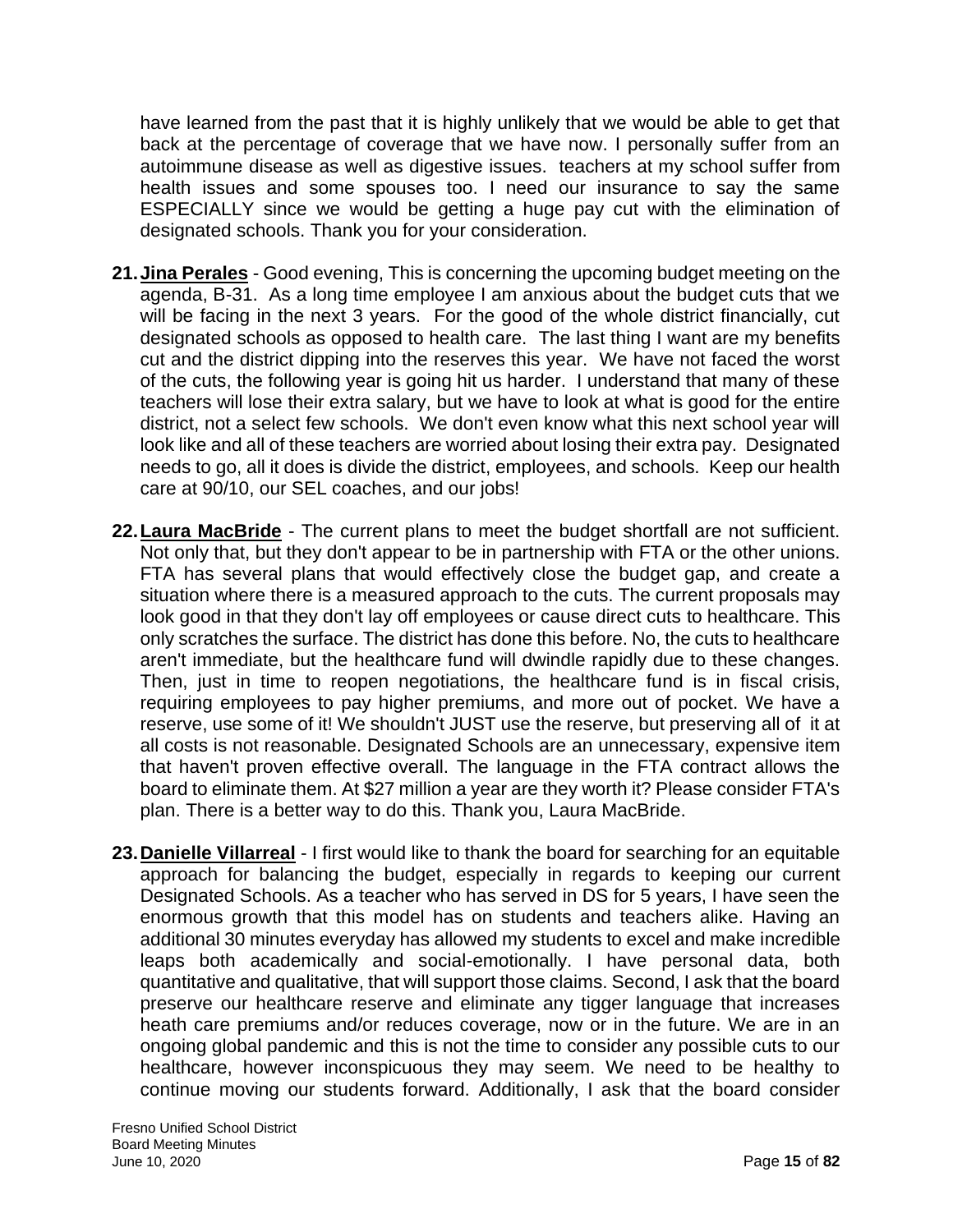have learned from the past that it is highly unlikely that we would be able to get that back at the percentage of coverage that we have now. I personally suffer from an autoimmune disease as well as digestive issues. teachers at my school suffer from health issues and some spouses too. I need our insurance to say the same ESPECIALLY since we would be getting a huge pay cut with the elimination of designated schools. Thank you for your consideration.

21. **Jina Perales** - Good evening, This is concerning the upcoming budget meeting on the agenda, B-31. As a long time employee I am anxious about the budget cuts that we will be facing in the next 3 years. For the good of the whole district financially, cut designated schools as opposed to health care. The last thing I want are my benefits cut and the district dipping into the reserves this year. We have not faced the worst of the cuts, the following year is going hit us harder. I understand that many of these teachers will lose their extra salary, but we have to look at what is good for the entire district, not a select few schools. We don't even know what this next school year will look like and all of these teachers are worried about losing their extra pay. Designated needs to go, all it does is divide the district, employees, and schools. Keep our health care at 90/10, our SEL coaches, and our jobs!

22. **Laura MacBride** - The current plans to meet the budget shortfall are not sufficient. Not only that, but they don't appear to be in partnership with FTA or the other unions. FTA has several plans that would effectively close the budget gap, and create a situation where there is a measured approach to the cuts. The current proposals may look good in that they don't lay off employees or cause direct cuts to healthcare. This only scratches the surface. The district has done this before. No, the cuts to healthcare aren't immediate, but the healthcare fund will dwindle rapidly due to these changes. Then, just in time to reopen negotiations, the healthcare fund is in fiscal crisis, requiring employees to pay higher premiums, and more out of pocket. We have a reserve, use some of it! We shouldn't JUST use the reserve, but preserving all of it at all costs is not reasonable. Designated Schools are an unnecessary, expensive item that haven't proven effective overall. The language in the FTA contract allows the board to eliminate them. At $27 million a year are they worth it? Please consider FTA's plan. There is a better way to do this. Thank you, Laura MacBride.

23. **Danielle Villarreal** - I first would like to thank the board for searching for an equitable approach for balancing the budget, especially in regards to keeping our current Designated Schools. As a teacher who has served in DS for 5 years, I have seen the enormous growth that this model has on students and teachers alike. Having an additional 30 minutes everyday has allowed my students to excel and make incredible leaps both academically and social-emotionally. I have personal data, both quantitative and qualitative, that will support those claims. Second, I ask that the board preserve our healthcare reserve and eliminate any tigger language that increases heath care premiums and/or reduces coverage, now or in the future. We are in an ongoing global pandemic and this is not the time to consider any possible cuts to our healthcare, however inconspicuous they may seem. We need to be healthy to continue moving our students forward. Additionally, I ask that the board consider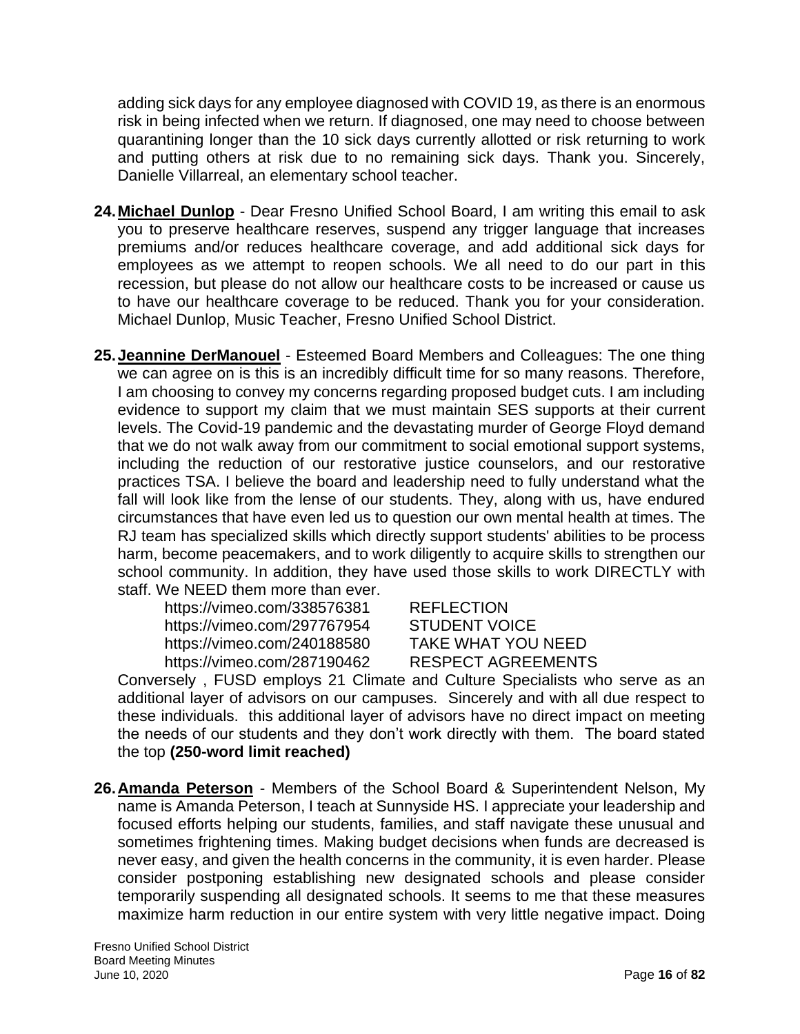adding sick days for any employee diagnosed with COVID 19, as there is an enormous risk in being infected when we return. If diagnosed, one may need to choose between quarantining longer than the 10 sick days currently allotted or risk returning to work and putting others at risk due to no remaining sick days. Thank you. Sincerely, Danielle Villarreal, an elementary school teacher.

24. **Michael Dunlop** - Dear Fresno Unified School Board, I am writing this email to ask you to preserve healthcare reserves, suspend any trigger language that increases premiums and/or reduces healthcare coverage, and add additional sick days for employees as we attempt to reopen schools. We all need to do our part in this recession, but please do not allow our healthcare costs to be increased or cause us to have our healthcare coverage to be reduced. Thank you for your consideration. Michael Dunlop, Music Teacher, Fresno Unified School District.

25. **Jeannine DerManouel** - Esteemed Board Members and Colleagues: The one thing we can agree on is this is an incredibly difficult time for so many reasons. Therefore, I am choosing to convey my concerns regarding proposed budget cuts. I am including evidence to support my claim that we must maintain SES supports at their current levels. The Covid-19 pandemic and the devastating murder of George Floyd demand that we do not walk away from our commitment to social emotional support systems, including the reduction of our restorative justice counselors, and our restorative practices TSA. I believe the board and leadership need to fully understand what the fall will look like from the lense of our students. They, along with us, have endured circumstances that have even led us to question our own mental health at times. The RJ team has specialized skills which directly support students' abilities to be process harm, become peacemakers, and to work diligently to acquire skills to strengthen our school community. In addition, they have used those skills to work DIRECTLY with staff. We NEED them more than ever.

    https://vimeo.com/338576381 REFLECTION
    https://vimeo.com/297767954 STUDENT VOICE
    https://vimeo.com/240188580 TAKE WHAT YOU NEED
    https://vimeo.com/287190462 RESPECT AGREEMENTS

    Conversely , FUSD employs 21 Climate and Culture Specialists who serve as an additional layer of advisors on our campuses. Sincerely and with all due respect to these individuals. this additional layer of advisors have no direct impact on meeting the needs of our students and they don't work directly with them. The board stated the top **(250-word limit reached)**

26. **Amanda Peterson** - Members of the School Board & Superintendent Nelson, My name is Amanda Peterson, I teach at Sunnyside HS. I appreciate your leadership and focused efforts helping our students, families, and staff navigate these unusual and sometimes frightening times. Making budget decisions when funds are decreased is never easy, and given the health concerns in the community, it is even harder. Please consider postponing establishing new designated schools and please consider temporarily suspending all designated schools. It seems to me that these measures maximize harm reduction in our entire system with very little negative impact. Doing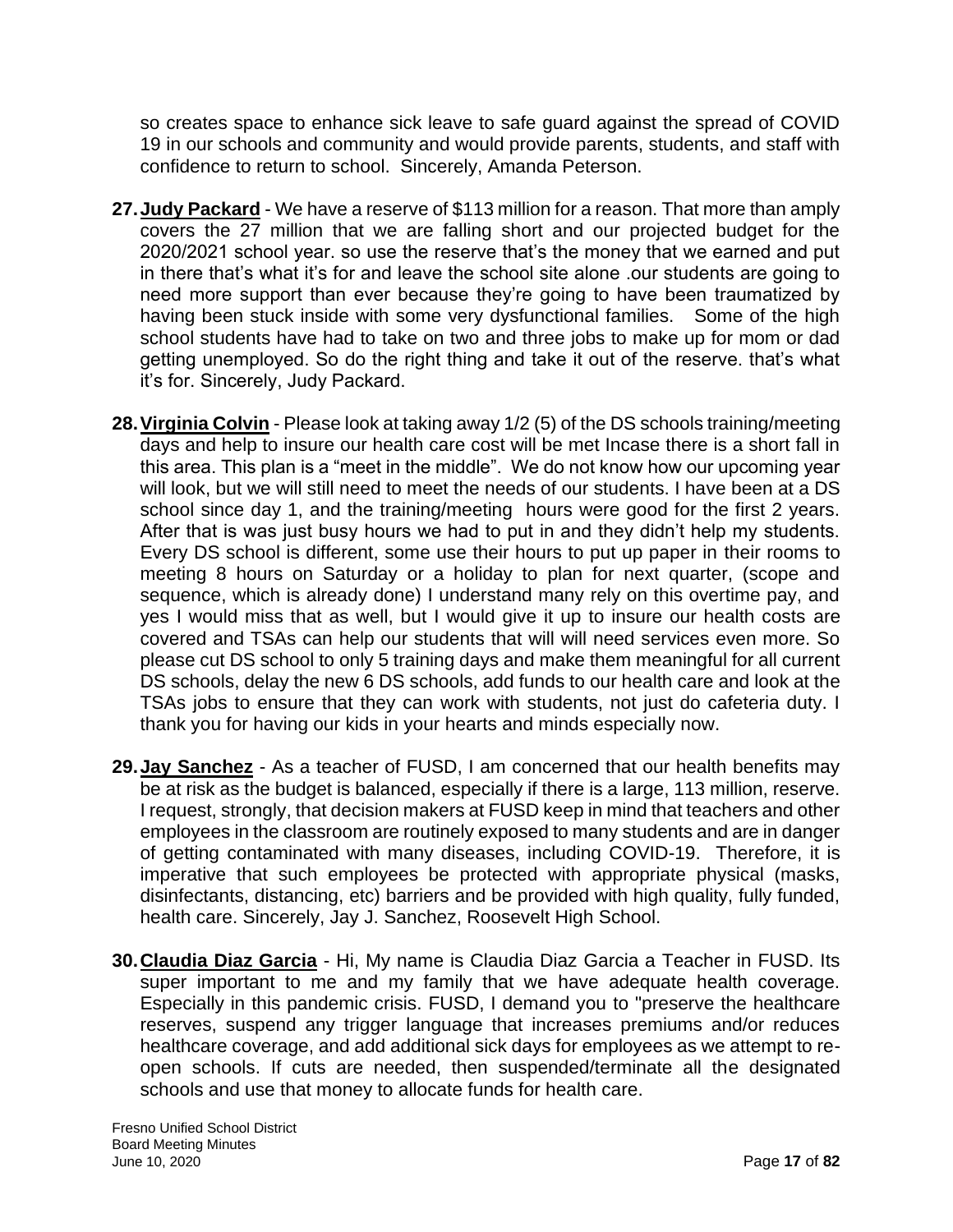so creates space to enhance sick leave to safe guard against the spread of COVID 19 in our schools and community and would provide parents, students, and staff with confidence to return to school. Sincerely, Amanda Peterson.

27. **Judy Packard** - We have a reserve of $113 million for a reason. That more than amply covers the 27 million that we are falling short and our projected budget for the 2020/2021 school year. so use the reserve that's the money that we earned and put in there that's what it's for and leave the school site alone .our students are going to need more support than ever because they're going to have been traumatized by having been stuck inside with some very dysfunctional families. Some of the high school students have had to take on two and three jobs to make up for mom or dad getting unemployed. So do the right thing and take it out of the reserve. that's what it's for. Sincerely, Judy Packard.

28. **Virginia Colvin** - Please look at taking away 1/2 (5) of the DS schools training/meeting days and help to insure our health care cost will be met Incase there is a short fall in this area. This plan is a "meet in the middle". We do not know how our upcoming year will look, but we will still need to meet the needs of our students. I have been at a DS school since day 1, and the training/meeting hours were good for the first 2 years. After that is was just busy hours we had to put in and they didn't help my students. Every DS school is different, some use their hours to put up paper in their rooms to meeting 8 hours on Saturday or a holiday to plan for next quarter, (scope and sequence, which is already done) I understand many rely on this overtime pay, and yes I would miss that as well, but I would give it up to insure our health costs are covered and TSAs can help our students that will will need services even more. So please cut DS school to only 5 training days and make them meaningful for all current DS schools, delay the new 6 DS schools, add funds to our health care and look at the TSAs jobs to ensure that they can work with students, not just do cafeteria duty. I thank you for having our kids in your hearts and minds especially now.

29. **Jay Sanchez** - As a teacher of FUSD, I am concerned that our health benefits may be at risk as the budget is balanced, especially if there is a large, 113 million, reserve. I request, strongly, that decision makers at FUSD keep in mind that teachers and other employees in the classroom are routinely exposed to many students and are in danger of getting contaminated with many diseases, including COVID-19. Therefore, it is imperative that such employees be protected with appropriate physical (masks, disinfectants, distancing, etc) barriers and be provided with high quality, fully funded, health care. Sincerely, Jay J. Sanchez, Roosevelt High School.

30. **Claudia Diaz Garcia** - Hi, My name is Claudia Diaz Garcia a Teacher in FUSD. Its super important to me and my family that we have adequate health coverage. Especially in this pandemic crisis. FUSD, I demand you to "preserve the healthcare reserves, suspend any trigger language that increases premiums and/or reduces healthcare coverage, and add additional sick days for employees as we attempt to re-open schools. If cuts are needed, then suspended/terminate all the designated schools and use that money to allocate funds for health care.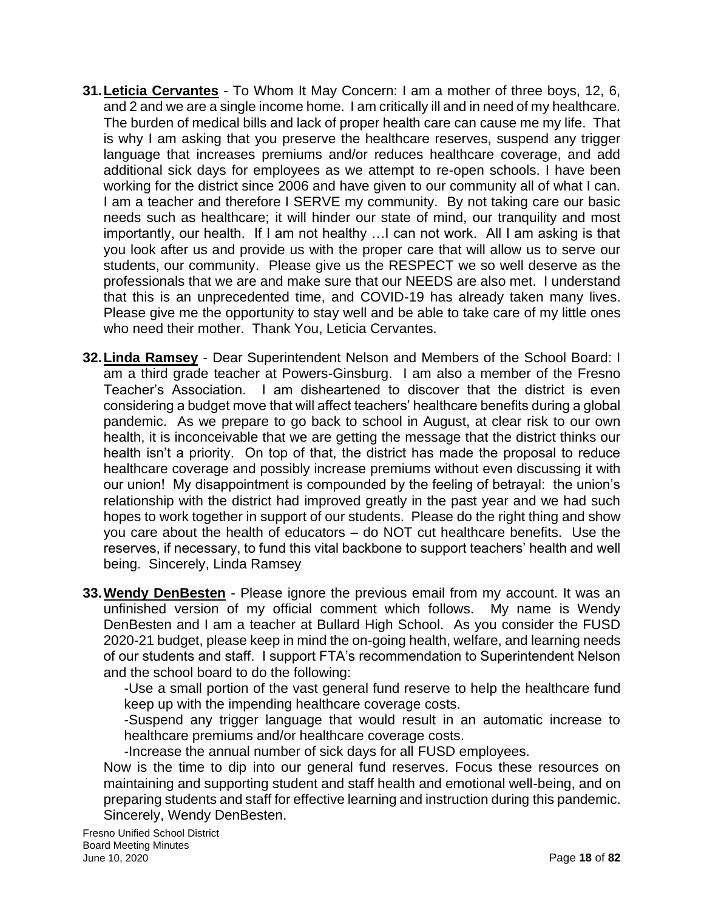31. **Leticia Cervantes** - To Whom It May Concern: I am a mother of three boys, 12, 6, and 2 and we are a single income home. I am critically ill and in need of my healthcare. The burden of medical bills and lack of proper health care can cause me my life. That is why I am asking that you preserve the healthcare reserves, suspend any trigger language that increases premiums and/or reduces healthcare coverage, and add additional sick days for employees as we attempt to re-open schools. I have been working for the district since 2006 and have given to our community all of what I can. I am a teacher and therefore I SERVE my community. By not taking care our basic needs such as healthcare; it will hinder our state of mind, our tranquility and most importantly, our health. If I am not healthy …I can not work. All I am asking is that you look after us and provide us with the proper care that will allow us to serve our students, our community. Please give us the RESPECT we so well deserve as the professionals that we are and make sure that our NEEDS are also met. I understand that this is an unprecedented time, and COVID-19 has already taken many lives. Please give me the opportunity to stay well and be able to take care of my little ones who need their mother. Thank You, Leticia Cervantes.

32. **Linda Ramsey** - Dear Superintendent Nelson and Members of the School Board: I am a third grade teacher at Powers-Ginsburg. I am also a member of the Fresno Teacher's Association. I am disheartened to discover that the district is even considering a budget move that will affect teachers' healthcare benefits during a global pandemic. As we prepare to go back to school in August, at clear risk to our own health, it is inconceivable that we are getting the message that the district thinks our health isn't a priority. On top of that, the district has made the proposal to reduce healthcare coverage and possibly increase premiums without even discussing it with our union! My disappointment is compounded by the feeling of betrayal: the union's relationship with the district had improved greatly in the past year and we had such hopes to work together in support of our students. Please do the right thing and show you care about the health of educators – do NOT cut healthcare benefits. Use the reserves, if necessary, to fund this vital backbone to support teachers' health and well being. Sincerely, Linda Ramsey

33. **Wendy DenBesten** - Please ignore the previous email from my account. It was an unfinished version of my official comment which follows. My name is Wendy DenBesten and I am a teacher at Bullard High School. As you consider the FUSD 2020-21 budget, please keep in mind the on-going health, welfare, and learning needs of our students and staff. I support FTA's recommendation to Superintendent Nelson and the school board to do the following:

    -Use a small portion of the vast general fund reserve to help the healthcare fund keep up with the impending healthcare coverage costs.

    -Suspend any trigger language that would result in an automatic increase to healthcare premiums and/or healthcare coverage costs.

    -Increase the annual number of sick days for all FUSD employees.

    Now is the time to dip into our general fund reserves. Focus these resources on maintaining and supporting student and staff health and emotional well-being, and on preparing students and staff for effective learning and instruction during this pandemic. Sincerely, Wendy DenBesten.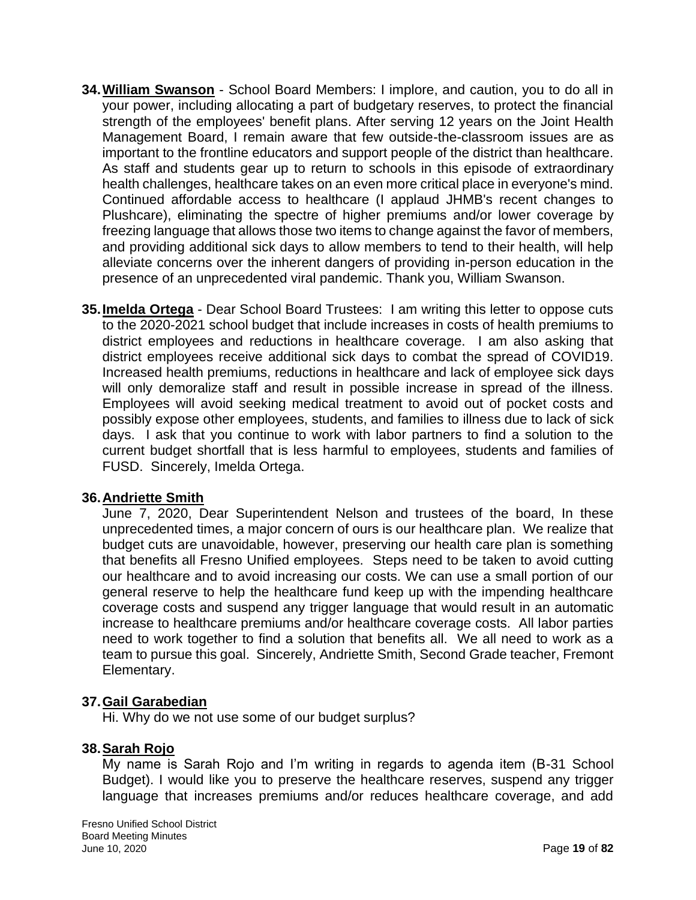34. **William Swanson** - School Board Members: I implore, and caution, you to do all in your power, including allocating a part of budgetary reserves, to protect the financial strength of the employees' benefit plans. After serving 12 years on the Joint Health Management Board, I remain aware that few outside-the-classroom issues are as important to the frontline educators and support people of the district than healthcare. As staff and students gear up to return to schools in this episode of extraordinary health challenges, healthcare takes on an even more critical place in everyone's mind. Continued affordable access to healthcare (I applaud JHMB's recent changes to Plushcare), eliminating the spectre of higher premiums and/or lower coverage by freezing language that allows those two items to change against the favor of members, and providing additional sick days to allow members to tend to their health, will help alleviate concerns over the inherent dangers of providing in-person education in the presence of an unprecedented viral pandemic. Thank you, William Swanson.

35. **Imelda Ortega** - Dear School Board Trustees: I am writing this letter to oppose cuts to the 2020-2021 school budget that include increases in costs of health premiums to district employees and reductions in healthcare coverage. I am also asking that district employees receive additional sick days to combat the spread of COVID19. Increased health premiums, reductions in healthcare and lack of employee sick days will only demoralize staff and result in possible increase in spread of the illness. Employees will avoid seeking medical treatment to avoid out of pocket costs and possibly expose other employees, students, and families to illness due to lack of sick days. I ask that you continue to work with labor partners to find a solution to the current budget shortfall that is less harmful to employees, students and families of FUSD. Sincerely, Imelda Ortega.

36. **Andriette Smith**

    June 7, 2020, Dear Superintendent Nelson and trustees of the board, In these unprecedented times, a major concern of ours is our healthcare plan. We realize that budget cuts are unavoidable, however, preserving our health care plan is something that benefits all Fresno Unified employees. Steps need to be taken to avoid cutting our healthcare and to avoid increasing our costs. We can use a small portion of our general reserve to help the healthcare fund keep up with the impending healthcare coverage costs and suspend any trigger language that would result in an automatic increase to healthcare premiums and/or healthcare coverage costs. All labor parties need to work together to find a solution that benefits all. We all need to work as a team to pursue this goal. Sincerely, Andriette Smith, Second Grade teacher, Fremont Elementary.

37. **Gail Garabedian**

    Hi. Why do we not use some of our budget surplus?

38. **Sarah Rojo**

    My name is Sarah Rojo and I'm writing in regards to agenda item (B-31 School Budget). I would like you to preserve the healthcare reserves, suspend any trigger language that increases premiums and/or reduces healthcare coverage, and add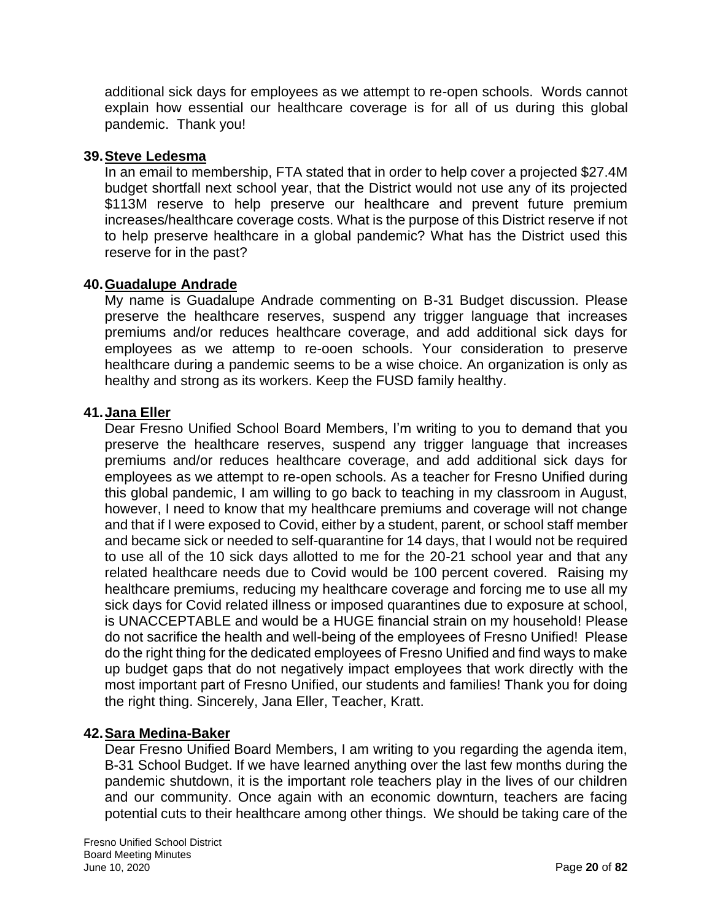additional sick days for employees as we attempt to re-open schools. Words cannot explain how essential our healthcare coverage is for all of us during this global pandemic. Thank you!

**39. Steve Ledesma**

In an email to membership, FTA stated that in order to help cover a projected $27.4M budget shortfall next school year, that the District would not use any of its projected $113M reserve to help preserve our healthcare and prevent future premium increases/healthcare coverage costs. What is the purpose of this District reserve if not to help preserve healthcare in a global pandemic? What has the District used this reserve for in the past?

**40. Guadalupe Andrade**

My name is Guadalupe Andrade commenting on B-31 Budget discussion. Please preserve the healthcare reserves, suspend any trigger language that increases premiums and/or reduces healthcare coverage, and add additional sick days for employees as we attemp to re-ooen schools. Your consideration to preserve healthcare during a pandemic seems to be a wise choice. An organization is only as healthy and strong as its workers. Keep the FUSD family healthy.

**41. Jana Eller**

Dear Fresno Unified School Board Members, I'm writing to you to demand that you preserve the healthcare reserves, suspend any trigger language that increases premiums and/or reduces healthcare coverage, and add additional sick days for employees as we attempt to re-open schools. As a teacher for Fresno Unified during this global pandemic, I am willing to go back to teaching in my classroom in August, however, I need to know that my healthcare premiums and coverage will not change and that if I were exposed to Covid, either by a student, parent, or school staff member and became sick or needed to self-quarantine for 14 days, that I would not be required to use all of the 10 sick days allotted to me for the 20-21 school year and that any related healthcare needs due to Covid would be 100 percent covered. Raising my healthcare premiums, reducing my healthcare coverage and forcing me to use all my sick days for Covid related illness or imposed quarantines due to exposure at school, is UNACCEPTABLE and would be a HUGE financial strain on my household! Please do not sacrifice the health and well-being of the employees of Fresno Unified! Please do the right thing for the dedicated employees of Fresno Unified and find ways to make up budget gaps that do not negatively impact employees that work directly with the most important part of Fresno Unified, our students and families! Thank you for doing the right thing. Sincerely, Jana Eller, Teacher, Kratt.

**42. Sara Medina-Baker**

Dear Fresno Unified Board Members, I am writing to you regarding the agenda item, B-31 School Budget. If we have learned anything over the last few months during the pandemic shutdown, it is the important role teachers play in the lives of our children and our community. Once again with an economic downturn, teachers are facing potential cuts to their healthcare among other things. We should be taking care of the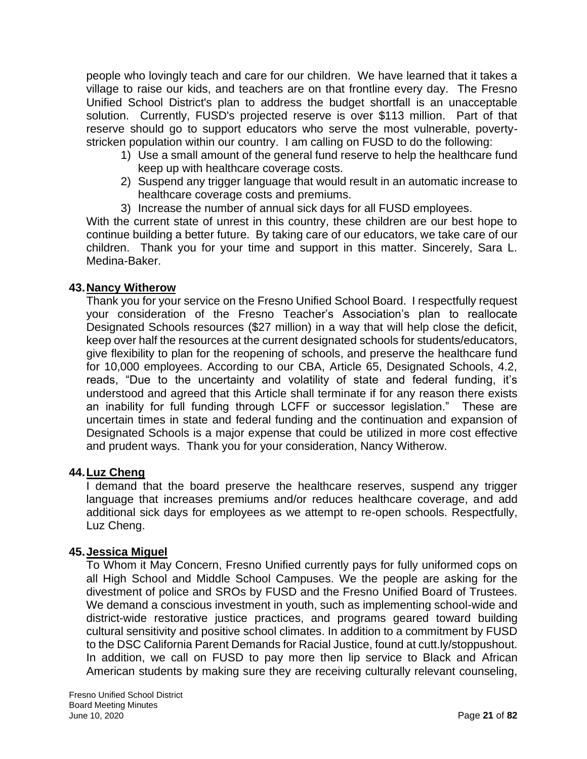people who lovingly teach and care for our children. We have learned that it takes a village to raise our kids, and teachers are on that frontline every day. The Fresno Unified School District's plan to address the budget shortfall is an unacceptable solution. Currently, FUSD's projected reserve is over $113 million. Part of that reserve should go to support educators who serve the most vulnerable, poverty-stricken population within our country. I am calling on FUSD to do the following:

1) Use a small amount of the general fund reserve to help the healthcare fund keep up with healthcare coverage costs.
2) Suspend any trigger language that would result in an automatic increase to healthcare coverage costs and premiums.
3) Increase the number of annual sick days for all FUSD employees.

With the current state of unrest in this country, these children are our best hope to continue building a better future. By taking care of our educators, we take care of our children. Thank you for your time and support in this matter. Sincerely, Sara L. Medina-Baker.

**43. Nancy Witherow**

Thank you for your service on the Fresno Unified School Board. I respectfully request your consideration of the Fresno Teacher's Association's plan to reallocate Designated Schools resources ($27 million) in a way that will help close the deficit, keep over half the resources at the current designated schools for students/educators, give flexibility to plan for the reopening of schools, and preserve the healthcare fund for 10,000 employees. According to our CBA, Article 65, Designated Schools, 4.2, reads, "Due to the uncertainty and volatility of state and federal funding, it's understood and agreed that this Article shall terminate if for any reason there exists an inability for full funding through LCFF or successor legislation." These are uncertain times in state and federal funding and the continuation and expansion of Designated Schools is a major expense that could be utilized in more cost effective and prudent ways. Thank you for your consideration, Nancy Witherow.

**44. Luz Cheng**

I demand that the board preserve the healthcare reserves, suspend any trigger language that increases premiums and/or reduces healthcare coverage, and add additional sick days for employees as we attempt to re-open schools. Respectfully, Luz Cheng.

**45. Jessica Miguel**

To Whom it May Concern, Fresno Unified currently pays for fully uniformed cops on all High School and Middle School Campuses. We the people are asking for the divestment of police and SROs by FUSD and the Fresno Unified Board of Trustees. We demand a conscious investment in youth, such as implementing school-wide and district-wide restorative justice practices, and programs geared toward building cultural sensitivity and positive school climates. In addition to a commitment by FUSD to the DSC California Parent Demands for Racial Justice, found at cutt.ly/stoppushout. In addition, we call on FUSD to pay more then lip service to Black and African American students by making sure they are receiving culturally relevant counseling,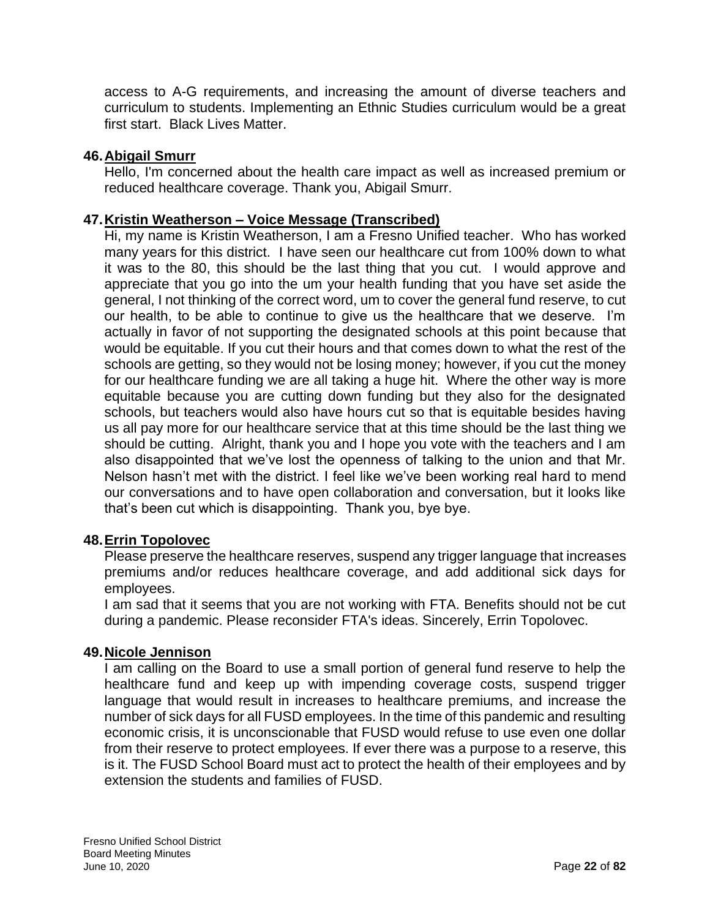access to A-G requirements, and increasing the amount of diverse teachers and curriculum to students. Implementing an Ethnic Studies curriculum would be a great first start. Black Lives Matter.

**46. Abigail Smurr**

Hello, I'm concerned about the health care impact as well as increased premium or reduced healthcare coverage. Thank you, Abigail Smurr.

**47. Kristin Weatherson – Voice Message (Transcribed)**

Hi, my name is Kristin Weatherson, I am a Fresno Unified teacher. Who has worked many years for this district. I have seen our healthcare cut from 100% down to what it was to the 80, this should be the last thing that you cut. I would approve and appreciate that you go into the um your health funding that you have set aside the general, I not thinking of the correct word, um to cover the general fund reserve, to cut our health, to be able to continue to give us the healthcare that we deserve. I'm actually in favor of not supporting the designated schools at this point because that would be equitable. If you cut their hours and that comes down to what the rest of the schools are getting, so they would not be losing money; however, if you cut the money for our healthcare funding we are all taking a huge hit. Where the other way is more equitable because you are cutting down funding but they also for the designated schools, but teachers would also have hours cut so that is equitable besides having us all pay more for our healthcare service that at this time should be the last thing we should be cutting. Alright, thank you and I hope you vote with the teachers and I am also disappointed that we've lost the openness of talking to the union and that Mr. Nelson hasn't met with the district. I feel like we've been working real hard to mend our conversations and to have open collaboration and conversation, but it looks like that's been cut which is disappointing. Thank you, bye bye.

**48. Errin Topolovec**

Please preserve the healthcare reserves, suspend any trigger language that increases premiums and/or reduces healthcare coverage, and add additional sick days for employees.

I am sad that it seems that you are not working with FTA. Benefits should not be cut during a pandemic. Please reconsider FTA's ideas. Sincerely, Errin Topolovec.

**49. Nicole Jennison**

I am calling on the Board to use a small portion of general fund reserve to help the healthcare fund and keep up with impending coverage costs, suspend trigger language that would result in increases to healthcare premiums, and increase the number of sick days for all FUSD employees. In the time of this pandemic and resulting economic crisis, it is unconscionable that FUSD would refuse to use even one dollar from their reserve to protect employees. If ever there was a purpose to a reserve, this is it. The FUSD School Board must act to protect the health of their employees and by extension the students and families of FUSD.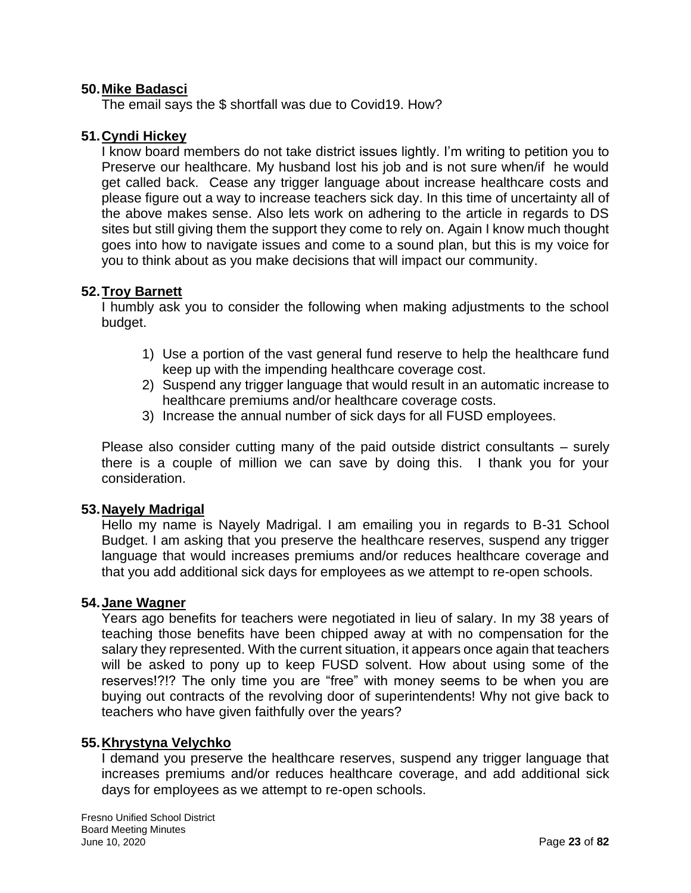50. **Mike Badasci**

The email says the $ shortfall was due to Covid19. How?

51. **Cyndi Hickey**

I know board members do not take district issues lightly. I'm writing to petition you to Preserve our healthcare. My husband lost his job and is not sure when/if he would get called back. Cease any trigger language about increase healthcare costs and please figure out a way to increase teachers sick day. In this time of uncertainty all of the above makes sense. Also lets work on adhering to the article in regards to DS sites but still giving them the support they come to rely on. Again I know much thought goes into how to navigate issues and come to a sound plan, but this is my voice for you to think about as you make decisions that will impact our community.

52. **Troy Barnett**

I humbly ask you to consider the following when making adjustments to the school budget.

1) Use a portion of the vast general fund reserve to help the healthcare fund keep up with the impending healthcare coverage cost.
2) Suspend any trigger language that would result in an automatic increase to healthcare premiums and/or healthcare coverage costs.
3) Increase the annual number of sick days for all FUSD employees.

Please also consider cutting many of the paid outside district consultants – surely there is a couple of million we can save by doing this. I thank you for your consideration.

53. **Nayely Madrigal**

Hello my name is Nayely Madrigal. I am emailing you in regards to B-31 School Budget. I am asking that you preserve the healthcare reserves, suspend any trigger language that would increases premiums and/or reduces healthcare coverage and that you add additional sick days for employees as we attempt to re-open schools.

54. **Jane Wagner**

Years ago benefits for teachers were negotiated in lieu of salary. In my 38 years of teaching those benefits have been chipped away at with no compensation for the salary they represented. With the current situation, it appears once again that teachers will be asked to pony up to keep FUSD solvent. How about using some of the reserves!?!? The only time you are "free" with money seems to be when you are buying out contracts of the revolving door of superintendents! Why not give back to teachers who have given faithfully over the years?

55. **Khrystyna Velychko**

I demand you preserve the healthcare reserves, suspend any trigger language that increases premiums and/or reduces healthcare coverage, and add additional sick days for employees as we attempt to re-open schools.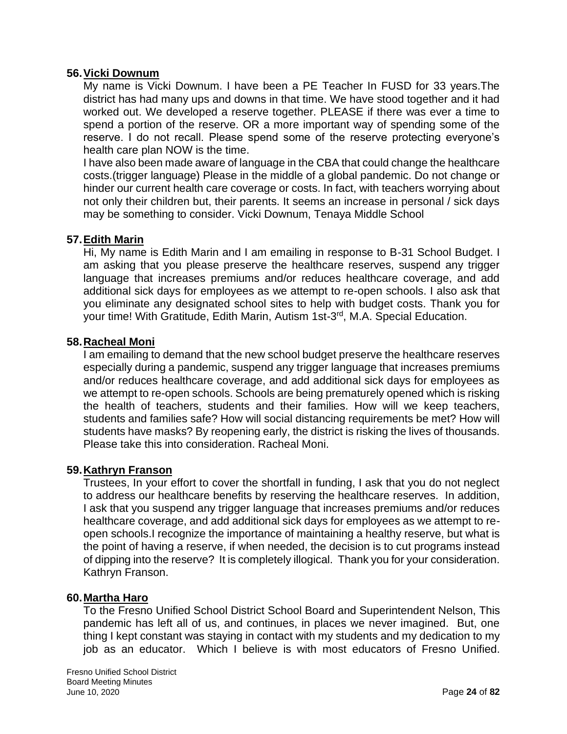56. **Vicki Downum**

My name is Vicki Downum. I have been a PE Teacher In FUSD for 33 years.The district has had many ups and downs in that time. We have stood together and it had worked out. We developed a reserve together. PLEASE if there was ever a time to spend a portion of the reserve. OR a more important way of spending some of the reserve. I do not recall. Please spend some of the reserve protecting everyone's health care plan NOW is the time.

I have also been made aware of language in the CBA that could change the healthcare costs.(trigger language) Please in the middle of a global pandemic. Do not change or hinder our current health care coverage or costs. In fact, with teachers worrying about not only their children but, their parents. It seems an increase in personal / sick days may be something to consider. Vicki Downum, Tenaya Middle School

57. **Edith Marin**

Hi, My name is Edith Marin and I am emailing in response to B-31 School Budget. I am asking that you please preserve the healthcare reserves, suspend any trigger language that increases premiums and/or reduces healthcare coverage, and add additional sick days for employees as we attempt to re-open schools. I also ask that you eliminate any designated school sites to help with budget costs. Thank you for your time! With Gratitude, Edith Marin, Autism 1st-3rd, M.A. Special Education.

58. **Racheal Moni**

I am emailing to demand that the new school budget preserve the healthcare reserves especially during a pandemic, suspend any trigger language that increases premiums and/or reduces healthcare coverage, and add additional sick days for employees as we attempt to re-open schools. Schools are being prematurely opened which is risking the health of teachers, students and their families. How will we keep teachers, students and families safe? How will social distancing requirements be met? How will students have masks? By reopening early, the district is risking the lives of thousands. Please take this into consideration. Racheal Moni.

59. **Kathryn Franson**

Trustees, In your effort to cover the shortfall in funding, I ask that you do not neglect to address our healthcare benefits by reserving the healthcare reserves. In addition, I ask that you suspend any trigger language that increases premiums and/or reduces healthcare coverage, and add additional sick days for employees as we attempt to re-open schools.I recognize the importance of maintaining a healthy reserve, but what is the point of having a reserve, if when needed, the decision is to cut programs instead of dipping into the reserve? It is completely illogical. Thank you for your consideration. Kathryn Franson.

60. **Martha Haro**

To the Fresno Unified School District School Board and Superintendent Nelson, This pandemic has left all of us, and continues, in places we never imagined. But, one thing I kept constant was staying in contact with my students and my dedication to my job as an educator. Which I believe is with most educators of Fresno Unified.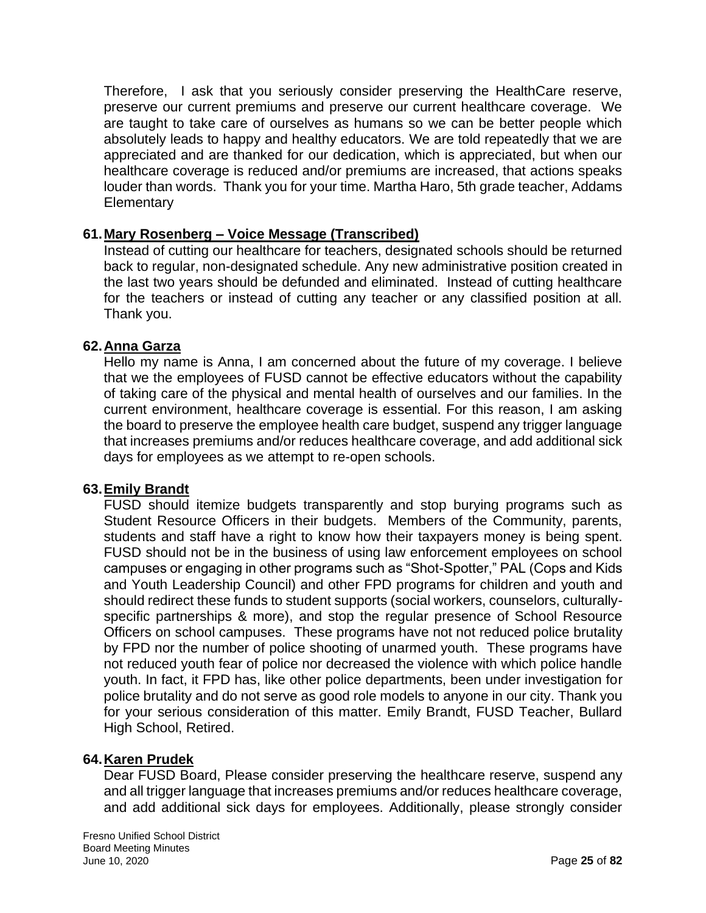Therefore, I ask that you seriously consider preserving the HealthCare reserve, preserve our current premiums and preserve our current healthcare coverage. We are taught to take care of ourselves as humans so we can be better people which absolutely leads to happy and healthy educators. We are told repeatedly that we are appreciated and are thanked for our dedication, which is appreciated, but when our healthcare coverage is reduced and/or premiums are increased, that actions speaks louder than words. Thank you for your time. Martha Haro, 5th grade teacher, Addams Elementary

**61. Mary Rosenberg – Voice Message (Transcribed)**

Instead of cutting our healthcare for teachers, designated schools should be returned back to regular, non-designated schedule. Any new administrative position created in the last two years should be defunded and eliminated. Instead of cutting healthcare for the teachers or instead of cutting any teacher or any classified position at all. Thank you.

**62. Anna Garza**

Hello my name is Anna, I am concerned about the future of my coverage. I believe that we the employees of FUSD cannot be effective educators without the capability of taking care of the physical and mental health of ourselves and our families. In the current environment, healthcare coverage is essential. For this reason, I am asking the board to preserve the employee health care budget, suspend any trigger language that increases premiums and/or reduces healthcare coverage, and add additional sick days for employees as we attempt to re-open schools.

**63. Emily Brandt**

FUSD should itemize budgets transparently and stop burying programs such as Student Resource Officers in their budgets. Members of the Community, parents, students and staff have a right to know how their taxpayers money is being spent. FUSD should not be in the business of using law enforcement employees on school campuses or engaging in other programs such as "Shot-Spotter," PAL (Cops and Kids and Youth Leadership Council) and other FPD programs for children and youth and should redirect these funds to student supports (social workers, counselors, culturally-specific partnerships & more), and stop the regular presence of School Resource Officers on school campuses. These programs have not not reduced police brutality by FPD nor the number of police shooting of unarmed youth. These programs have not reduced youth fear of police nor decreased the violence with which police handle youth. In fact, it FPD has, like other police departments, been under investigation for police brutality and do not serve as good role models to anyone in our city. Thank you for your serious consideration of this matter. Emily Brandt, FUSD Teacher, Bullard High School, Retired.

**64. Karen Prudek**

Dear FUSD Board, Please consider preserving the healthcare reserve, suspend any and all trigger language that increases premiums and/or reduces healthcare coverage, and add additional sick days for employees. Additionally, please strongly consider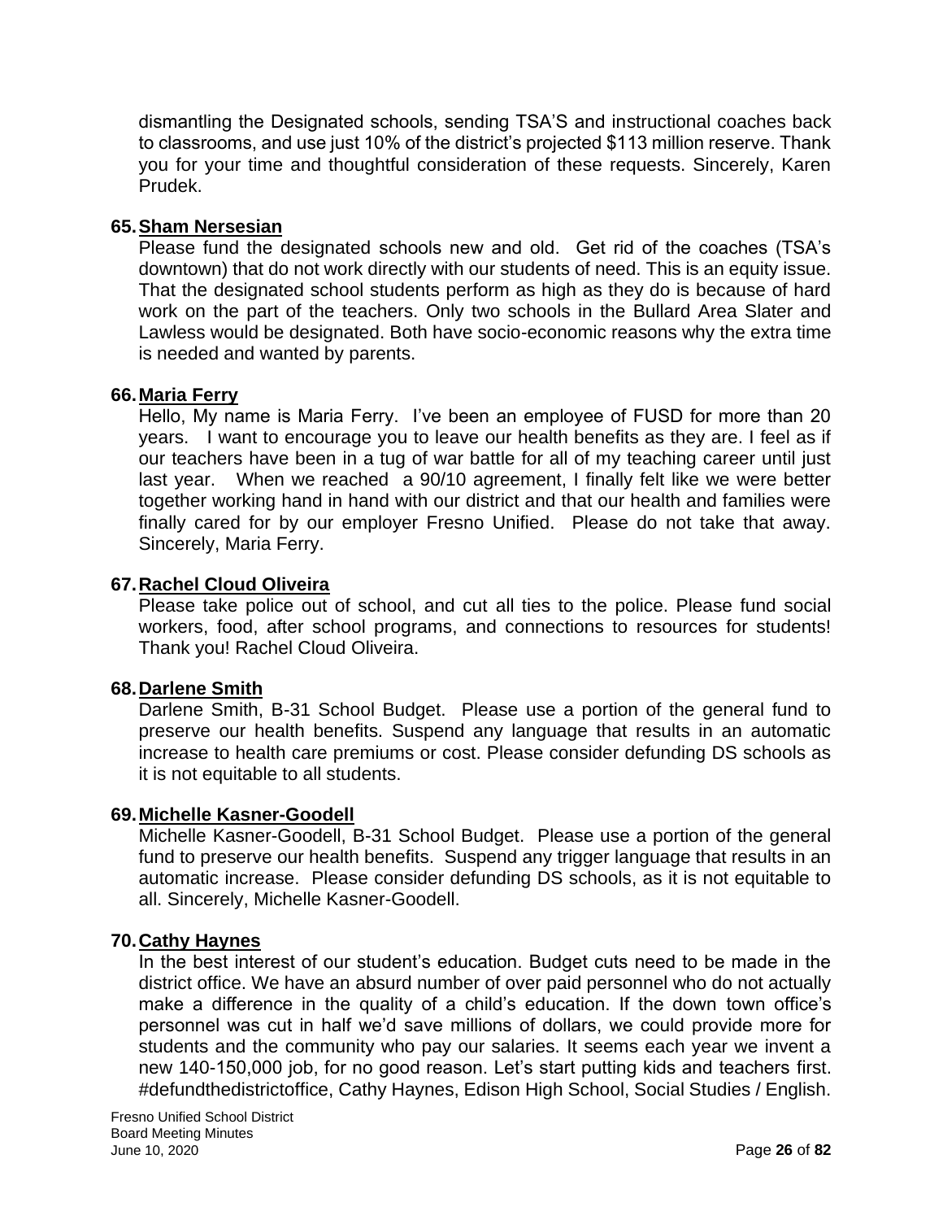dismantling the Designated schools, sending TSA'S and instructional coaches back to classrooms, and use just 10% of the district's projected $113 million reserve. Thank you for your time and thoughtful consideration of these requests. Sincerely, Karen Prudek.

**65. Sham Nersesian**

Please fund the designated schools new and old. Get rid of the coaches (TSA's downtown) that do not work directly with our students of need. This is an equity issue. That the designated school students perform as high as they do is because of hard work on the part of the teachers. Only two schools in the Bullard Area Slater and Lawless would be designated. Both have socio-economic reasons why the extra time is needed and wanted by parents.

**66. Maria Ferry**

Hello, My name is Maria Ferry. I've been an employee of FUSD for more than 20 years. I want to encourage you to leave our health benefits as they are. I feel as if our teachers have been in a tug of war battle for all of my teaching career until just last year. When we reached a 90/10 agreement, I finally felt like we were better together working hand in hand with our district and that our health and families were finally cared for by our employer Fresno Unified. Please do not take that away. Sincerely, Maria Ferry.

**67. Rachel Cloud Oliveira**

Please take police out of school, and cut all ties to the police. Please fund social workers, food, after school programs, and connections to resources for students! Thank you! Rachel Cloud Oliveira.

**68. Darlene Smith**

Darlene Smith, B-31 School Budget. Please use a portion of the general fund to preserve our health benefits. Suspend any language that results in an automatic increase to health care premiums or cost. Please consider defunding DS schools as it is not equitable to all students.

**69. Michelle Kasner-Goodell**

Michelle Kasner-Goodell, B-31 School Budget. Please use a portion of the general fund to preserve our health benefits. Suspend any trigger language that results in an automatic increase. Please consider defunding DS schools, as it is not equitable to all. Sincerely, Michelle Kasner-Goodell.

**70. Cathy Haynes**

In the best interest of our student's education. Budget cuts need to be made in the district office. We have an absurd number of over paid personnel who do not actually make a difference in the quality of a child's education. If the down town office's personnel was cut in half we'd save millions of dollars, we could provide more for students and the community who pay our salaries. It seems each year we invent a new 140-150,000 job, for no good reason. Let's start putting kids and teachers first. #defundthedistrictoffice, Cathy Haynes, Edison High School, Social Studies / English.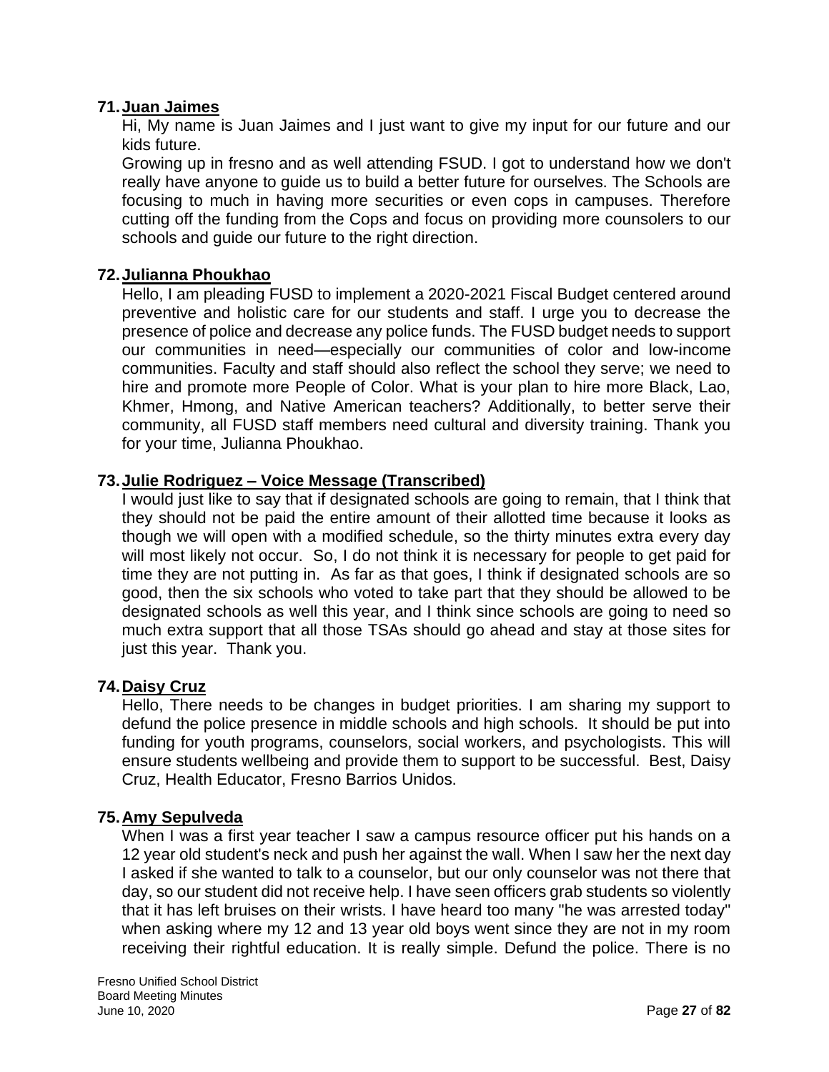**71. Juan Jaimes**

Hi, My name is Juan Jaimes and I just want to give my input for our future and our kids future.

Growing up in fresno and as well attending FSUD. I got to understand how we don't really have anyone to guide us to build a better future for ourselves. The Schools are focusing to much in having more securities or even cops in campuses. Therefore cutting off the funding from the Cops and focus on providing more counsolers to our schools and guide our future to the right direction.

**72. Julianna Phoukhao**

Hello, I am pleading FUSD to implement a 2020-2021 Fiscal Budget centered around preventive and holistic care for our students and staff. I urge you to decrease the presence of police and decrease any police funds. The FUSD budget needs to support our communities in need—especially our communities of color and low-income communities. Faculty and staff should also reflect the school they serve; we need to hire and promote more People of Color. What is your plan to hire more Black, Lao, Khmer, Hmong, and Native American teachers? Additionally, to better serve their community, all FUSD staff members need cultural and diversity training. Thank you for your time, Julianna Phoukhao.

**73. Julie Rodriguez – Voice Message (Transcribed)**

I would just like to say that if designated schools are going to remain, that I think that they should not be paid the entire amount of their allotted time because it looks as though we will open with a modified schedule, so the thirty minutes extra every day will most likely not occur. So, I do not think it is necessary for people to get paid for time they are not putting in. As far as that goes, I think if designated schools are so good, then the six schools who voted to take part that they should be allowed to be designated schools as well this year, and I think since schools are going to need so much extra support that all those TSAs should go ahead and stay at those sites for just this year. Thank you.

**74. Daisy Cruz**

Hello, There needs to be changes in budget priorities. I am sharing my support to defund the police presence in middle schools and high schools. It should be put into funding for youth programs, counselors, social workers, and psychologists. This will ensure students wellbeing and provide them to support to be successful. Best, Daisy Cruz, Health Educator, Fresno Barrios Unidos.

**75. Amy Sepulveda**

When I was a first year teacher I saw a campus resource officer put his hands on a 12 year old student's neck and push her against the wall. When I saw her the next day I asked if she wanted to talk to a counselor, but our only counselor was not there that day, so our student did not receive help. I have seen officers grab students so violently that it has left bruises on their wrists. I have heard too many "he was arrested today" when asking where my 12 and 13 year old boys went since they are not in my room receiving their rightful education. It is really simple. Defund the police. There is no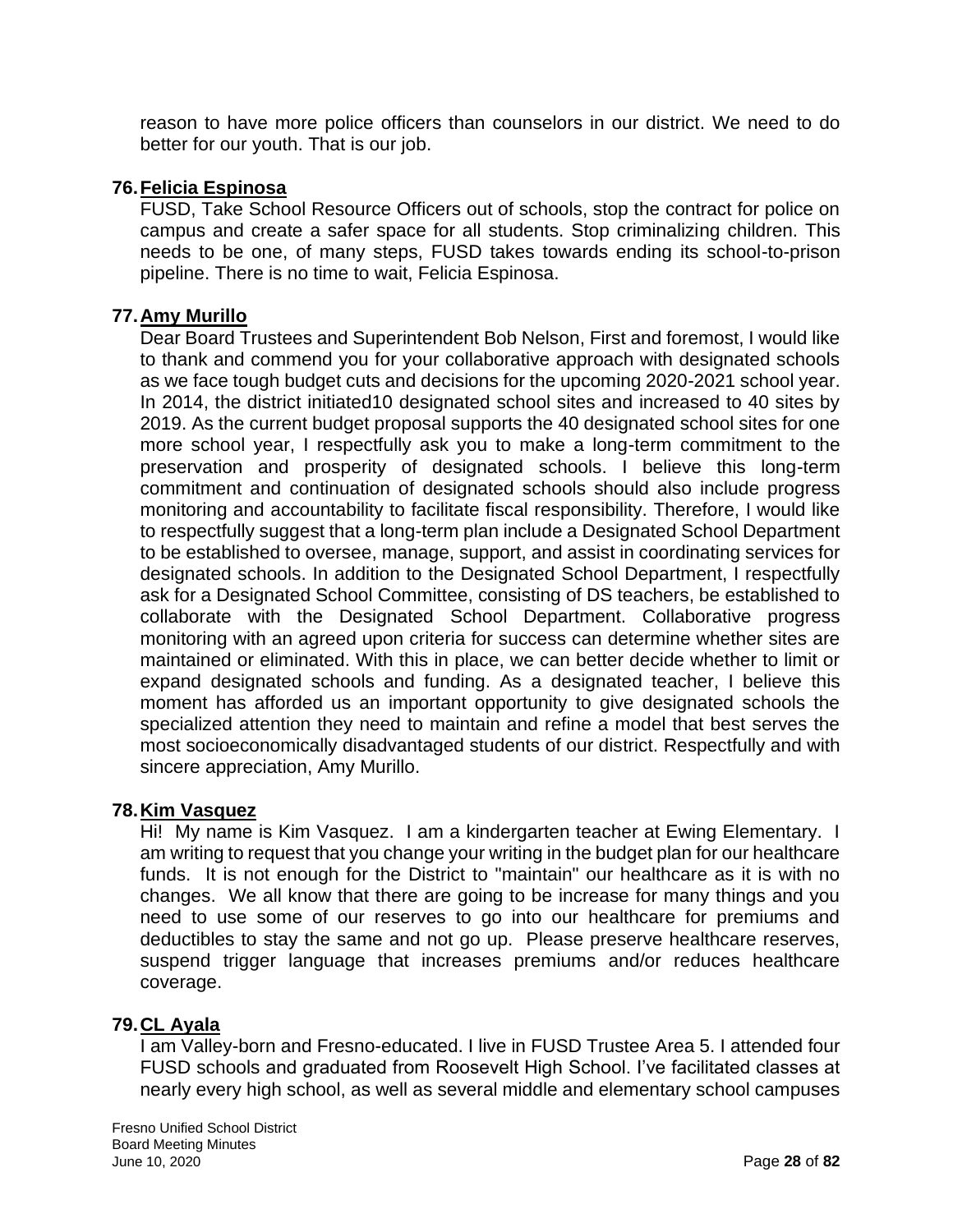reason to have more police officers than counselors in our district. We need to do better for our youth. That is our job.

**76. Felicia Espinosa**

FUSD, Take School Resource Officers out of schools, stop the contract for police on campus and create a safer space for all students. Stop criminalizing children. This needs to be one, of many steps, FUSD takes towards ending its school-to-prison pipeline. There is no time to wait, Felicia Espinosa.

**77. Amy Murillo**

Dear Board Trustees and Superintendent Bob Nelson, First and foremost, I would like to thank and commend you for your collaborative approach with designated schools as we face tough budget cuts and decisions for the upcoming 2020-2021 school year. In 2014, the district initiated10 designated school sites and increased to 40 sites by 2019. As the current budget proposal supports the 40 designated school sites for one more school year, I respectfully ask you to make a long-term commitment to the preservation and prosperity of designated schools. I believe this long-term commitment and continuation of designated schools should also include progress monitoring and accountability to facilitate fiscal responsibility. Therefore, I would like to respectfully suggest that a long-term plan include a Designated School Department to be established to oversee, manage, support, and assist in coordinating services for designated schools. In addition to the Designated School Department, I respectfully ask for a Designated School Committee, consisting of DS teachers, be established to collaborate with the Designated School Department. Collaborative progress monitoring with an agreed upon criteria for success can determine whether sites are maintained or eliminated. With this in place, we can better decide whether to limit or expand designated schools and funding. As a designated teacher, I believe this moment has afforded us an important opportunity to give designated schools the specialized attention they need to maintain and refine a model that best serves the most socioeconomically disadvantaged students of our district. Respectfully and with sincere appreciation, Amy Murillo.

**78. Kim Vasquez**

Hi! My name is Kim Vasquez. I am a kindergarten teacher at Ewing Elementary. I am writing to request that you change your writing in the budget plan for our healthcare funds. It is not enough for the District to "maintain" our healthcare as it is with no changes. We all know that there are going to be increase for many things and you need to use some of our reserves to go into our healthcare for premiums and deductibles to stay the same and not go up. Please preserve healthcare reserves, suspend trigger language that increases premiums and/or reduces healthcare coverage.

**79. CL Ayala**

I am Valley-born and Fresno-educated. I live in FUSD Trustee Area 5. I attended four FUSD schools and graduated from Roosevelt High School. I've facilitated classes at nearly every high school, as well as several middle and elementary school campuses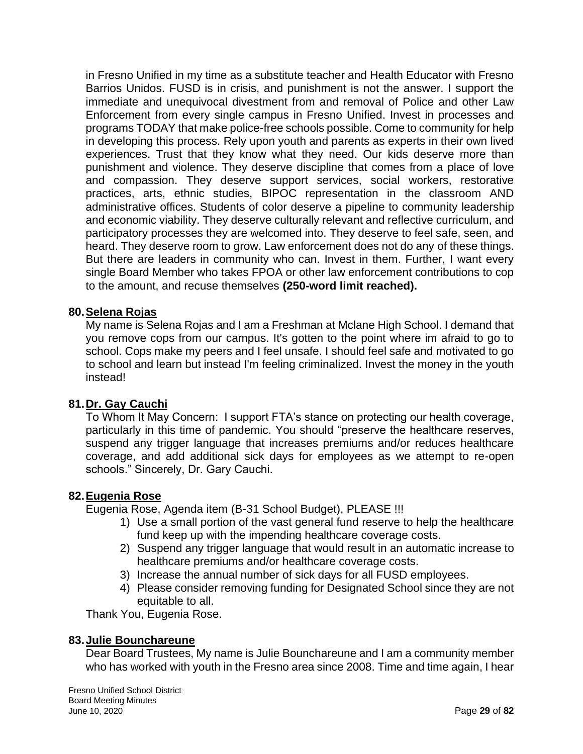in Fresno Unified in my time as a substitute teacher and Health Educator with Fresno Barrios Unidos. FUSD is in crisis, and punishment is not the answer. I support the immediate and unequivocal divestment from and removal of Police and other Law Enforcement from every single campus in Fresno Unified. Invest in processes and programs TODAY that make police-free schools possible. Come to community for help in developing this process. Rely upon youth and parents as experts in their own lived experiences. Trust that they know what they need. Our kids deserve more than punishment and violence. They deserve discipline that comes from a place of love and compassion. They deserve support services, social workers, restorative practices, arts, ethnic studies, BIPOC representation in the classroom AND administrative offices. Students of color deserve a pipeline to community leadership and economic viability. They deserve culturally relevant and reflective curriculum, and participatory processes they are welcomed into. They deserve to feel safe, seen, and heard. They deserve room to grow. Law enforcement does not do any of these things. But there are leaders in community who can. Invest in them. Further, I want every single Board Member who takes FPOA or other law enforcement contributions to cop to the amount, and recuse themselves **(250-word limit reached).**

**80. Selena Rojas**

My name is Selena Rojas and I am a Freshman at Mclane High School. I demand that you remove cops from our campus. It's gotten to the point where im afraid to go to school. Cops make my peers and I feel unsafe. I should feel safe and motivated to go to school and learn but instead I'm feeling criminalized. Invest the money in the youth instead!

**81. Dr. Gay Cauchi**

To Whom It May Concern: I support FTA's stance on protecting our health coverage, particularly in this time of pandemic. You should "preserve the healthcare reserves, suspend any trigger language that increases premiums and/or reduces healthcare coverage, and add additional sick days for employees as we attempt to re-open schools." Sincerely, Dr. Gary Cauchi.

**82. Eugenia Rose**

Eugenia Rose, Agenda item (B-31 School Budget), PLEASE !!!

1) Use a small portion of the vast general fund reserve to help the healthcare fund keep up with the impending healthcare coverage costs.
2) Suspend any trigger language that would result in an automatic increase to healthcare premiums and/or healthcare coverage costs.
3) Increase the annual number of sick days for all FUSD employees.
4) Please consider removing funding for Designated School since they are not equitable to all.

Thank You, Eugenia Rose.

**83. Julie Bounchareune**

Dear Board Trustees, My name is Julie Bounchareune and I am a community member who has worked with youth in the Fresno area since 2008. Time and time again, I hear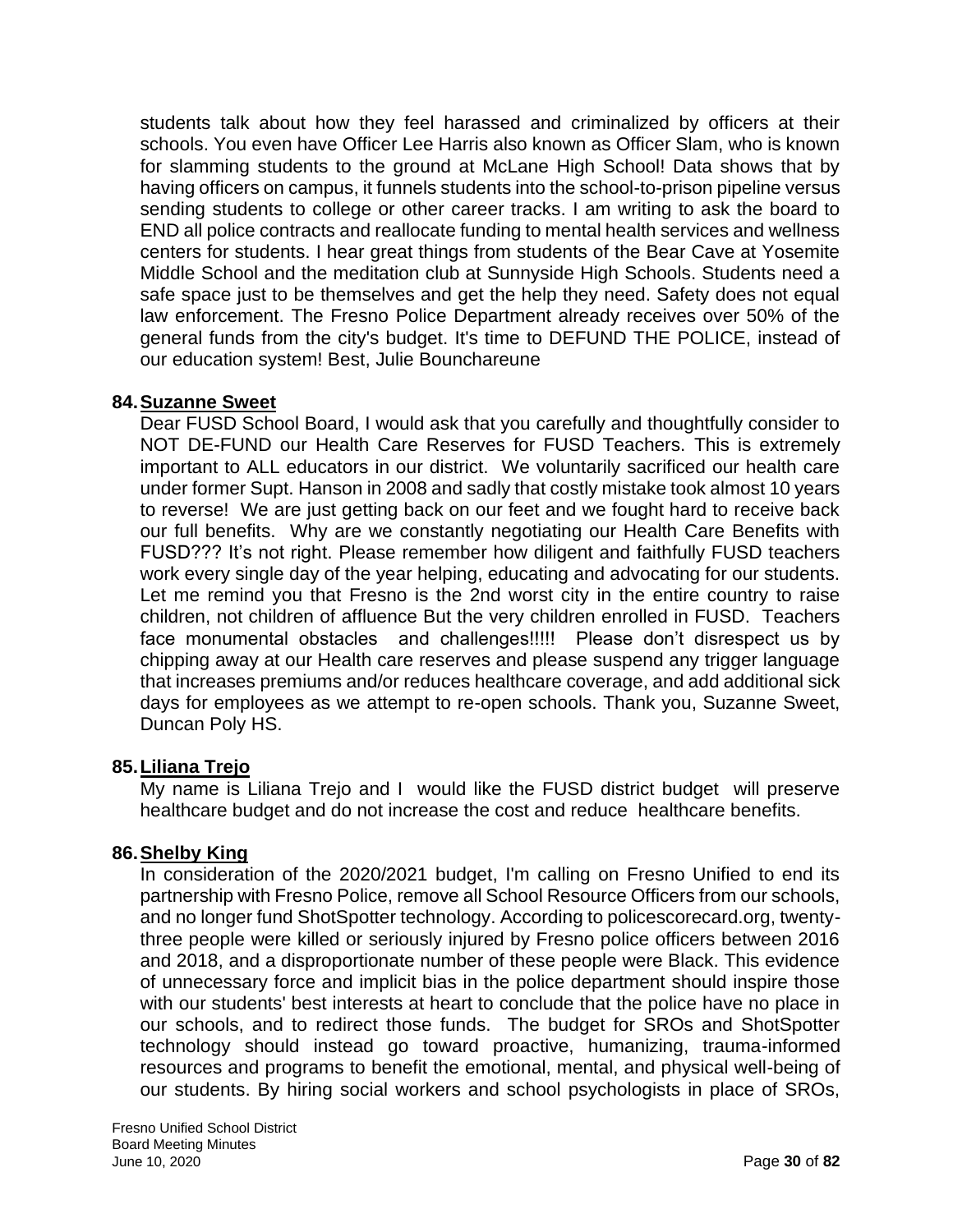students talk about how they feel harassed and criminalized by officers at their schools. You even have Officer Lee Harris also known as Officer Slam, who is known for slamming students to the ground at McLane High School! Data shows that by having officers on campus, it funnels students into the school-to-prison pipeline versus sending students to college or other career tracks. I am writing to ask the board to END all police contracts and reallocate funding to mental health services and wellness centers for students. I hear great things from students of the Bear Cave at Yosemite Middle School and the meditation club at Sunnyside High Schools. Students need a safe space just to be themselves and get the help they need. Safety does not equal law enforcement. The Fresno Police Department already receives over 50% of the general funds from the city's budget. It's time to DEFUND THE POLICE, instead of our education system! Best, Julie Bounchareune

**84. Suzanne Sweet**

Dear FUSD School Board, I would ask that you carefully and thoughtfully consider to NOT DE-FUND our Health Care Reserves for FUSD Teachers. This is extremely important to ALL educators in our district. We voluntarily sacrificed our health care under former Supt. Hanson in 2008 and sadly that costly mistake took almost 10 years to reverse! We are just getting back on our feet and we fought hard to receive back our full benefits. Why are we constantly negotiating our Health Care Benefits with FUSD??? It's not right. Please remember how diligent and faithfully FUSD teachers work every single day of the year helping, educating and advocating for our students. Let me remind you that Fresno is the 2nd worst city in the entire country to raise children, not children of affluence But the very children enrolled in FUSD. Teachers face monumental obstacles and challenges!!!!! Please don't disrespect us by chipping away at our Health care reserves and please suspend any trigger language that increases premiums and/or reduces healthcare coverage, and add additional sick days for employees as we attempt to re-open schools. Thank you, Suzanne Sweet, Duncan Poly HS.

**85. Liliana Trejo**

My name is Liliana Trejo and I would like the FUSD district budget will preserve healthcare budget and do not increase the cost and reduce healthcare benefits.

**86. Shelby King**

In consideration of the 2020/2021 budget, I'm calling on Fresno Unified to end its partnership with Fresno Police, remove all School Resource Officers from our schools, and no longer fund ShotSpotter technology. According to policescorecard.org, twenty-three people were killed or seriously injured by Fresno police officers between 2016 and 2018, and a disproportionate number of these people were Black. This evidence of unnecessary force and implicit bias in the police department should inspire those with our students' best interests at heart to conclude that the police have no place in our schools, and to redirect those funds. The budget for SROs and ShotSpotter technology should instead go toward proactive, humanizing, trauma-informed resources and programs to benefit the emotional, mental, and physical well-being of our students. By hiring social workers and school psychologists in place of SROs,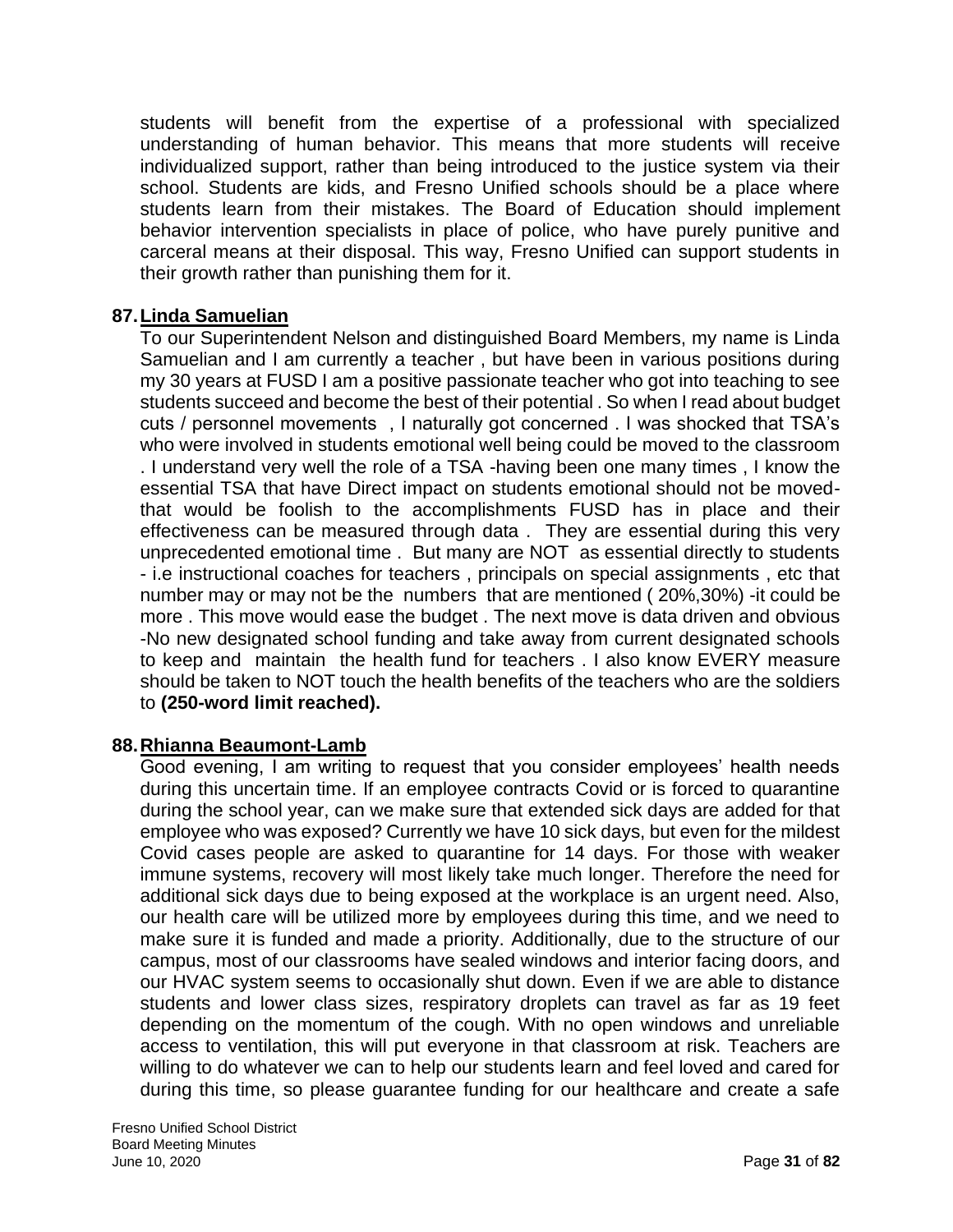students will benefit from the expertise of a professional with specialized understanding of human behavior. This means that more students will receive individualized support, rather than being introduced to the justice system via their school. Students are kids, and Fresno Unified schools should be a place where students learn from their mistakes. The Board of Education should implement behavior intervention specialists in place of police, who have purely punitive and carceral means at their disposal. This way, Fresno Unified can support students in their growth rather than punishing them for it.

**87. Linda Samuelian**

To our Superintendent Nelson and distinguished Board Members, my name is Linda Samuelian and I am currently a teacher , but have been in various positions during my 30 years at FUSD I am a positive passionate teacher who got into teaching to see students succeed and become the best of their potential . So when I read about budget cuts / personnel movements , I naturally got concerned . I was shocked that TSA's who were involved in students emotional well being could be moved to the classroom . I understand very well the role of a TSA -having been one many times , I know the essential TSA that have Direct impact on students emotional should not be moved- that would be foolish to the accomplishments FUSD has in place and their effectiveness can be measured through data . They are essential during this very unprecedented emotional time . But many are NOT as essential directly to students - i.e instructional coaches for teachers , principals on special assignments , etc that number may or may not be the numbers that are mentioned ( 20%,30%) -it could be more . This move would ease the budget . The next move is data driven and obvious -No new designated school funding and take away from current designated schools to keep and maintain the health fund for teachers . I also know EVERY measure should be taken to NOT touch the health benefits of the teachers who are the soldiers to **(250-word limit reached).**

**88. Rhianna Beaumont-Lamb**

Good evening, I am writing to request that you consider employees' health needs during this uncertain time. If an employee contracts Covid or is forced to quarantine during the school year, can we make sure that extended sick days are added for that employee who was exposed? Currently we have 10 sick days, but even for the mildest Covid cases people are asked to quarantine for 14 days. For those with weaker immune systems, recovery will most likely take much longer. Therefore the need for additional sick days due to being exposed at the workplace is an urgent need. Also, our health care will be utilized more by employees during this time, and we need to make sure it is funded and made a priority. Additionally, due to the structure of our campus, most of our classrooms have sealed windows and interior facing doors, and our HVAC system seems to occasionally shut down. Even if we are able to distance students and lower class sizes, respiratory droplets can travel as far as 19 feet depending on the momentum of the cough. With no open windows and unreliable access to ventilation, this will put everyone in that classroom at risk. Teachers are willing to do whatever we can to help our students learn and feel loved and cared for during this time, so please guarantee funding for our healthcare and create a safe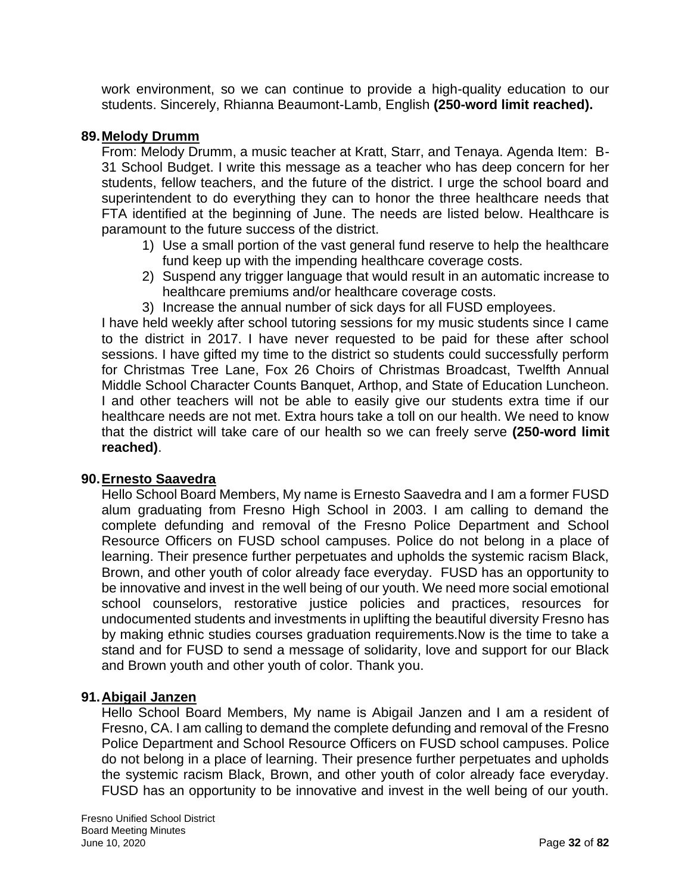work environment, so we can continue to provide a high-quality education to our students. Sincerely, Rhianna Beaumont-Lamb, English **(250-word limit reached).**

**89. Melody Drumm**

From: Melody Drumm, a music teacher at Kratt, Starr, and Tenaya. Agenda Item: B-31 School Budget. I write this message as a teacher who has deep concern for her students, fellow teachers, and the future of the district. I urge the school board and superintendent to do everything they can to honor the three healthcare needs that FTA identified at the beginning of June. The needs are listed below. Healthcare is paramount to the future success of the district.

1) Use a small portion of the vast general fund reserve to help the healthcare fund keep up with the impending healthcare coverage costs.
2) Suspend any trigger language that would result in an automatic increase to healthcare premiums and/or healthcare coverage costs.
3) Increase the annual number of sick days for all FUSD employees.

I have held weekly after school tutoring sessions for my music students since I came to the district in 2017. I have never requested to be paid for these after school sessions. I have gifted my time to the district so students could successfully perform for Christmas Tree Lane, Fox 26 Choirs of Christmas Broadcast, Twelfth Annual Middle School Character Counts Banquet, Arthop, and State of Education Luncheon. I and other teachers will not be able to easily give our students extra time if our healthcare needs are not met. Extra hours take a toll on our health. We need to know that the district will take care of our health so we can freely serve **(250-word limit reached)**.

**90. Ernesto Saavedra**

Hello School Board Members, My name is Ernesto Saavedra and I am a former FUSD alum graduating from Fresno High School in 2003. I am calling to demand the complete defunding and removal of the Fresno Police Department and School Resource Officers on FUSD school campuses. Police do not belong in a place of learning. Their presence further perpetuates and upholds the systemic racism Black, Brown, and other youth of color already face everyday. FUSD has an opportunity to be innovative and invest in the well being of our youth. We need more social emotional school counselors, restorative justice policies and practices, resources for undocumented students and investments in uplifting the beautiful diversity Fresno has by making ethnic studies courses graduation requirements.Now is the time to take a stand and for FUSD to send a message of solidarity, love and support for our Black and Brown youth and other youth of color. Thank you.

**91. Abigail Janzen**

Hello School Board Members, My name is Abigail Janzen and I am a resident of Fresno, CA. I am calling to demand the complete defunding and removal of the Fresno Police Department and School Resource Officers on FUSD school campuses. Police do not belong in a place of learning. Their presence further perpetuates and upholds the systemic racism Black, Brown, and other youth of color already face everyday. FUSD has an opportunity to be innovative and invest in the well being of our youth.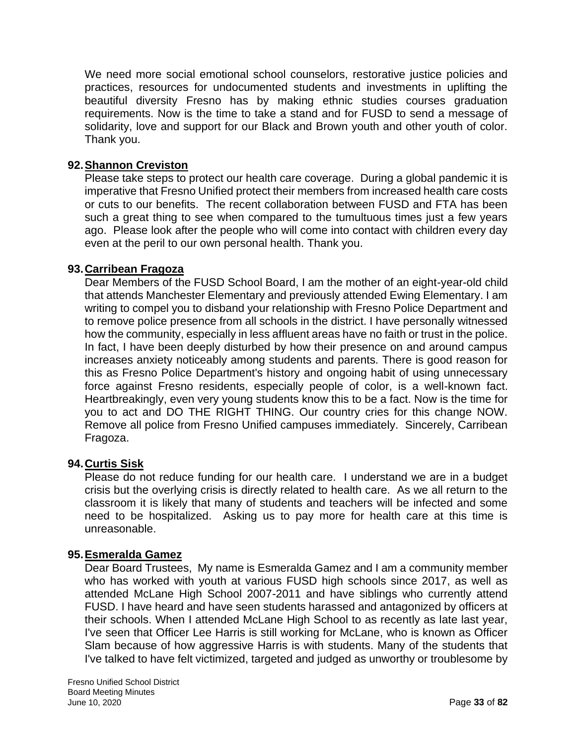We need more social emotional school counselors, restorative justice policies and practices, resources for undocumented students and investments in uplifting the beautiful diversity Fresno has by making ethnic studies courses graduation requirements. Now is the time to take a stand and for FUSD to send a message of solidarity, love and support for our Black and Brown youth and other youth of color. Thank you.

**92. Shannon Creviston**

Please take steps to protect our health care coverage. During a global pandemic it is imperative that Fresno Unified protect their members from increased health care costs or cuts to our benefits. The recent collaboration between FUSD and FTA has been such a great thing to see when compared to the tumultuous times just a few years ago. Please look after the people who will come into contact with children every day even at the peril to our own personal health. Thank you.

**93. Carribean Fragoza**

Dear Members of the FUSD School Board, I am the mother of an eight-year-old child that attends Manchester Elementary and previously attended Ewing Elementary. I am writing to compel you to disband your relationship with Fresno Police Department and to remove police presence from all schools in the district. I have personally witnessed how the community, especially in less affluent areas have no faith or trust in the police. In fact, I have been deeply disturbed by how their presence on and around campus increases anxiety noticeably among students and parents. There is good reason for this as Fresno Police Department's history and ongoing habit of using unnecessary force against Fresno residents, especially people of color, is a well-known fact. Heartbreakingly, even very young students know this to be a fact. Now is the time for you to act and DO THE RIGHT THING. Our country cries for this change NOW. Remove all police from Fresno Unified campuses immediately. Sincerely, Carribean Fragoza.

**94. Curtis Sisk**

Please do not reduce funding for our health care. I understand we are in a budget crisis but the overlying crisis is directly related to health care. As we all return to the classroom it is likely that many of students and teachers will be infected and some need to be hospitalized. Asking us to pay more for health care at this time is unreasonable.

**95. Esmeralda Gamez**

Dear Board Trustees, My name is Esmeralda Gamez and I am a community member who has worked with youth at various FUSD high schools since 2017, as well as attended McLane High School 2007-2011 and have siblings who currently attend FUSD. I have heard and have seen students harassed and antagonized by officers at their schools. When I attended McLane High School to as recently as late last year, I've seen that Officer Lee Harris is still working for McLane, who is known as Officer Slam because of how aggressive Harris is with students. Many of the students that I've talked to have felt victimized, targeted and judged as unworthy or troublesome by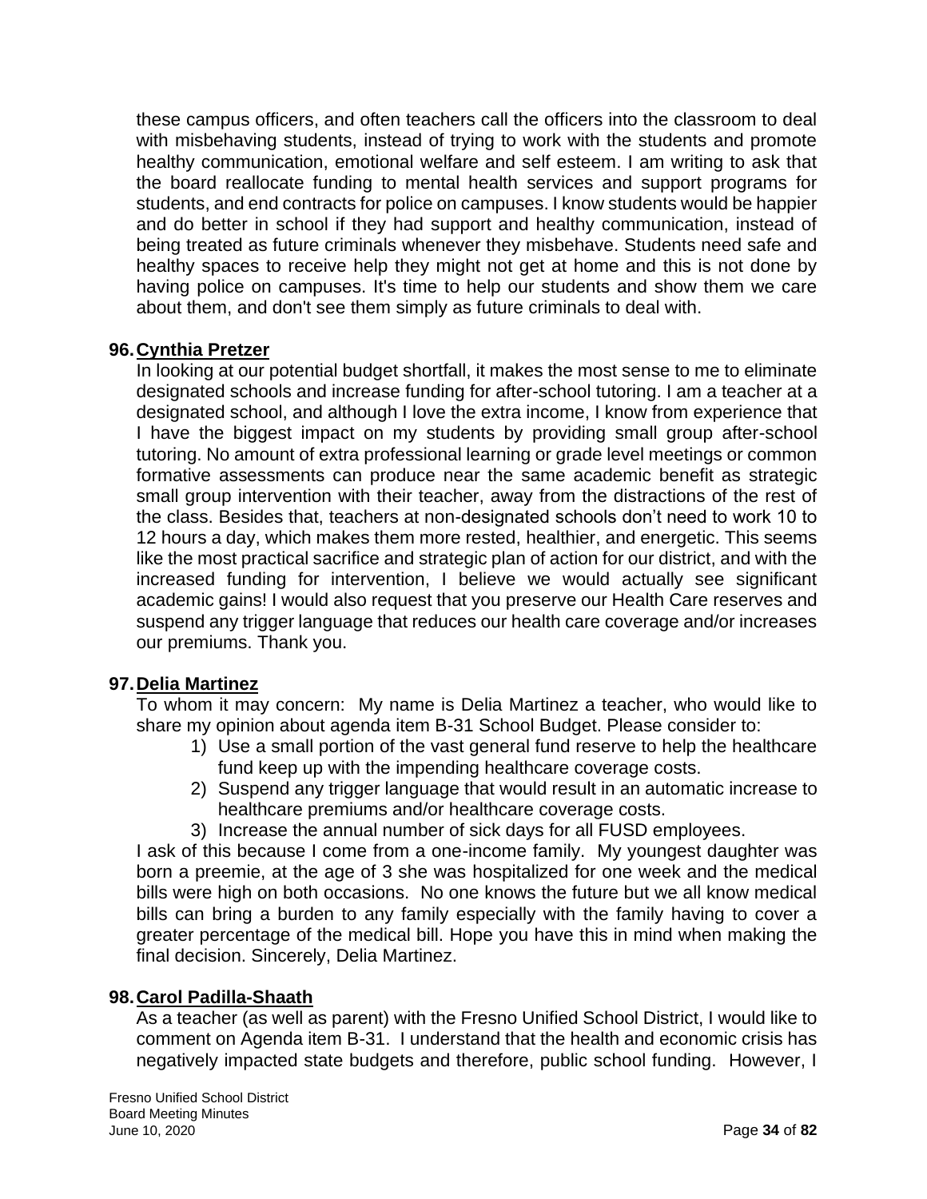these campus officers, and often teachers call the officers into the classroom to deal with misbehaving students, instead of trying to work with the students and promote healthy communication, emotional welfare and self esteem. I am writing to ask that the board reallocate funding to mental health services and support programs for students, and end contracts for police on campuses. I know students would be happier and do better in school if they had support and healthy communication, instead of being treated as future criminals whenever they misbehave. Students need safe and healthy spaces to receive help they might not get at home and this is not done by having police on campuses. It's time to help our students and show them we care about them, and don't see them simply as future criminals to deal with.

**96. Cynthia Pretzer**

In looking at our potential budget shortfall, it makes the most sense to me to eliminate designated schools and increase funding for after-school tutoring. I am a teacher at a designated school, and although I love the extra income, I know from experience that I have the biggest impact on my students by providing small group after-school tutoring. No amount of extra professional learning or grade level meetings or common formative assessments can produce near the same academic benefit as strategic small group intervention with their teacher, away from the distractions of the rest of the class. Besides that, teachers at non-designated schools don't need to work 10 to 12 hours a day, which makes them more rested, healthier, and energetic. This seems like the most practical sacrifice and strategic plan of action for our district, and with the increased funding for intervention, I believe we would actually see significant academic gains! I would also request that you preserve our Health Care reserves and suspend any trigger language that reduces our health care coverage and/or increases our premiums. Thank you.

**97. Delia Martinez**

To whom it may concern: My name is Delia Martinez a teacher, who would like to share my opinion about agenda item B-31 School Budget. Please consider to:

1) Use a small portion of the vast general fund reserve to help the healthcare fund keep up with the impending healthcare coverage costs.
2) Suspend any trigger language that would result in an automatic increase to healthcare premiums and/or healthcare coverage costs.
3) Increase the annual number of sick days for all FUSD employees.

I ask of this because I come from a one-income family. My youngest daughter was born a preemie, at the age of 3 she was hospitalized for one week and the medical bills were high on both occasions. No one knows the future but we all know medical bills can bring a burden to any family especially with the family having to cover a greater percentage of the medical bill. Hope you have this in mind when making the final decision. Sincerely, Delia Martinez.

**98. Carol Padilla-Shaath**

As a teacher (as well as parent) with the Fresno Unified School District, I would like to comment on Agenda item B-31. I understand that the health and economic crisis has negatively impacted state budgets and therefore, public school funding. However, I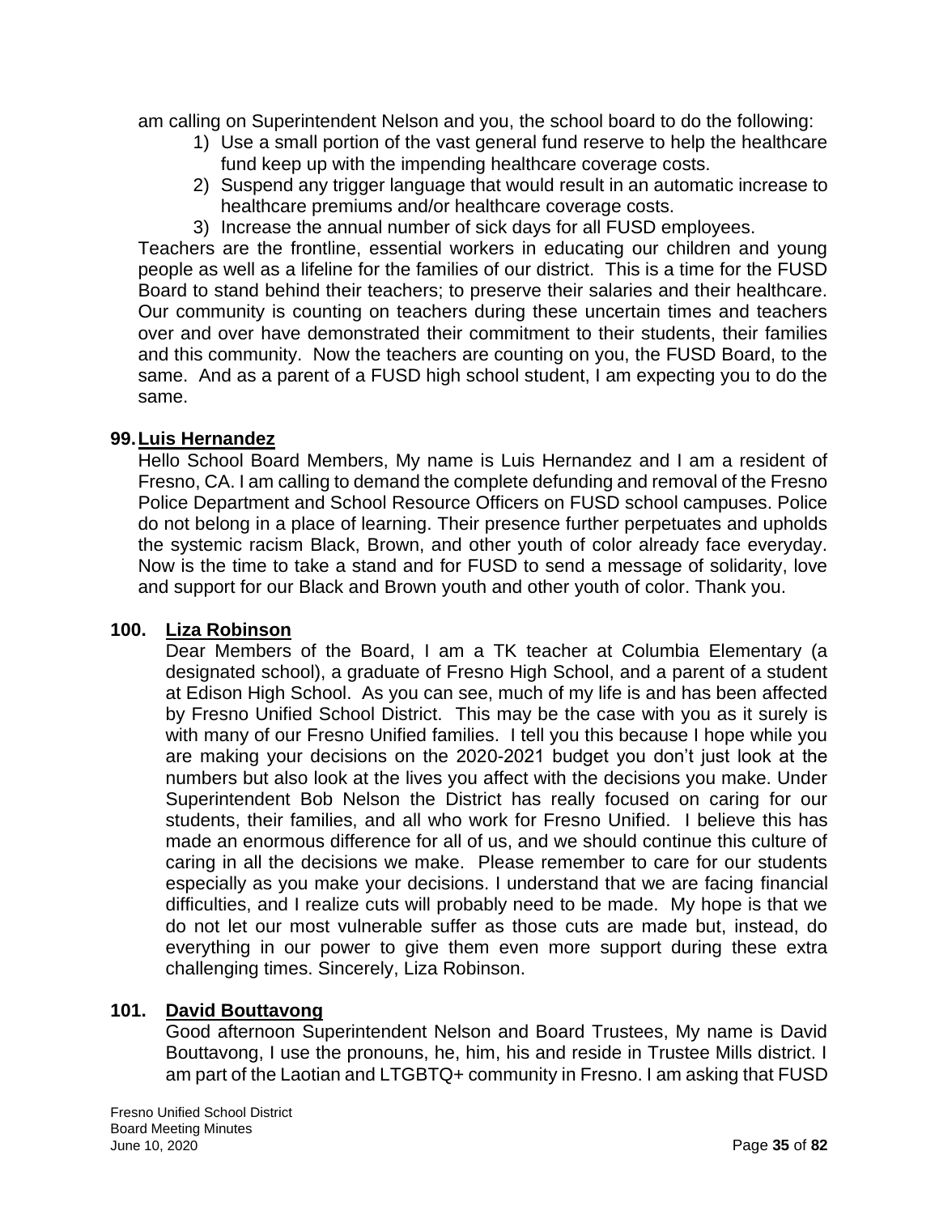am calling on Superintendent Nelson and you, the school board to do the following:

1) Use a small portion of the vast general fund reserve to help the healthcare fund keep up with the impending healthcare coverage costs.
2) Suspend any trigger language that would result in an automatic increase to healthcare premiums and/or healthcare coverage costs.
3) Increase the annual number of sick days for all FUSD employees.

Teachers are the frontline, essential workers in educating our children and young people as well as a lifeline for the families of our district. This is a time for the FUSD Board to stand behind their teachers; to preserve their salaries and their healthcare. Our community is counting on teachers during these uncertain times and teachers over and over have demonstrated their commitment to their students, their families and this community. Now the teachers are counting on you, the FUSD Board, to the same. And as a parent of a FUSD high school student, I am expecting you to do the same.

**99. Luis Hernandez**

Hello School Board Members, My name is Luis Hernandez and I am a resident of Fresno, CA. I am calling to demand the complete defunding and removal of the Fresno Police Department and School Resource Officers on FUSD school campuses. Police do not belong in a place of learning. Their presence further perpetuates and upholds the systemic racism Black, Brown, and other youth of color already face everyday. Now is the time to take a stand and for FUSD to send a message of solidarity, love and support for our Black and Brown youth and other youth of color. Thank you.

**100. Liza Robinson**

Dear Members of the Board, I am a TK teacher at Columbia Elementary (a designated school), a graduate of Fresno High School, and a parent of a student at Edison High School. As you can see, much of my life is and has been affected by Fresno Unified School District. This may be the case with you as it surely is with many of our Fresno Unified families. I tell you this because I hope while you are making your decisions on the 2020-2021 budget you don't just look at the numbers but also look at the lives you affect with the decisions you make. Under Superintendent Bob Nelson the District has really focused on caring for our students, their families, and all who work for Fresno Unified. I believe this has made an enormous difference for all of us, and we should continue this culture of caring in all the decisions we make. Please remember to care for our students especially as you make your decisions. I understand that we are facing financial difficulties, and I realize cuts will probably need to be made. My hope is that we do not let our most vulnerable suffer as those cuts are made but, instead, do everything in our power to give them even more support during these extra challenging times. Sincerely, Liza Robinson.

**101. David Bouttavong**

Good afternoon Superintendent Nelson and Board Trustees, My name is David Bouttavong, I use the pronouns, he, him, his and reside in Trustee Mills district. I am part of the Laotian and LTGBTQ+ community in Fresno. I am asking that FUSD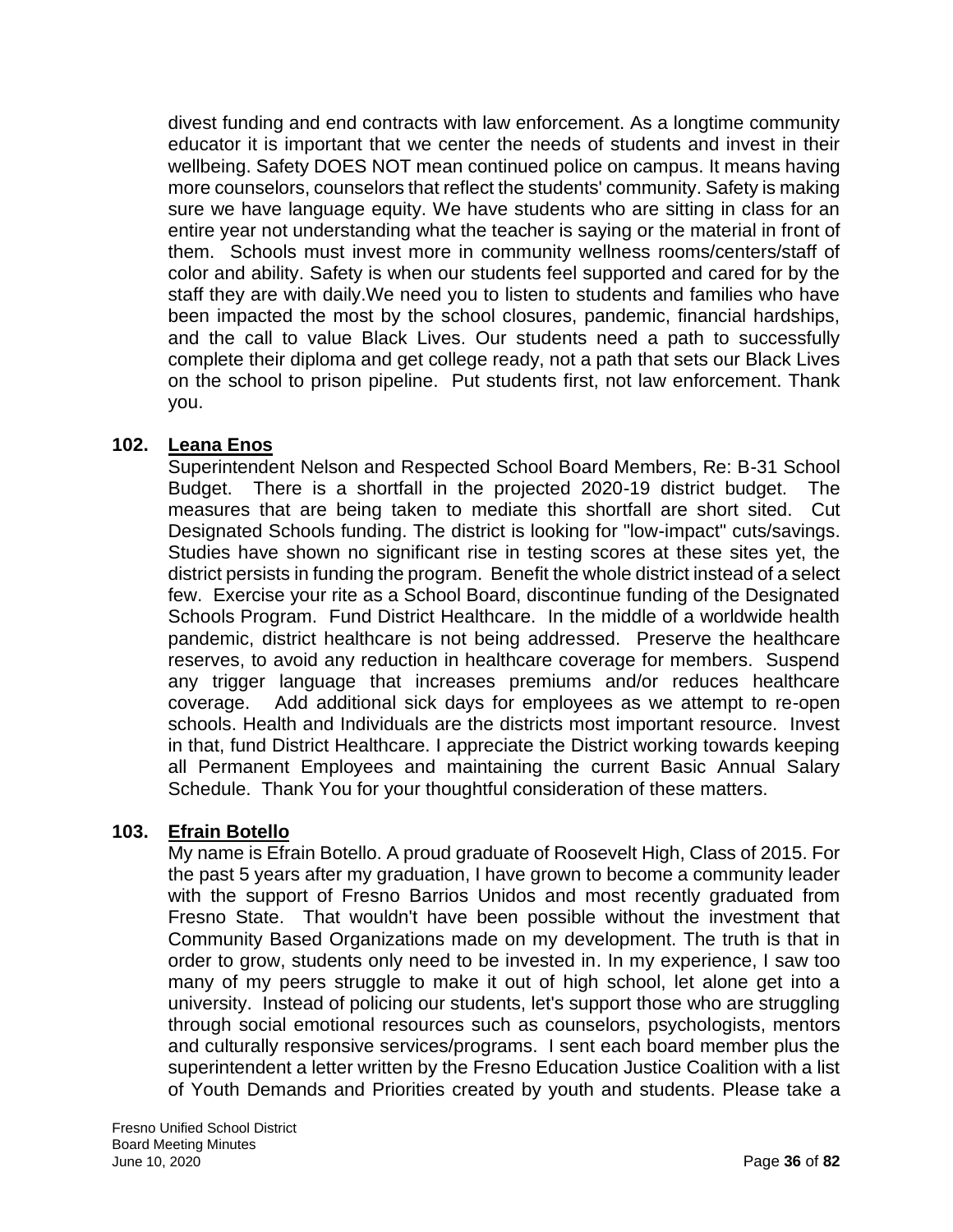divest funding and end contracts with law enforcement. As a longtime community educator it is important that we center the needs of students and invest in their wellbeing. Safety DOES NOT mean continued police on campus. It means having more counselors, counselors that reflect the students' community. Safety is making sure we have language equity. We have students who are sitting in class for an entire year not understanding what the teacher is saying or the material in front of them. Schools must invest more in community wellness rooms/centers/staff of color and ability. Safety is when our students feel supported and cared for by the staff they are with daily.We need you to listen to students and families who have been impacted the most by the school closures, pandemic, financial hardships, and the call to value Black Lives. Our students need a path to successfully complete their diploma and get college ready, not a path that sets our Black Lives on the school to prison pipeline. Put students first, not law enforcement. Thank you.

**102. Leana Enos**

Superintendent Nelson and Respected School Board Members, Re: B-31 School Budget. There is a shortfall in the projected 2020-19 district budget. The measures that are being taken to mediate this shortfall are short sited. Cut Designated Schools funding. The district is looking for "low-impact" cuts/savings. Studies have shown no significant rise in testing scores at these sites yet, the district persists in funding the program. Benefit the whole district instead of a select few. Exercise your rite as a School Board, discontinue funding of the Designated Schools Program. Fund District Healthcare. In the middle of a worldwide health pandemic, district healthcare is not being addressed. Preserve the healthcare reserves, to avoid any reduction in healthcare coverage for members. Suspend any trigger language that increases premiums and/or reduces healthcare coverage. Add additional sick days for employees as we attempt to re-open schools. Health and Individuals are the districts most important resource. Invest in that, fund District Healthcare. I appreciate the District working towards keeping all Permanent Employees and maintaining the current Basic Annual Salary Schedule. Thank You for your thoughtful consideration of these matters.

**103. Efrain Botello**

My name is Efrain Botello. A proud graduate of Roosevelt High, Class of 2015. For the past 5 years after my graduation, I have grown to become a community leader with the support of Fresno Barrios Unidos and most recently graduated from Fresno State. That wouldn't have been possible without the investment that Community Based Organizations made on my development. The truth is that in order to grow, students only need to be invested in. In my experience, I saw too many of my peers struggle to make it out of high school, let alone get into a university. Instead of policing our students, let's support those who are struggling through social emotional resources such as counselors, psychologists, mentors and culturally responsive services/programs. I sent each board member plus the superintendent a letter written by the Fresno Education Justice Coalition with a list of Youth Demands and Priorities created by youth and students. Please take a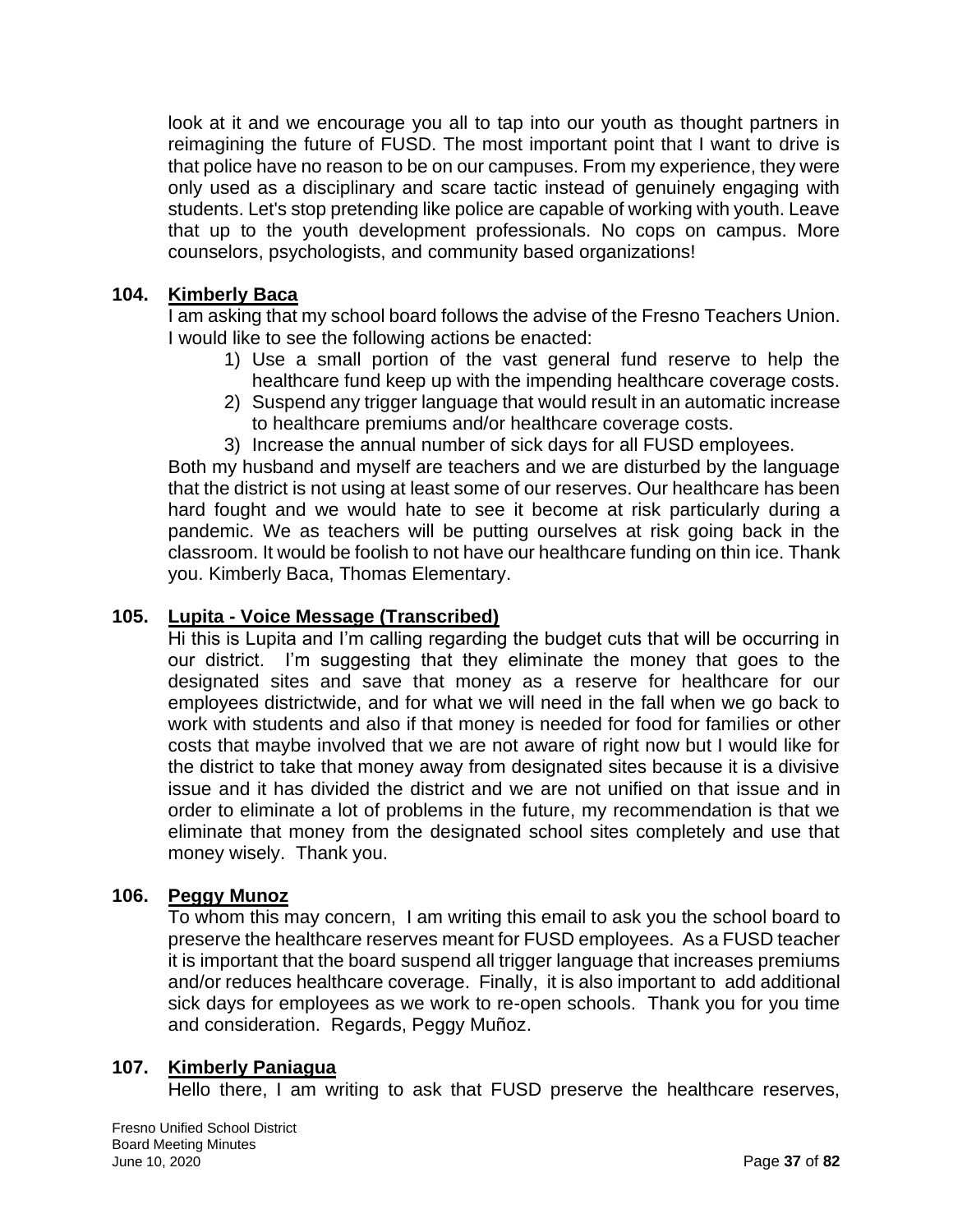look at it and we encourage you all to tap into our youth as thought partners in reimagining the future of FUSD. The most important point that I want to drive is that police have no reason to be on our campuses. From my experience, they were only used as a disciplinary and scare tactic instead of genuinely engaging with students. Let's stop pretending like police are capable of working with youth. Leave that up to the youth development professionals. No cops on campus. More counselors, psychologists, and community based organizations!

**104. Kimberly Baca**

I am asking that my school board follows the advise of the Fresno Teachers Union. I would like to see the following actions be enacted:

1) Use a small portion of the vast general fund reserve to help the healthcare fund keep up with the impending healthcare coverage costs.
2) Suspend any trigger language that would result in an automatic increase to healthcare premiums and/or healthcare coverage costs.
3) Increase the annual number of sick days for all FUSD employees.

Both my husband and myself are teachers and we are disturbed by the language that the district is not using at least some of our reserves. Our healthcare has been hard fought and we would hate to see it become at risk particularly during a pandemic. We as teachers will be putting ourselves at risk going back in the classroom. It would be foolish to not have our healthcare funding on thin ice. Thank you. Kimberly Baca, Thomas Elementary.

**105. Lupita - Voice Message (Transcribed)**

Hi this is Lupita and I'm calling regarding the budget cuts that will be occurring in our district. I'm suggesting that they eliminate the money that goes to the designated sites and save that money as a reserve for healthcare for our employees districtwide, and for what we will need in the fall when we go back to work with students and also if that money is needed for food for families or other costs that maybe involved that we are not aware of right now but I would like for the district to take that money away from designated sites because it is a divisive issue and it has divided the district and we are not unified on that issue and in order to eliminate a lot of problems in the future, my recommendation is that we eliminate that money from the designated school sites completely and use that money wisely. Thank you.

**106. Peggy Munoz**

To whom this may concern, I am writing this email to ask you the school board to preserve the healthcare reserves meant for FUSD employees. As a FUSD teacher it is important that the board suspend all trigger language that increases premiums and/or reduces healthcare coverage. Finally, it is also important to add additional sick days for employees as we work to re-open schools. Thank you for you time and consideration. Regards, Peggy Muñoz.

**107. Kimberly Paniagua**

Hello there, I am writing to ask that FUSD preserve the healthcare reserves,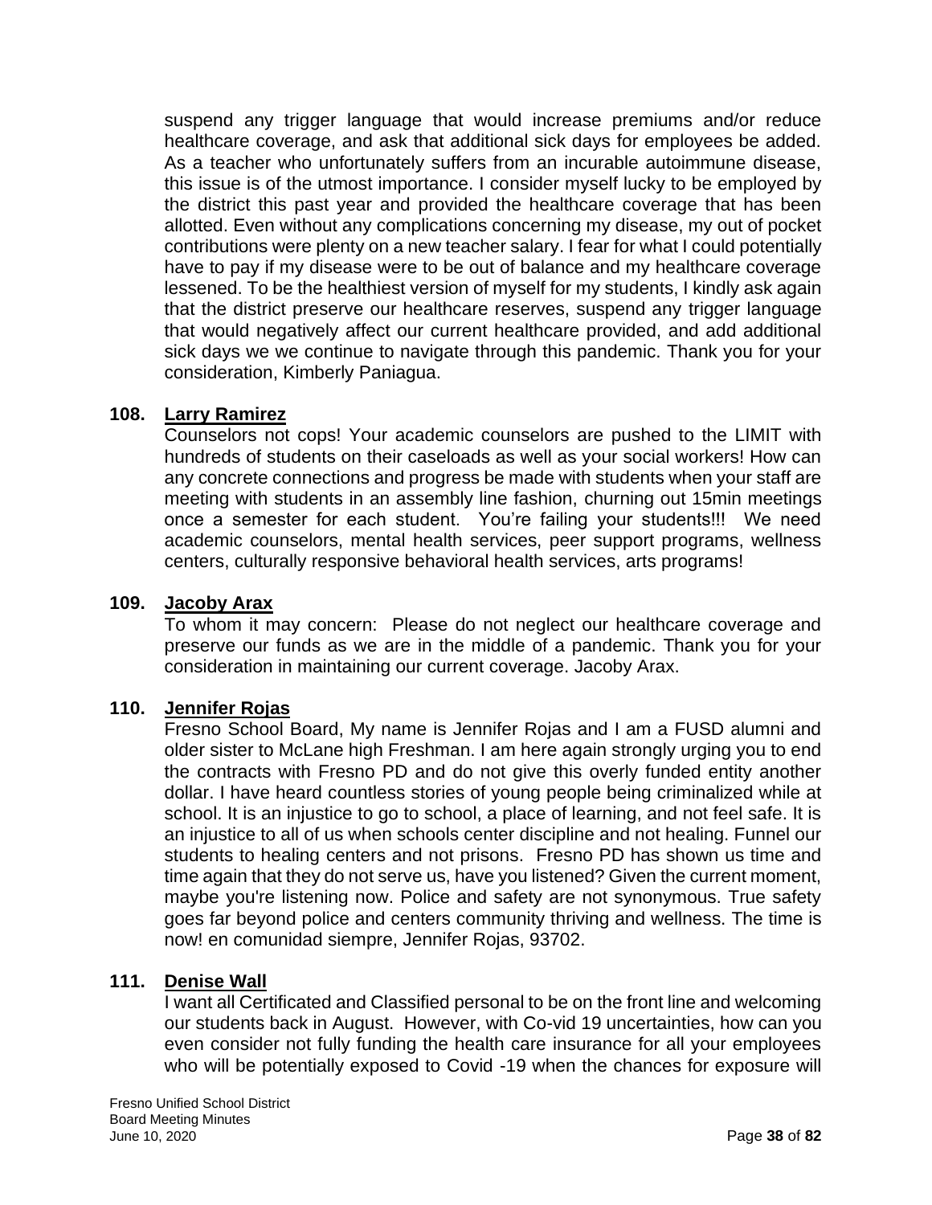suspend any trigger language that would increase premiums and/or reduce healthcare coverage, and ask that additional sick days for employees be added. As a teacher who unfortunately suffers from an incurable autoimmune disease, this issue is of the utmost importance. I consider myself lucky to be employed by the district this past year and provided the healthcare coverage that has been allotted. Even without any complications concerning my disease, my out of pocket contributions were plenty on a new teacher salary. I fear for what I could potentially have to pay if my disease were to be out of balance and my healthcare coverage lessened. To be the healthiest version of myself for my students, I kindly ask again that the district preserve our healthcare reserves, suspend any trigger language that would negatively affect our current healthcare provided, and add additional sick days we we continue to navigate through this pandemic. Thank you for your consideration, Kimberly Paniagua.

**108. Larry Ramirez**

Counselors not cops! Your academic counselors are pushed to the LIMIT with hundreds of students on their caseloads as well as your social workers! How can any concrete connections and progress be made with students when your staff are meeting with students in an assembly line fashion, churning out 15min meetings once a semester for each student. You're failing your students!!! We need academic counselors, mental health services, peer support programs, wellness centers, culturally responsive behavioral health services, arts programs!

**109. Jacoby Arax**

To whom it may concern: Please do not neglect our healthcare coverage and preserve our funds as we are in the middle of a pandemic. Thank you for your consideration in maintaining our current coverage. Jacoby Arax.

**110. Jennifer Rojas**

Fresno School Board, My name is Jennifer Rojas and I am a FUSD alumni and older sister to McLane high Freshman. I am here again strongly urging you to end the contracts with Fresno PD and do not give this overly funded entity another dollar. I have heard countless stories of young people being criminalized while at school. It is an injustice to go to school, a place of learning, and not feel safe. It is an injustice to all of us when schools center discipline and not healing. Funnel our students to healing centers and not prisons. Fresno PD has shown us time and time again that they do not serve us, have you listened? Given the current moment, maybe you're listening now. Police and safety are not synonymous. True safety goes far beyond police and centers community thriving and wellness. The time is now! en comunidad siempre, Jennifer Rojas, 93702.

**111. Denise Wall**

I want all Certificated and Classified personal to be on the front line and welcoming our students back in August. However, with Co-vid 19 uncertainties, how can you even consider not fully funding the health care insurance for all your employees who will be potentially exposed to Covid -19 when the chances for exposure will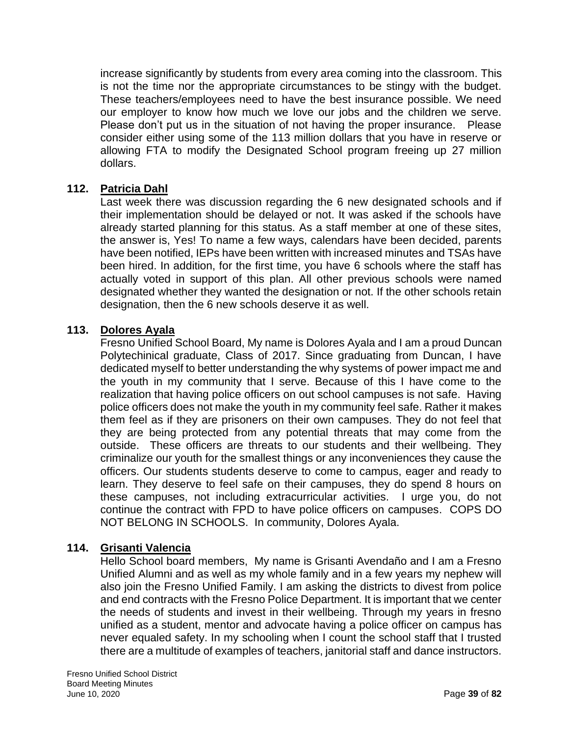increase significantly by students from every area coming into the classroom. This is not the time nor the appropriate circumstances to be stingy with the budget. These teachers/employees need to have the best insurance possible. We need our employer to know how much we love our jobs and the children we serve. Please don't put us in the situation of not having the proper insurance. Please consider either using some of the 113 million dollars that you have in reserve or allowing FTA to modify the Designated School program freeing up 27 million dollars.

**112. Patricia Dahl**

Last week there was discussion regarding the 6 new designated schools and if their implementation should be delayed or not. It was asked if the schools have already started planning for this status. As a staff member at one of these sites, the answer is, Yes! To name a few ways, calendars have been decided, parents have been notified, IEPs have been written with increased minutes and TSAs have been hired. In addition, for the first time, you have 6 schools where the staff has actually voted in support of this plan. All other previous schools were named designated whether they wanted the designation or not. If the other schools retain designation, then the 6 new schools deserve it as well.

**113. Dolores Ayala**

Fresno Unified School Board, My name is Dolores Ayala and I am a proud Duncan Polytechinical graduate, Class of 2017. Since graduating from Duncan, I have dedicated myself to better understanding the why systems of power impact me and the youth in my community that I serve. Because of this I have come to the realization that having police officers on out school campuses is not safe. Having police officers does not make the youth in my community feel safe. Rather it makes them feel as if they are prisoners on their own campuses. They do not feel that they are being protected from any potential threats that may come from the outside. These officers are threats to our students and their wellbeing. They criminalize our youth for the smallest things or any inconveniences they cause the officers. Our students students deserve to come to campus, eager and ready to learn. They deserve to feel safe on their campuses, they do spend 8 hours on these campuses, not including extracurricular activities. I urge you, do not continue the contract with FPD to have police officers on campuses. COPS DO NOT BELONG IN SCHOOLS. In community, Dolores Ayala.

**114. Grisanti Valencia**

Hello School board members, My name is Grisanti Avendaño and I am a Fresno Unified Alumni and as well as my whole family and in a few years my nephew will also join the Fresno Unified Family. I am asking the districts to divest from police and end contracts with the Fresno Police Department. It is important that we center the needs of students and invest in their wellbeing. Through my years in fresno unified as a student, mentor and advocate having a police officer on campus has never equaled safety. In my schooling when I count the school staff that I trusted there are a multitude of examples of teachers, janitorial staff and dance instructors.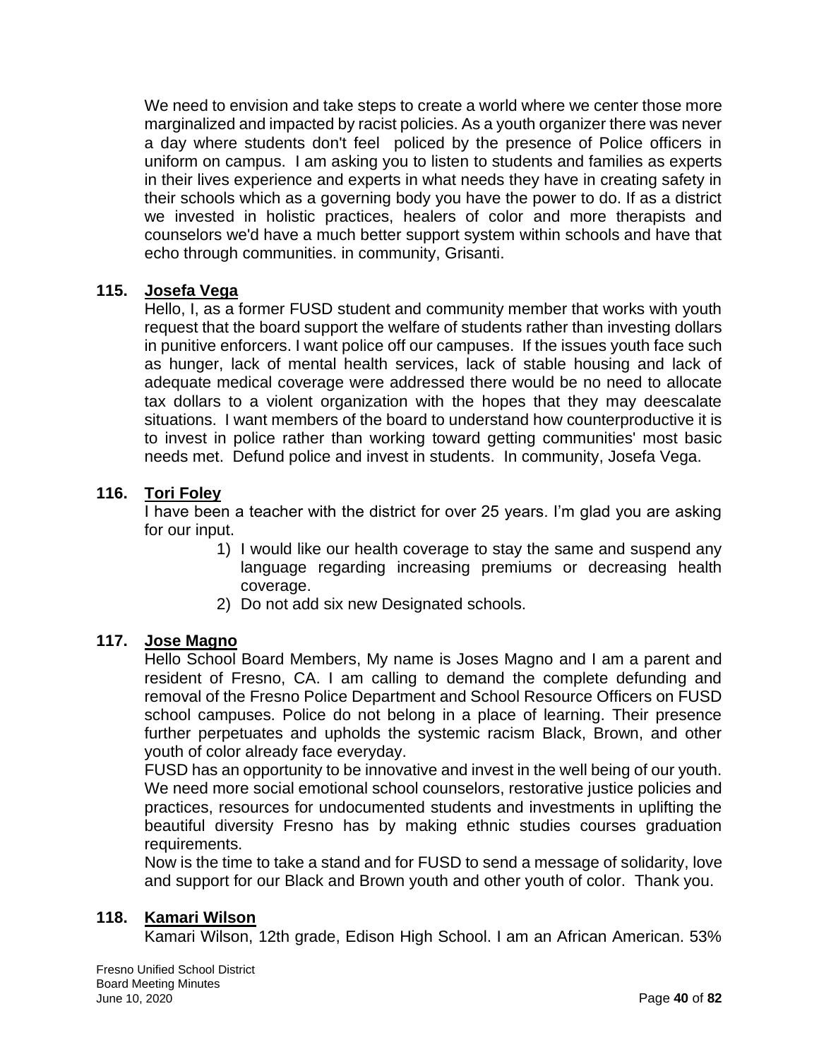We need to envision and take steps to create a world where we center those more marginalized and impacted by racist policies. As a youth organizer there was never a day where students don't feel  policed by the presence of Police officers in uniform on campus.  I am asking you to listen to students and families as experts in their lives experience and experts in what needs they have in creating safety in their schools which as a governing body you have the power to do. If as a district we invested in holistic practices, healers of color and more therapists and counselors we'd have a much better support system within schools and have that echo through communities. in community, Grisanti.

**115. Josefa Vega**

Hello, I, as a former FUSD student and community member that works with youth request that the board support the welfare of students rather than investing dollars in punitive enforcers. I want police off our campuses.  If the issues youth face such as hunger, lack of mental health services, lack of stable housing and lack of adequate medical coverage were addressed there would be no need to allocate tax dollars to a violent organization with the hopes that they may deescalate situations.  I want members of the board to understand how counterproductive it is to invest in police rather than working toward getting communities' most basic needs met.  Defund police and invest in students.  In community, Josefa Vega.

**116. Tori Foley**

I have been a teacher with the district for over 25 years. I'm glad you are asking for our input.

1) I would like our health coverage to stay the same and suspend any language regarding increasing premiums or decreasing health coverage.
2) Do not add six new Designated schools.

**117. Jose Magno**

Hello School Board Members, My name is Joses Magno and I am a parent and resident of Fresno, CA. I am calling to demand the complete defunding and removal of the Fresno Police Department and School Resource Officers on FUSD school campuses. Police do not belong in a place of learning. Their presence further perpetuates and upholds the systemic racism Black, Brown, and other youth of color already face everyday.

FUSD has an opportunity to be innovative and invest in the well being of our youth. We need more social emotional school counselors, restorative justice policies and practices, resources for undocumented students and investments in uplifting the beautiful diversity Fresno has by making ethnic studies courses graduation requirements.

Now is the time to take a stand and for FUSD to send a message of solidarity, love and support for our Black and Brown youth and other youth of color.  Thank you.

**118. Kamari Wilson**

Kamari Wilson, 12th grade, Edison High School. I am an African American. 53%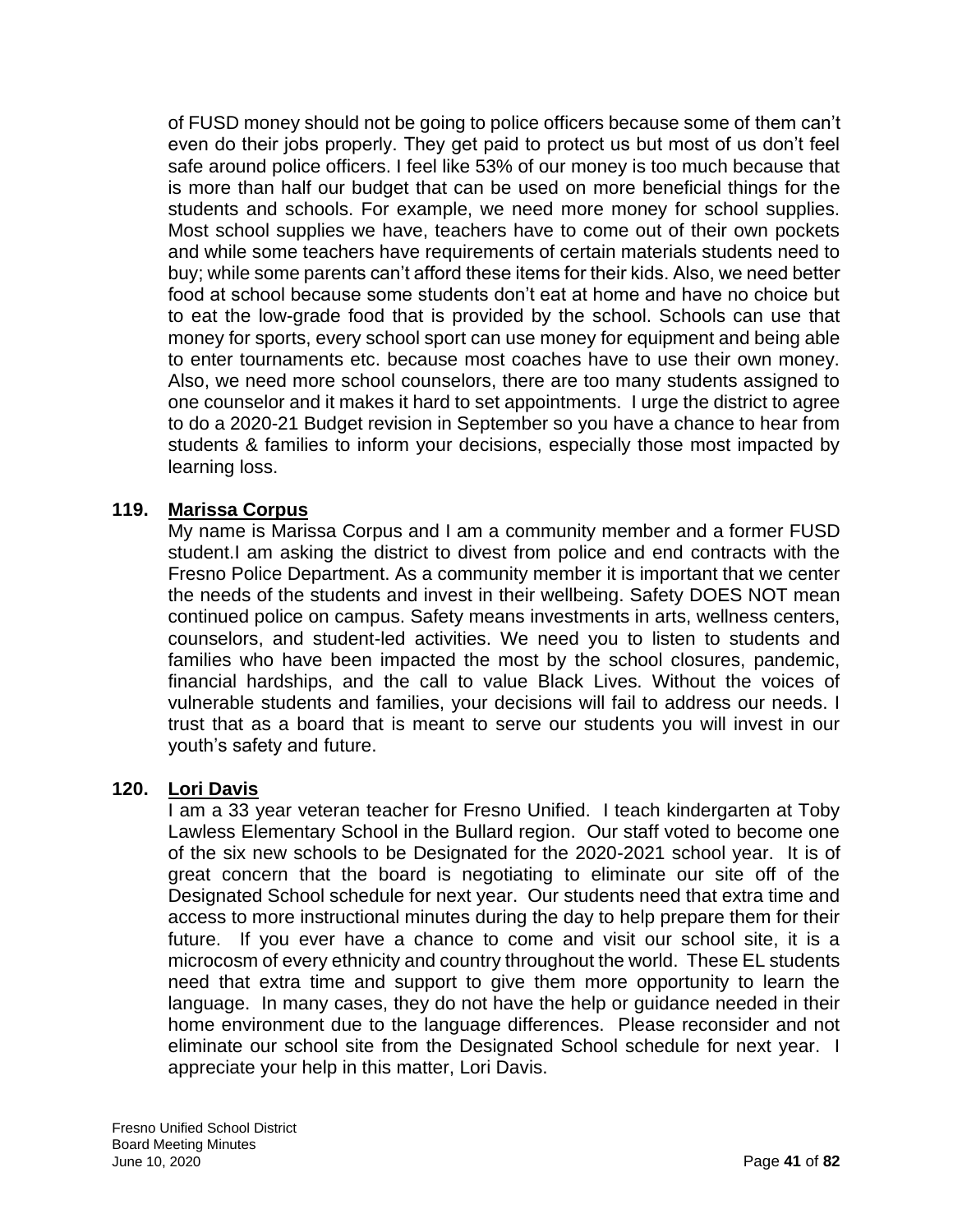of FUSD money should not be going to police officers because some of them can't even do their jobs properly. They get paid to protect us but most of us don't feel safe around police officers. I feel like 53% of our money is too much because that is more than half our budget that can be used on more beneficial things for the students and schools. For example, we need more money for school supplies. Most school supplies we have, teachers have to come out of their own pockets and while some teachers have requirements of certain materials students need to buy; while some parents can't afford these items for their kids. Also, we need better food at school because some students don't eat at home and have no choice but to eat the low-grade food that is provided by the school. Schools can use that money for sports, every school sport can use money for equipment and being able to enter tournaments etc. because most coaches have to use their own money. Also, we need more school counselors, there are too many students assigned to one counselor and it makes it hard to set appointments. I urge the district to agree to do a 2020-21 Budget revision in September so you have a chance to hear from students & families to inform your decisions, especially those most impacted by learning loss.

**119. Marissa Corpus**

My name is Marissa Corpus and I am a community member and a former FUSD student.I am asking the district to divest from police and end contracts with the Fresno Police Department. As a community member it is important that we center the needs of the students and invest in their wellbeing. Safety DOES NOT mean continued police on campus. Safety means investments in arts, wellness centers, counselors, and student-led activities. We need you to listen to students and families who have been impacted the most by the school closures, pandemic, financial hardships, and the call to value Black Lives. Without the voices of vulnerable students and families, your decisions will fail to address our needs. I trust that as a board that is meant to serve our students you will invest in our youth's safety and future.

**120. Lori Davis**

I am a 33 year veteran teacher for Fresno Unified. I teach kindergarten at Toby Lawless Elementary School in the Bullard region. Our staff voted to become one of the six new schools to be Designated for the 2020-2021 school year. It is of great concern that the board is negotiating to eliminate our site off of the Designated School schedule for next year. Our students need that extra time and access to more instructional minutes during the day to help prepare them for their future. If you ever have a chance to come and visit our school site, it is a microcosm of every ethnicity and country throughout the world. These EL students need that extra time and support to give them more opportunity to learn the language. In many cases, they do not have the help or guidance needed in their home environment due to the language differences. Please reconsider and not eliminate our school site from the Designated School schedule for next year. I appreciate your help in this matter, Lori Davis.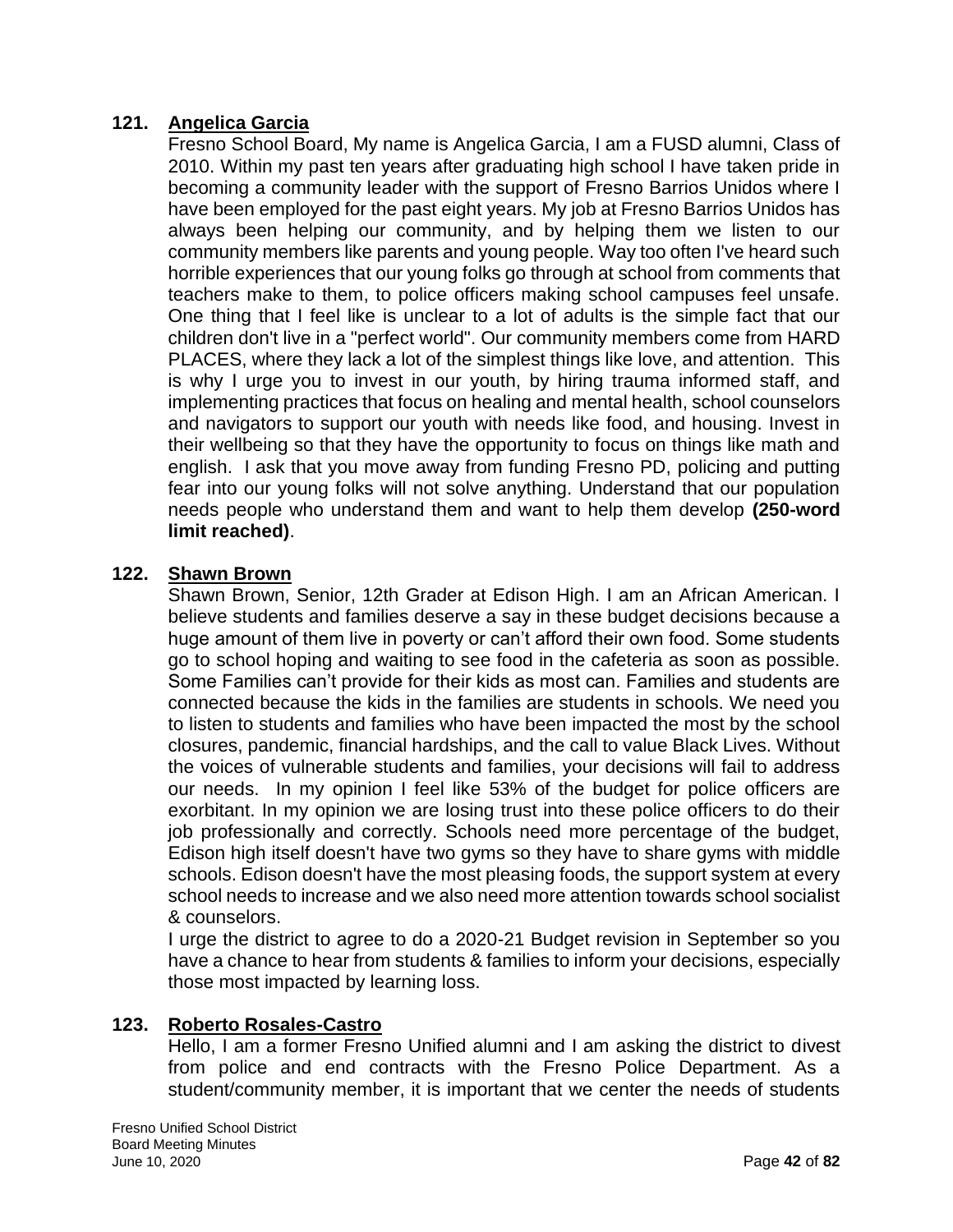**121. <u>Angelica Garcia</u>**

Fresno School Board, My name is Angelica Garcia, I am a FUSD alumni, Class of 2010. Within my past ten years after graduating high school I have taken pride in becoming a community leader with the support of Fresno Barrios Unidos where I have been employed for the past eight years. My job at Fresno Barrios Unidos has always been helping our community, and by helping them we listen to our community members like parents and young people. Way too often I've heard such horrible experiences that our young folks go through at school from comments that teachers make to them, to police officers making school campuses feel unsafe. One thing that I feel like is unclear to a lot of adults is the simple fact that our children don't live in a "perfect world". Our community members come from HARD PLACES, where they lack a lot of the simplest things like love, and attention. This is why I urge you to invest in our youth, by hiring trauma informed staff, and implementing practices that focus on healing and mental health, school counselors and navigators to support our youth with needs like food, and housing. Invest in their wellbeing so that they have the opportunity to focus on things like math and english. I ask that you move away from funding Fresno PD, policing and putting fear into our young folks will not solve anything. Understand that our population needs people who understand them and want to help them develop **(250-word limit reached)**.

**122. <u>Shawn Brown</u>**

Shawn Brown, Senior, 12th Grader at Edison High. I am an African American. I believe students and families deserve a say in these budget decisions because a huge amount of them live in poverty or can't afford their own food. Some students go to school hoping and waiting to see food in the cafeteria as soon as possible. Some Families can't provide for their kids as most can. Families and students are connected because the kids in the families are students in schools. We need you to listen to students and families who have been impacted the most by the school closures, pandemic, financial hardships, and the call to value Black Lives. Without the voices of vulnerable students and families, your decisions will fail to address our needs. In my opinion I feel like 53% of the budget for police officers are exorbitant. In my opinion we are losing trust into these police officers to do their job professionally and correctly. Schools need more percentage of the budget, Edison high itself doesn't have two gyms so they have to share gyms with middle schools. Edison doesn't have the most pleasing foods, the support system at every school needs to increase and we also need more attention towards school socialist & counselors.

I urge the district to agree to do a 2020-21 Budget revision in September so you have a chance to hear from students & families to inform your decisions, especially those most impacted by learning loss.

**123. <u>Roberto Rosales-Castro</u>**

Hello, I am a former Fresno Unified alumni and I am asking the district to divest from police and end contracts with the Fresno Police Department. As a student/community member, it is important that we center the needs of students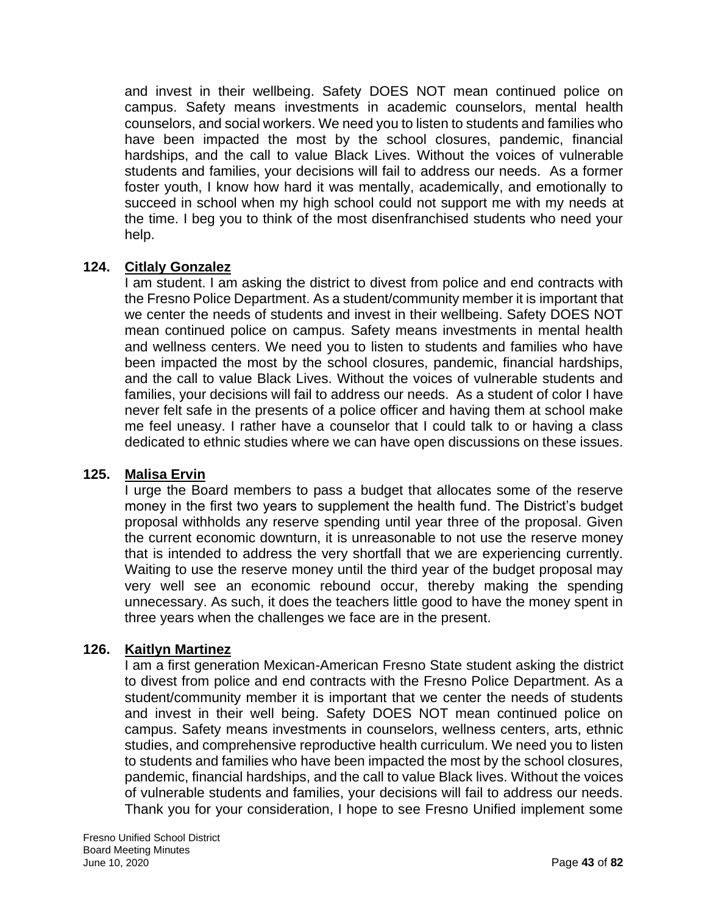and invest in their wellbeing. Safety DOES NOT mean continued police on campus. Safety means investments in academic counselors, mental health counselors, and social workers. We need you to listen to students and families who have been impacted the most by the school closures, pandemic, financial hardships, and the call to value Black Lives. Without the voices of vulnerable students and families, your decisions will fail to address our needs. As a former foster youth, I know how hard it was mentally, academically, and emotionally to succeed in school when my high school could not support me with my needs at the time. I beg you to think of the most disenfranchised students who need your help.

**124. Citlaly Gonzalez**

I am student. I am asking the district to divest from police and end contracts with the Fresno Police Department. As a student/community member it is important that we center the needs of students and invest in their wellbeing. Safety DOES NOT mean continued police on campus. Safety means investments in mental health and wellness centers. We need you to listen to students and families who have been impacted the most by the school closures, pandemic, financial hardships, and the call to value Black Lives. Without the voices of vulnerable students and families, your decisions will fail to address our needs. As a student of color I have never felt safe in the presents of a police officer and having them at school make me feel uneasy. I rather have a counselor that I could talk to or having a class dedicated to ethnic studies where we can have open discussions on these issues.

**125. Malisa Ervin**

I urge the Board members to pass a budget that allocates some of the reserve money in the first two years to supplement the health fund. The District's budget proposal withholds any reserve spending until year three of the proposal. Given the current economic downturn, it is unreasonable to not use the reserve money that is intended to address the very shortfall that we are experiencing currently. Waiting to use the reserve money until the third year of the budget proposal may very well see an economic rebound occur, thereby making the spending unnecessary. As such, it does the teachers little good to have the money spent in three years when the challenges we face are in the present.

**126. Kaitlyn Martinez**

I am a first generation Mexican-American Fresno State student asking the district to divest from police and end contracts with the Fresno Police Department. As a student/community member it is important that we center the needs of students and invest in their well being. Safety DOES NOT mean continued police on campus. Safety means investments in counselors, wellness centers, arts, ethnic studies, and comprehensive reproductive health curriculum. We need you to listen to students and families who have been impacted the most by the school closures, pandemic, financial hardships, and the call to value Black lives. Without the voices of vulnerable students and families, your decisions will fail to address our needs. Thank you for your consideration, I hope to see Fresno Unified implement some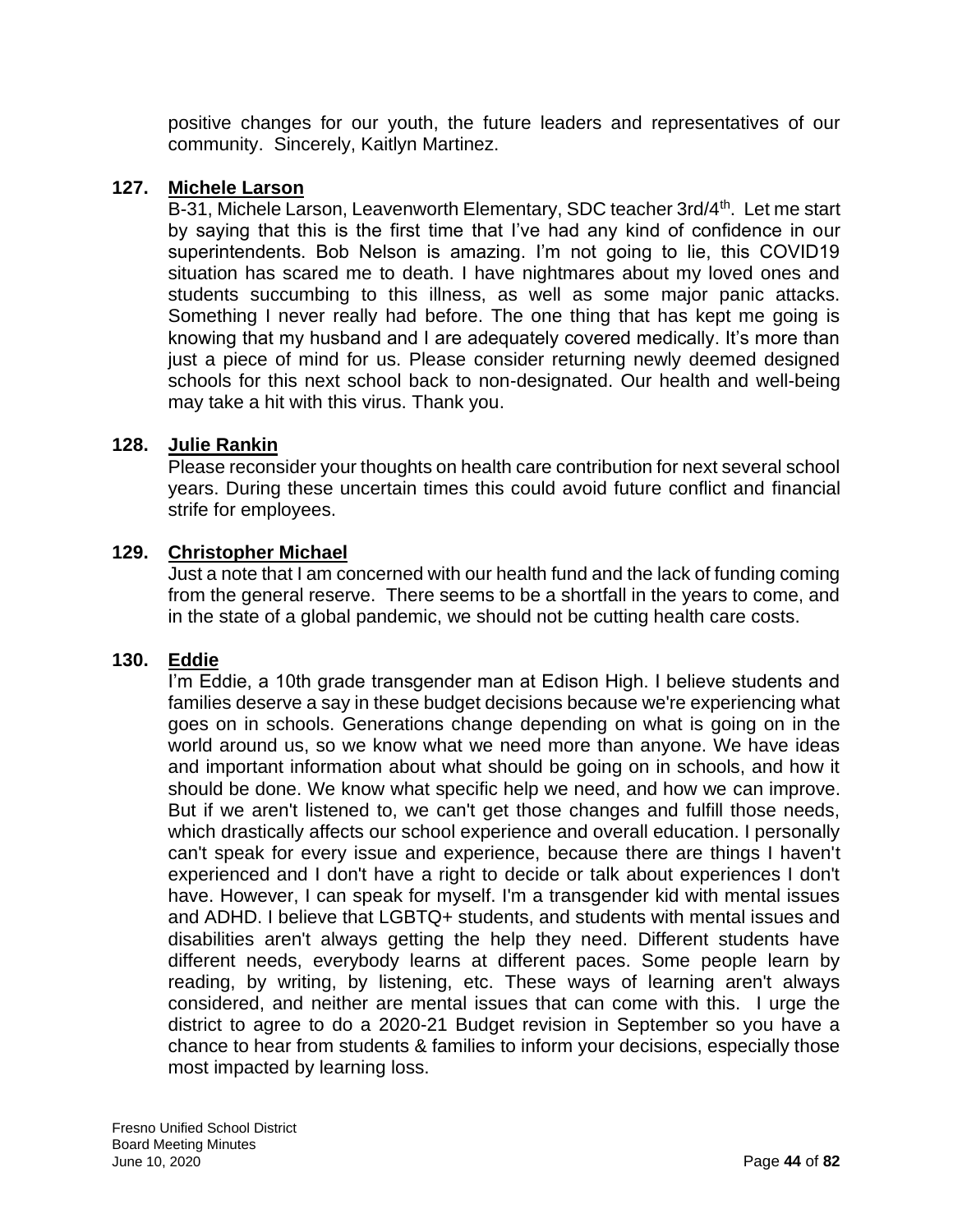positive changes for our youth, the future leaders and representatives of our community. Sincerely, Kaitlyn Martinez.

**127. Michele Larson**

B-31, Michele Larson, Leavenworth Elementary, SDC teacher 3rd/4th. Let me start by saying that this is the first time that I've had any kind of confidence in our superintendents. Bob Nelson is amazing. I'm not going to lie, this COVID19 situation has scared me to death. I have nightmares about my loved ones and students succumbing to this illness, as well as some major panic attacks. Something I never really had before. The one thing that has kept me going is knowing that my husband and I are adequately covered medically. It's more than just a piece of mind for us. Please consider returning newly deemed designed schools for this next school back to non-designated. Our health and well-being may take a hit with this virus. Thank you.

**128. Julie Rankin**

Please reconsider your thoughts on health care contribution for next several school years. During these uncertain times this could avoid future conflict and financial strife for employees.

**129. Christopher Michael**

Just a note that I am concerned with our health fund and the lack of funding coming from the general reserve. There seems to be a shortfall in the years to come, and in the state of a global pandemic, we should not be cutting health care costs.

**130. Eddie**

I'm Eddie, a 10th grade transgender man at Edison High. I believe students and families deserve a say in these budget decisions because we're experiencing what goes on in schools. Generations change depending on what is going on in the world around us, so we know what we need more than anyone. We have ideas and important information about what should be going on in schools, and how it should be done. We know what specific help we need, and how we can improve. But if we aren't listened to, we can't get those changes and fulfill those needs, which drastically affects our school experience and overall education. I personally can't speak for every issue and experience, because there are things I haven't experienced and I don't have a right to decide or talk about experiences I don't have. However, I can speak for myself. I'm a transgender kid with mental issues and ADHD. I believe that LGBTQ+ students, and students with mental issues and disabilities aren't always getting the help they need. Different students have different needs, everybody learns at different paces. Some people learn by reading, by writing, by listening, etc. These ways of learning aren't always considered, and neither are mental issues that can come with this. I urge the district to agree to do a 2020-21 Budget revision in September so you have a chance to hear from students & families to inform your decisions, especially those most impacted by learning loss.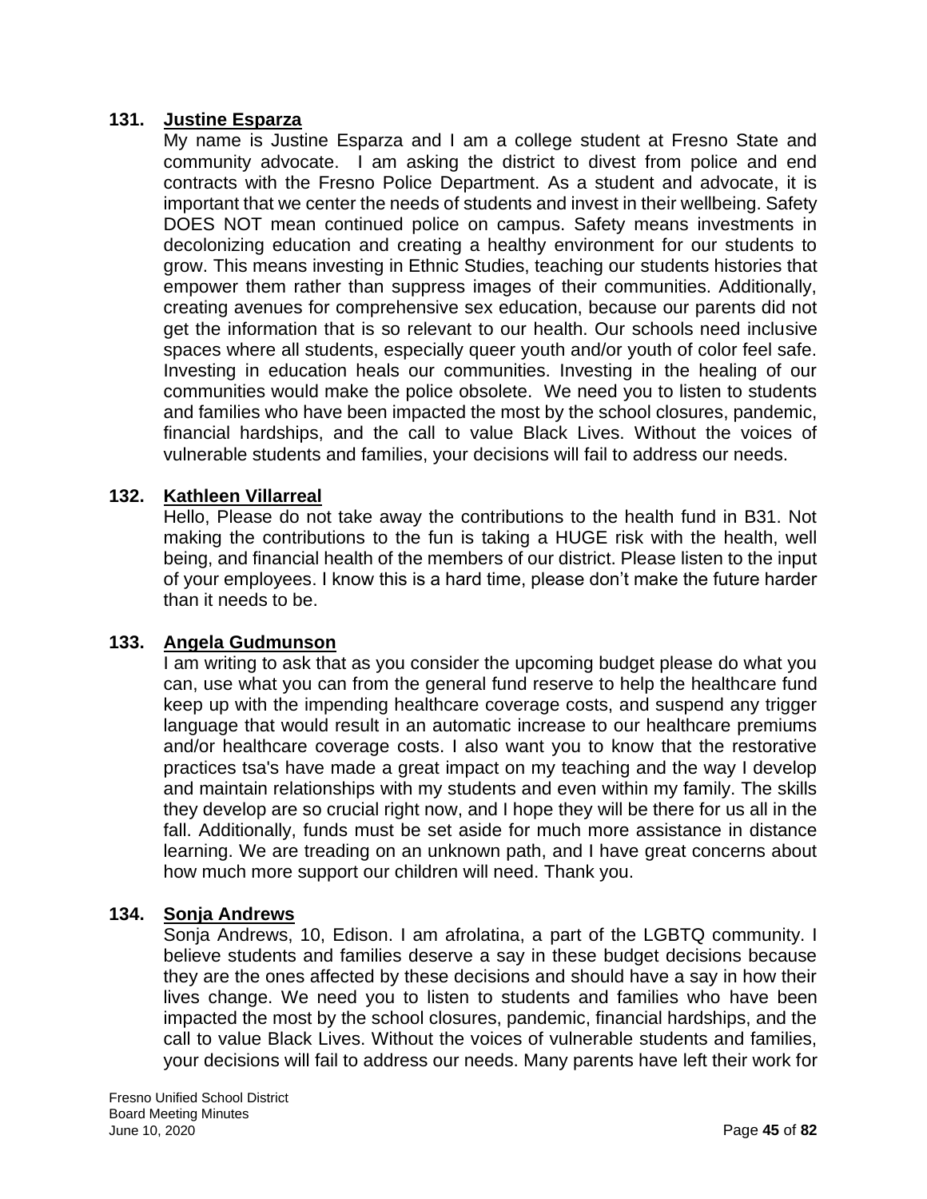**131. Justine Esparza**

My name is Justine Esparza and I am a college student at Fresno State and community advocate. I am asking the district to divest from police and end contracts with the Fresno Police Department. As a student and advocate, it is important that we center the needs of students and invest in their wellbeing. Safety DOES NOT mean continued police on campus. Safety means investments in decolonizing education and creating a healthy environment for our students to grow. This means investing in Ethnic Studies, teaching our students histories that empower them rather than suppress images of their communities. Additionally, creating avenues for comprehensive sex education, because our parents did not get the information that is so relevant to our health. Our schools need inclusive spaces where all students, especially queer youth and/or youth of color feel safe. Investing in education heals our communities. Investing in the healing of our communities would make the police obsolete. We need you to listen to students and families who have been impacted the most by the school closures, pandemic, financial hardships, and the call to value Black Lives. Without the voices of vulnerable students and families, your decisions will fail to address our needs.

**132. Kathleen Villarreal**

Hello, Please do not take away the contributions to the health fund in B31. Not making the contributions to the fun is taking a HUGE risk with the health, well being, and financial health of the members of our district. Please listen to the input of your employees. I know this is a hard time, please don't make the future harder than it needs to be.

**133. Angela Gudmunson**

I am writing to ask that as you consider the upcoming budget please do what you can, use what you can from the general fund reserve to help the healthcare fund keep up with the impending healthcare coverage costs, and suspend any trigger language that would result in an automatic increase to our healthcare premiums and/or healthcare coverage costs. I also want you to know that the restorative practices tsa's have made a great impact on my teaching and the way I develop and maintain relationships with my students and even within my family. The skills they develop are so crucial right now, and I hope they will be there for us all in the fall. Additionally, funds must be set aside for much more assistance in distance learning. We are treading on an unknown path, and I have great concerns about how much more support our children will need. Thank you.

**134. Sonja Andrews**

Sonja Andrews, 10, Edison. I am afrolatina, a part of the LGBTQ community. I believe students and families deserve a say in these budget decisions because they are the ones affected by these decisions and should have a say in how their lives change. We need you to listen to students and families who have been impacted the most by the school closures, pandemic, financial hardships, and the call to value Black Lives. Without the voices of vulnerable students and families, your decisions will fail to address our needs. Many parents have left their work for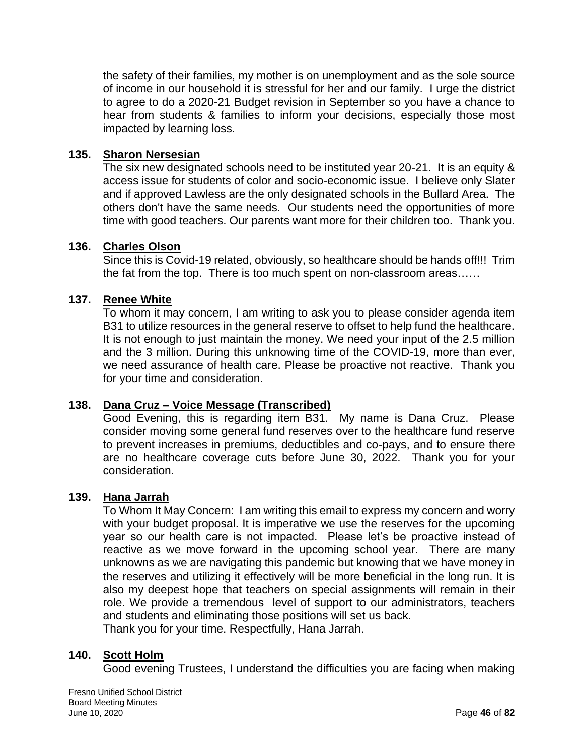the safety of their families, my mother is on unemployment and as the sole source of income in our household it is stressful for her and our family. I urge the district to agree to do a 2020-21 Budget revision in September so you have a chance to hear from students & families to inform your decisions, especially those most impacted by learning loss.

**135. Sharon Nersesian**

The six new designated schools need to be instituted year 20-21. It is an equity & access issue for students of color and socio-economic issue. I believe only Slater and if approved Lawless are the only designated schools in the Bullard Area. The others don't have the same needs. Our students need the opportunities of more time with good teachers. Our parents want more for their children too. Thank you.

**136. Charles Olson**

Since this is Covid-19 related, obviously, so healthcare should be hands off!!! Trim the fat from the top. There is too much spent on non-classroom areas……

**137. Renee White**

To whom it may concern, I am writing to ask you to please consider agenda item B31 to utilize resources in the general reserve to offset to help fund the healthcare. It is not enough to just maintain the money. We need your input of the 2.5 million and the 3 million. During this unknowing time of the COVID-19, more than ever, we need assurance of health care. Please be proactive not reactive. Thank you for your time and consideration.

**138. Dana Cruz – Voice Message (Transcribed)**

Good Evening, this is regarding item B31. My name is Dana Cruz. Please consider moving some general fund reserves over to the healthcare fund reserve to prevent increases in premiums, deductibles and co-pays, and to ensure there are no healthcare coverage cuts before June 30, 2022. Thank you for your consideration.

**139. Hana Jarrah**

To Whom It May Concern: I am writing this email to express my concern and worry with your budget proposal. It is imperative we use the reserves for the upcoming year so our health care is not impacted. Please let's be proactive instead of reactive as we move forward in the upcoming school year. There are many unknowns as we are navigating this pandemic but knowing that we have money in the reserves and utilizing it effectively will be more beneficial in the long run. It is also my deepest hope that teachers on special assignments will remain in their role. We provide a tremendous level of support to our administrators, teachers and students and eliminating those positions will set us back.
Thank you for your time. Respectfully, Hana Jarrah.

**140. Scott Holm**

Good evening Trustees, I understand the difficulties you are facing when making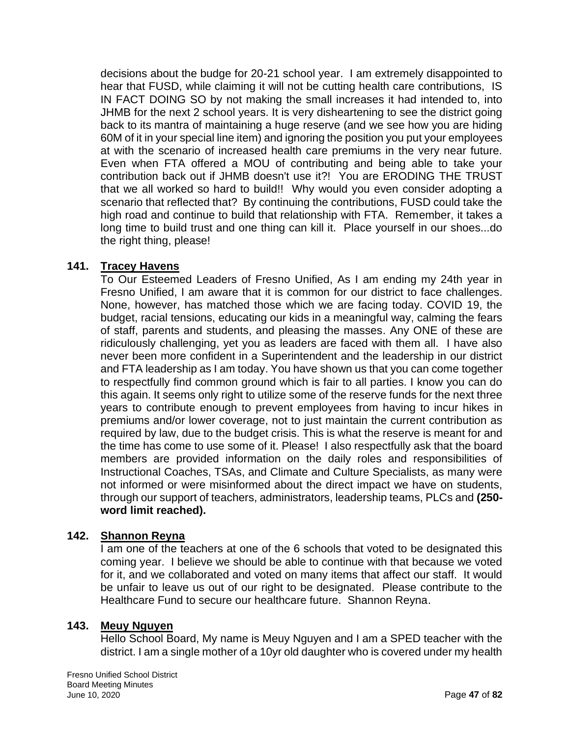decisions about the budge for 20-21 school year. I am extremely disappointed to hear that FUSD, while claiming it will not be cutting health care contributions, IS IN FACT DOING SO by not making the small increases it had intended to, into JHMB for the next 2 school years. It is very disheartening to see the district going back to its mantra of maintaining a huge reserve (and we see how you are hiding 60M of it in your special line item) and ignoring the position you put your employees at with the scenario of increased health care premiums in the very near future. Even when FTA offered a MOU of contributing and being able to take your contribution back out if JHMB doesn't use it?! You are ERODING THE TRUST that we all worked so hard to build!! Why would you even consider adopting a scenario that reflected that? By continuing the contributions, FUSD could take the high road and continue to build that relationship with FTA. Remember, it takes a long time to build trust and one thing can kill it. Place yourself in our shoes...do the right thing, please!

**141. Tracey Havens**

To Our Esteemed Leaders of Fresno Unified, As I am ending my 24th year in Fresno Unified, I am aware that it is common for our district to face challenges. None, however, has matched those which we are facing today. COVID 19, the budget, racial tensions, educating our kids in a meaningful way, calming the fears of staff, parents and students, and pleasing the masses. Any ONE of these are ridiculously challenging, yet you as leaders are faced with them all. I have also never been more confident in a Superintendent and the leadership in our district and FTA leadership as I am today. You have shown us that you can come together to respectfully find common ground which is fair to all parties. I know you can do this again. It seems only right to utilize some of the reserve funds for the next three years to contribute enough to prevent employees from having to incur hikes in premiums and/or lower coverage, not to just maintain the current contribution as required by law, due to the budget crisis. This is what the reserve is meant for and the time has come to use some of it. Please! I also respectfully ask that the board members are provided information on the daily roles and responsibilities of Instructional Coaches, TSAs, and Climate and Culture Specialists, as many were not informed or were misinformed about the direct impact we have on students, through our support of teachers, administrators, leadership teams, PLCs and **(250-word limit reached).**

**142. Shannon Reyna**

I am one of the teachers at one of the 6 schools that voted to be designated this coming year. I believe we should be able to continue with that because we voted for it, and we collaborated and voted on many items that affect our staff. It would be unfair to leave us out of our right to be designated. Please contribute to the Healthcare Fund to secure our healthcare future. Shannon Reyna.

**143. Meuy Nguyen**

Hello School Board, My name is Meuy Nguyen and I am a SPED teacher with the district. I am a single mother of a 10yr old daughter who is covered under my health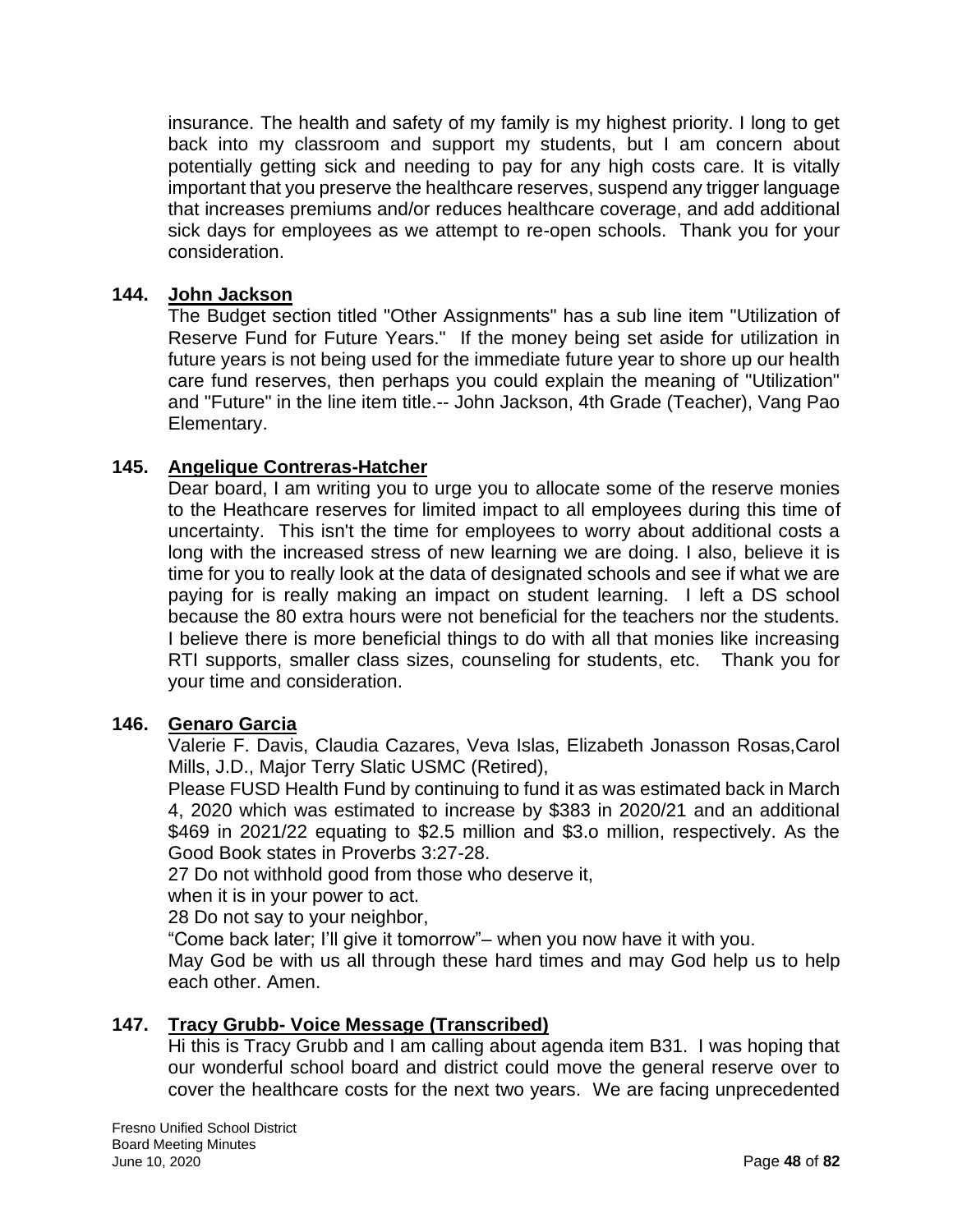insurance. The health and safety of my family is my highest priority. I long to get back into my classroom and support my students, but I am concern about potentially getting sick and needing to pay for any high costs care. It is vitally important that you preserve the healthcare reserves, suspend any trigger language that increases premiums and/or reduces healthcare coverage, and add additional sick days for employees as we attempt to re-open schools. Thank you for your consideration.

**144. John Jackson**

The Budget section titled "Other Assignments" has a sub line item "Utilization of Reserve Fund for Future Years." If the money being set aside for utilization in future years is not being used for the immediate future year to shore up our health care fund reserves, then perhaps you could explain the meaning of "Utilization" and "Future" in the line item title.-- John Jackson, 4th Grade (Teacher), Vang Pao Elementary.

**145. Angelique Contreras-Hatcher**

Dear board, I am writing you to urge you to allocate some of the reserve monies to the Heathcare reserves for limited impact to all employees during this time of uncertainty. This isn't the time for employees to worry about additional costs a long with the increased stress of new learning we are doing. I also, believe it is time for you to really look at the data of designated schools and see if what we are paying for is really making an impact on student learning. I left a DS school because the 80 extra hours were not beneficial for the teachers nor the students. I believe there is more beneficial things to do with all that monies like increasing RTI supports, smaller class sizes, counseling for students, etc. Thank you for your time and consideration.

**146. Genaro Garcia**

Valerie F. Davis, Claudia Cazares, Veva Islas, Elizabeth Jonasson Rosas,Carol Mills, J.D., Major Terry Slatic USMC (Retired),

Please FUSD Health Fund by continuing to fund it as was estimated back in March 4, 2020 which was estimated to increase by $383 in 2020/21 and an additional $469 in 2021/22 equating to $2.5 million and $3.o million, respectively. As the Good Book states in Proverbs 3:27-28.

27 Do not withhold good from those who deserve it,

when it is in your power to act.

28 Do not say to your neighbor,

“Come back later; I'll give it tomorrow”– when you now have it with you.

May God be with us all through these hard times and may God help us to help each other. Amen.

**147. Tracy Grubb- Voice Message (Transcribed)**

Hi this is Tracy Grubb and I am calling about agenda item B31. I was hoping that our wonderful school board and district could move the general reserve over to cover the healthcare costs for the next two years. We are facing unprecedented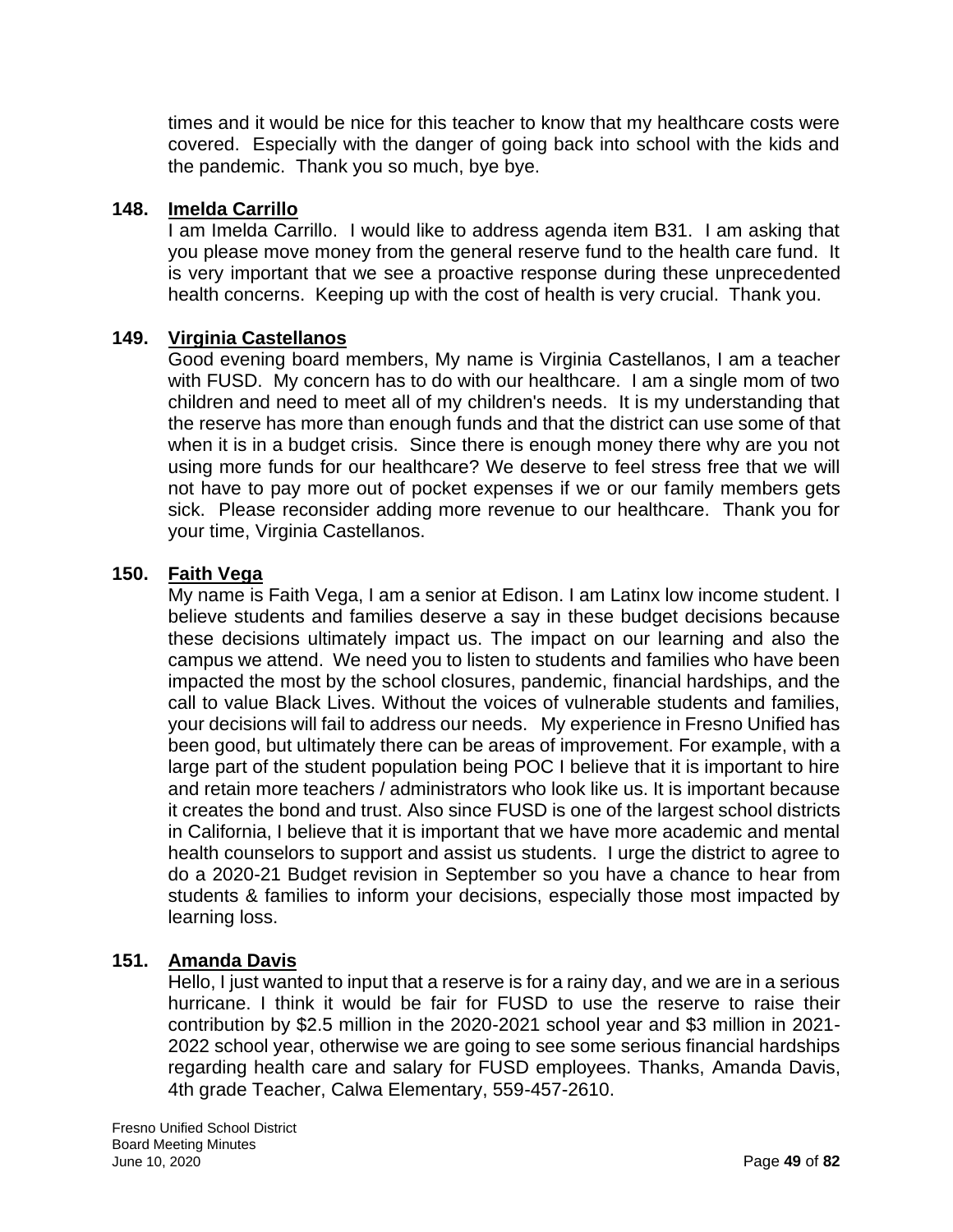times and it would be nice for this teacher to know that my healthcare costs were covered. Especially with the danger of going back into school with the kids and the pandemic. Thank you so much, bye bye.

**148. Imelda Carrillo**

I am Imelda Carrillo. I would like to address agenda item B31. I am asking that you please move money from the general reserve fund to the health care fund. It is very important that we see a proactive response during these unprecedented health concerns. Keeping up with the cost of health is very crucial. Thank you.

**149. Virginia Castellanos**

Good evening board members, My name is Virginia Castellanos, I am a teacher with FUSD. My concern has to do with our healthcare. I am a single mom of two children and need to meet all of my children's needs. It is my understanding that the reserve has more than enough funds and that the district can use some of that when it is in a budget crisis. Since there is enough money there why are you not using more funds for our healthcare? We deserve to feel stress free that we will not have to pay more out of pocket expenses if we or our family members gets sick. Please reconsider adding more revenue to our healthcare. Thank you for your time, Virginia Castellanos.

**150. Faith Vega**

My name is Faith Vega, I am a senior at Edison. I am Latinx low income student. I believe students and families deserve a say in these budget decisions because these decisions ultimately impact us. The impact on our learning and also the campus we attend. We need you to listen to students and families who have been impacted the most by the school closures, pandemic, financial hardships, and the call to value Black Lives. Without the voices of vulnerable students and families, your decisions will fail to address our needs. My experience in Fresno Unified has been good, but ultimately there can be areas of improvement. For example, with a large part of the student population being POC I believe that it is important to hire and retain more teachers / administrators who look like us. It is important because it creates the bond and trust. Also since FUSD is one of the largest school districts in California, I believe that it is important that we have more academic and mental health counselors to support and assist us students. I urge the district to agree to do a 2020-21 Budget revision in September so you have a chance to hear from students & families to inform your decisions, especially those most impacted by learning loss.

**151. Amanda Davis**

Hello, I just wanted to input that a reserve is for a rainy day, and we are in a serious hurricane. I think it would be fair for FUSD to use the reserve to raise their contribution by $2.5 million in the 2020-2021 school year and $3 million in 2021-2022 school year, otherwise we are going to see some serious financial hardships regarding health care and salary for FUSD employees. Thanks, Amanda Davis, 4th grade Teacher, Calwa Elementary, 559-457-2610.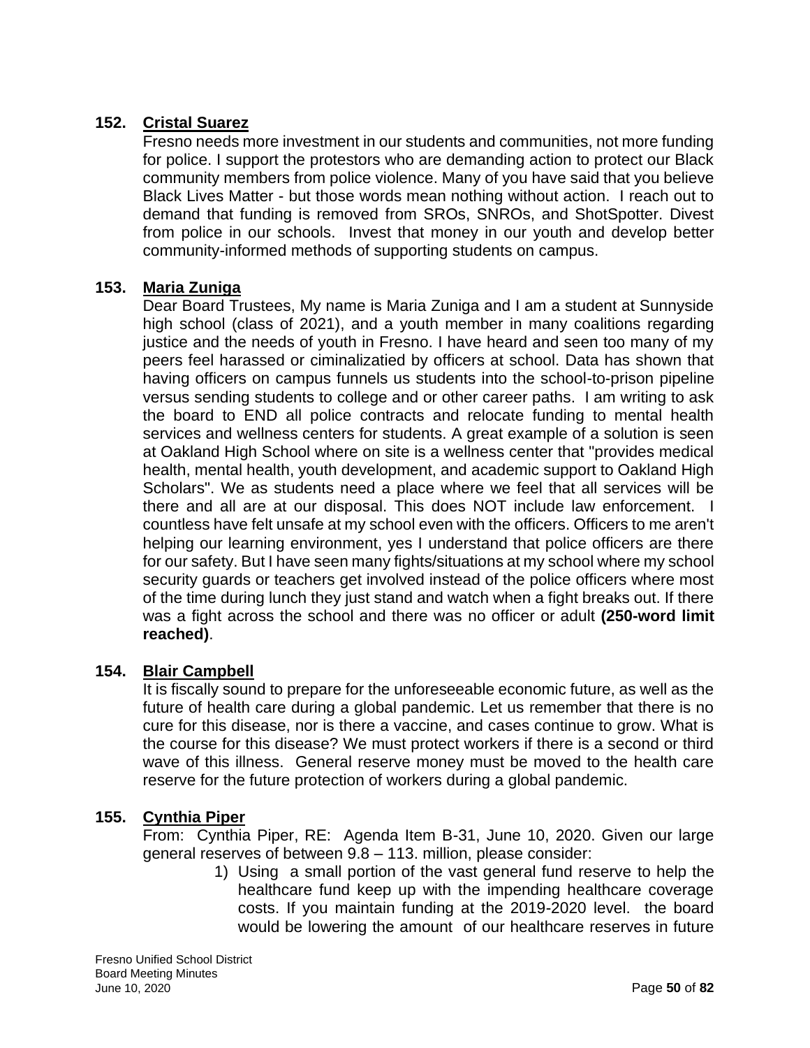**152. Cristal Suarez**

Fresno needs more investment in our students and communities, not more funding for police. I support the protestors who are demanding action to protect our Black community members from police violence. Many of you have said that you believe Black Lives Matter - but those words mean nothing without action. I reach out to demand that funding is removed from SROs, SNROs, and ShotSpotter. Divest from police in our schools. Invest that money in our youth and develop better community-informed methods of supporting students on campus.

**153. Maria Zuniga**

Dear Board Trustees, My name is Maria Zuniga and I am a student at Sunnyside high school (class of 2021), and a youth member in many coalitions regarding justice and the needs of youth in Fresno. I have heard and seen too many of my peers feel harassed or ciminalizatied by officers at school. Data has shown that having officers on campus funnels us students into the school-to-prison pipeline versus sending students to college and or other career paths. I am writing to ask the board to END all police contracts and relocate funding to mental health services and wellness centers for students. A great example of a solution is seen at Oakland High School where on site is a wellness center that "provides medical health, mental health, youth development, and academic support to Oakland High Scholars". We as students need a place where we feel that all services will be there and all are at our disposal. This does NOT include law enforcement. I countless have felt unsafe at my school even with the officers. Officers to me aren't helping our learning environment, yes I understand that police officers are there for our safety. But I have seen many fights/situations at my school where my school security guards or teachers get involved instead of the police officers where most of the time during lunch they just stand and watch when a fight breaks out. If there was a fight across the school and there was no officer or adult **(250-word limit reached)**.

**154. Blair Campbell**

It is fiscally sound to prepare for the unforeseeable economic future, as well as the future of health care during a global pandemic. Let us remember that there is no cure for this disease, nor is there a vaccine, and cases continue to grow. What is the course for this disease? We must protect workers if there is a second or third wave of this illness. General reserve money must be moved to the health care reserve for the future protection of workers during a global pandemic.

**155. Cynthia Piper**

From: Cynthia Piper, RE: Agenda Item B-31, June 10, 2020. Given our large general reserves of between 9.8 – 113. million, please consider:

1) Using a small portion of the vast general fund reserve to help the healthcare fund keep up with the impending healthcare coverage costs. If you maintain funding at the 2019-2020 level. the board would be lowering the amount of our healthcare reserves in future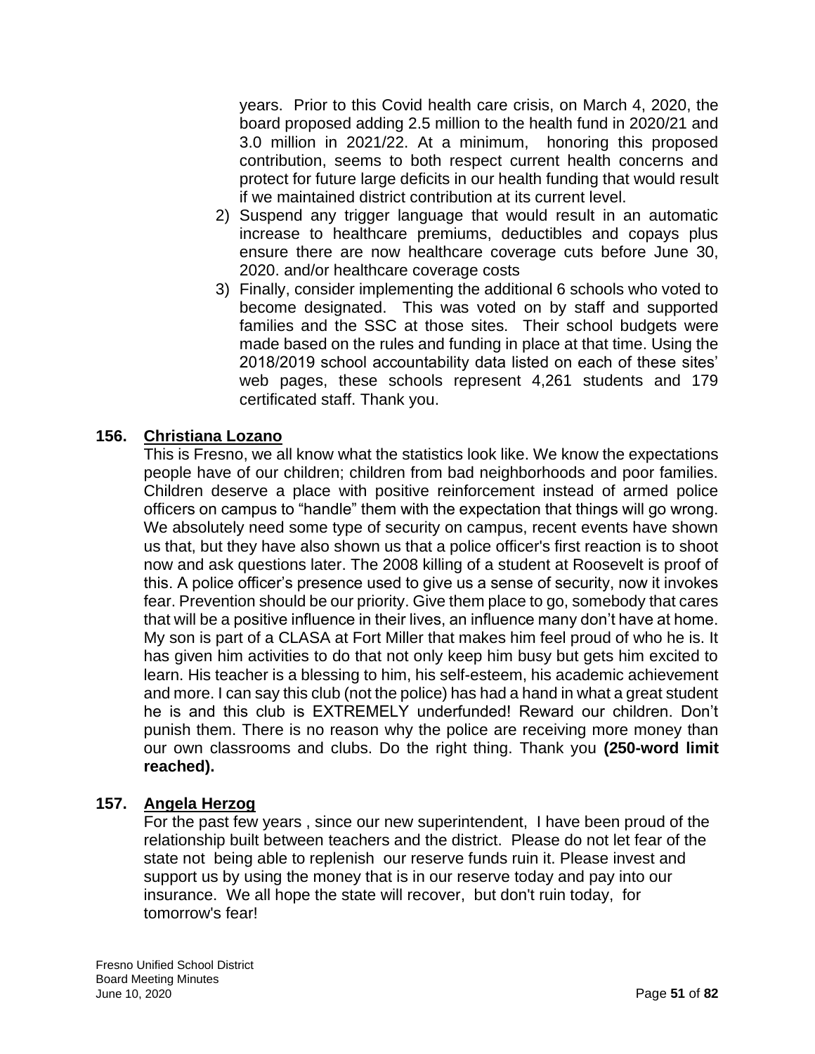years. Prior to this Covid health care crisis, on March 4, 2020, the board proposed adding 2.5 million to the health fund in 2020/21 and 3.0 million in 2021/22. At a minimum, honoring this proposed contribution, seems to both respect current health concerns and protect for future large deficits in our health funding that would result if we maintained district contribution at its current level.

2) Suspend any trigger language that would result in an automatic increase to healthcare premiums, deductibles and copays plus ensure there are now healthcare coverage cuts before June 30, 2020. and/or healthcare coverage costs
3) Finally, consider implementing the additional 6 schools who voted to become designated. This was voted on by staff and supported families and the SSC at those sites. Their school budgets were made based on the rules and funding in place at that time. Using the 2018/2019 school accountability data listed on each of these sites' web pages, these schools represent 4,261 students and 179 certificated staff. Thank you.

**156. Christiana Lozano**

This is Fresno, we all know what the statistics look like. We know the expectations people have of our children; children from bad neighborhoods and poor families. Children deserve a place with positive reinforcement instead of armed police officers on campus to "handle" them with the expectation that things will go wrong. We absolutely need some type of security on campus, recent events have shown us that, but they have also shown us that a police officer's first reaction is to shoot now and ask questions later. The 2008 killing of a student at Roosevelt is proof of this. A police officer's presence used to give us a sense of security, now it invokes fear. Prevention should be our priority. Give them place to go, somebody that cares that will be a positive influence in their lives, an influence many don't have at home. My son is part of a CLASA at Fort Miller that makes him feel proud of who he is. It has given him activities to do that not only keep him busy but gets him excited to learn. His teacher is a blessing to him, his self-esteem, his academic achievement and more. I can say this club (not the police) has had a hand in what a great student he is and this club is EXTREMELY underfunded! Reward our children. Don't punish them. There is no reason why the police are receiving more money than our own classrooms and clubs. Do the right thing. Thank you **(250-word limit reached).**

**157. Angela Herzog**

For the past few years , since our new superintendent, I have been proud of the relationship built between teachers and the district. Please do not let fear of the state not being able to replenish our reserve funds ruin it. Please invest and support us by using the money that is in our reserve today and pay into our insurance. We all hope the state will recover, but don't ruin today, for tomorrow's fear!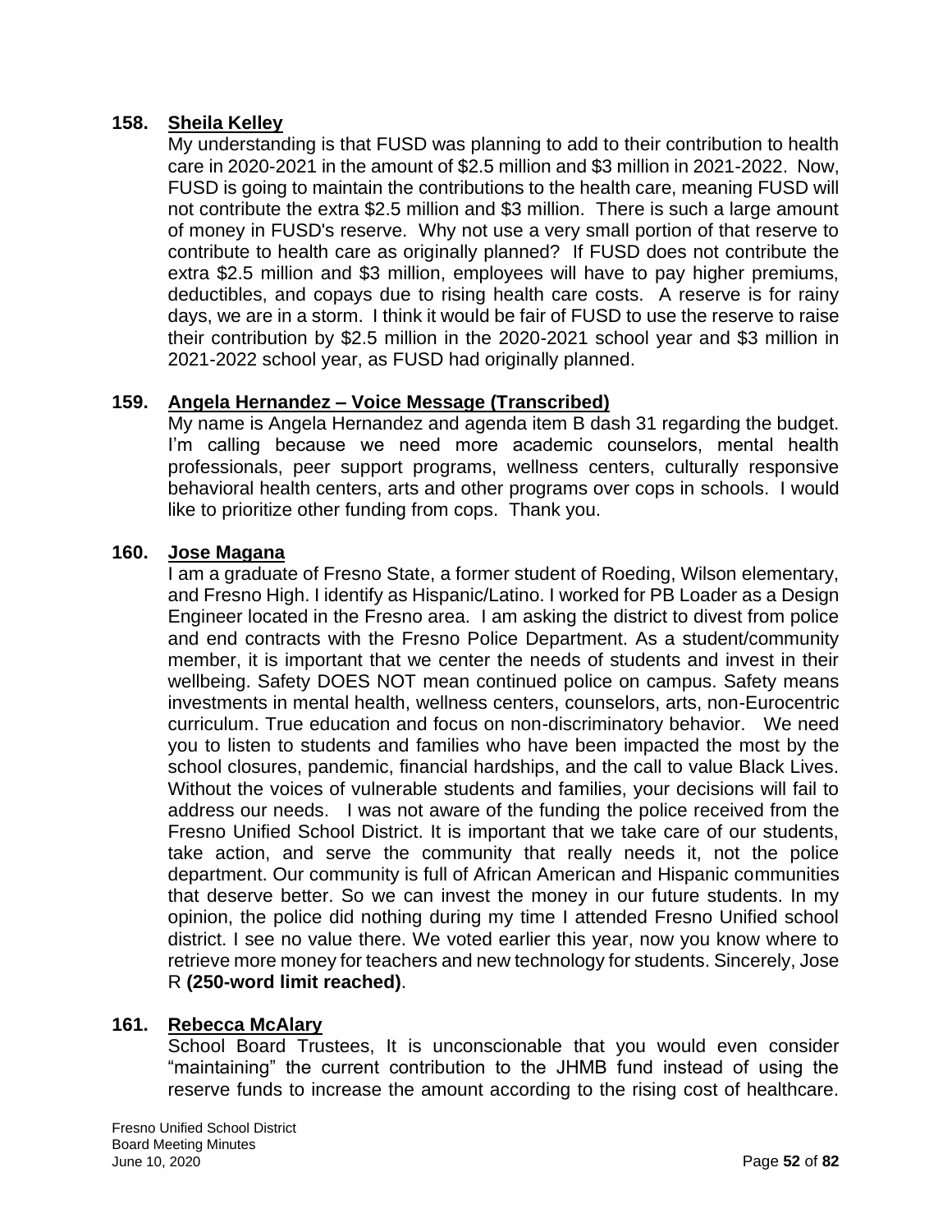**158. Sheila Kelley**

My understanding is that FUSD was planning to add to their contribution to health care in 2020-2021 in the amount of $2.5 million and $3 million in 2021-2022. Now, FUSD is going to maintain the contributions to the health care, meaning FUSD will not contribute the extra $2.5 million and $3 million. There is such a large amount of money in FUSD's reserve. Why not use a very small portion of that reserve to contribute to health care as originally planned? If FUSD does not contribute the extra $2.5 million and $3 million, employees will have to pay higher premiums, deductibles, and copays due to rising health care costs. A reserve is for rainy days, we are in a storm. I think it would be fair of FUSD to use the reserve to raise their contribution by $2.5 million in the 2020-2021 school year and $3 million in 2021-2022 school year, as FUSD had originally planned.

**159. Angela Hernandez – Voice Message (Transcribed)**

My name is Angela Hernandez and agenda item B dash 31 regarding the budget. I'm calling because we need more academic counselors, mental health professionals, peer support programs, wellness centers, culturally responsive behavioral health centers, arts and other programs over cops in schools. I would like to prioritize other funding from cops. Thank you.

**160. Jose Magana**

I am a graduate of Fresno State, a former student of Roeding, Wilson elementary, and Fresno High. I identify as Hispanic/Latino. I worked for PB Loader as a Design Engineer located in the Fresno area. I am asking the district to divest from police and end contracts with the Fresno Police Department. As a student/community member, it is important that we center the needs of students and invest in their wellbeing. Safety DOES NOT mean continued police on campus. Safety means investments in mental health, wellness centers, counselors, arts, non-Eurocentric curriculum. True education and focus on non-discriminatory behavior. We need you to listen to students and families who have been impacted the most by the school closures, pandemic, financial hardships, and the call to value Black Lives. Without the voices of vulnerable students and families, your decisions will fail to address our needs. I was not aware of the funding the police received from the Fresno Unified School District. It is important that we take care of our students, take action, and serve the community that really needs it, not the police department. Our community is full of African American and Hispanic communities that deserve better. So we can invest the money in our future students. In my opinion, the police did nothing during my time I attended Fresno Unified school district. I see no value there. We voted earlier this year, now you know where to retrieve more money for teachers and new technology for students. Sincerely, Jose R **(250-word limit reached)**.

**161. Rebecca McAlary**

School Board Trustees, It is unconscionable that you would even consider "maintaining" the current contribution to the JHMB fund instead of using the reserve funds to increase the amount according to the rising cost of healthcare.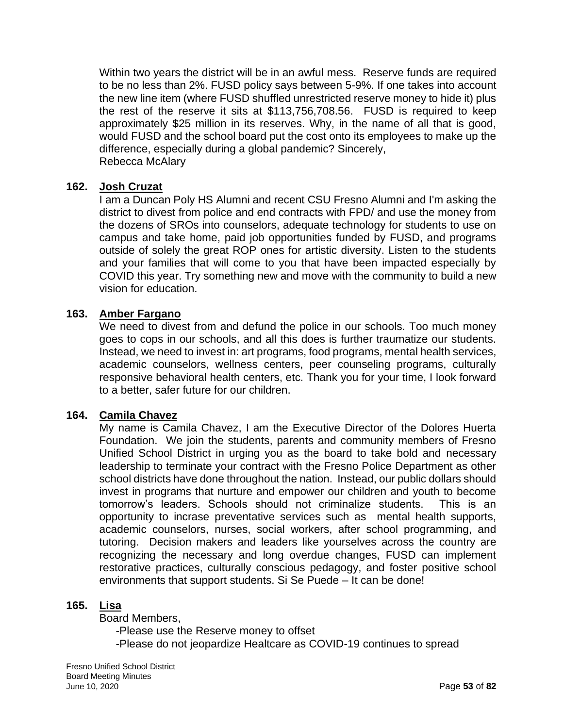Within two years the district will be in an awful mess. Reserve funds are required to be no less than 2%. FUSD policy says between 5-9%. If one takes into account the new line item (where FUSD shuffled unrestricted reserve money to hide it) plus the rest of the reserve it sits at $113,756,708.56. FUSD is required to keep approximately $25 million in its reserves. Why, in the name of all that is good, would FUSD and the school board put the cost onto its employees to make up the difference, especially during a global pandemic? Sincerely,
Rebecca McAlary

**162. Josh Cruzat**

I am a Duncan Poly HS Alumni and recent CSU Fresno Alumni and I'm asking the district to divest from police and end contracts with FPD/ and use the money from the dozens of SROs into counselors, adequate technology for students to use on campus and take home, paid job opportunities funded by FUSD, and programs outside of solely the great ROP ones for artistic diversity. Listen to the students and your families that will come to you that have been impacted especially by COVID this year. Try something new and move with the community to build a new vision for education.

**163. Amber Fargano**

We need to divest from and defund the police in our schools. Too much money goes to cops in our schools, and all this does is further traumatize our students. Instead, we need to invest in: art programs, food programs, mental health services, academic counselors, wellness centers, peer counseling programs, culturally responsive behavioral health centers, etc. Thank you for your time, I look forward to a better, safer future for our children.

**164. Camila Chavez**

My name is Camila Chavez, I am the Executive Director of the Dolores Huerta Foundation. We join the students, parents and community members of Fresno Unified School District in urging you as the board to take bold and necessary leadership to terminate your contract with the Fresno Police Department as other school districts have done throughout the nation. Instead, our public dollars should invest in programs that nurture and empower our children and youth to become tomorrow's leaders. Schools should not criminalize students. This is an opportunity to incrase preventative services such as mental health supports, academic counselors, nurses, social workers, after school programming, and tutoring. Decision makers and leaders like yourselves across the country are recognizing the necessary and long overdue changes, FUSD can implement restorative practices, culturally conscious pedagogy, and foster positive school environments that support students. Si Se Puede – It can be done!

**165. Lisa**

Board Members,

-Please use the Reserve money to offset
-Please do not jeopardize Healtcare as COVID-19 continues to spread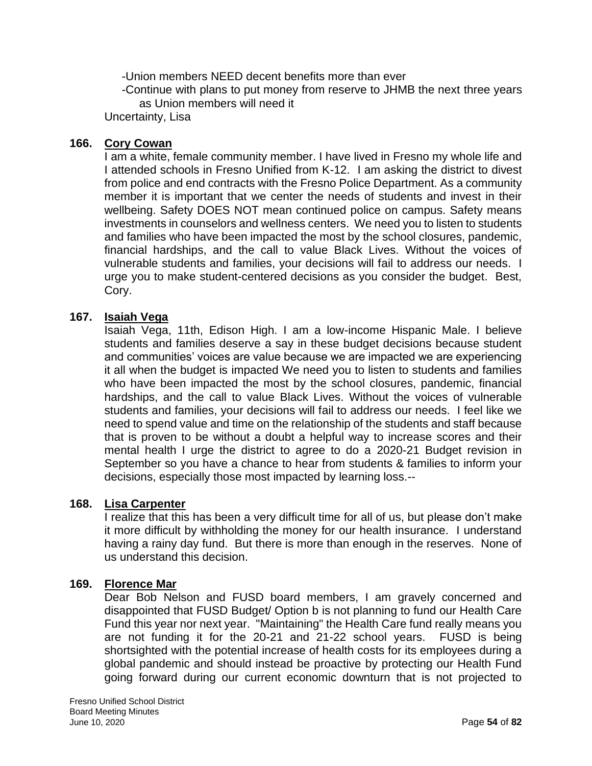-Union members NEED decent benefits more than ever

-Continue with plans to put money from reserve to JHMB the next three years as Union members will need it

Uncertainty, Lisa

**166. Cory Cowan**

I am a white, female community member. I have lived in Fresno my whole life and I attended schools in Fresno Unified from K-12. I am asking the district to divest from police and end contracts with the Fresno Police Department. As a community member it is important that we center the needs of students and invest in their wellbeing. Safety DOES NOT mean continued police on campus. Safety means investments in counselors and wellness centers. We need you to listen to students and families who have been impacted the most by the school closures, pandemic, financial hardships, and the call to value Black Lives. Without the voices of vulnerable students and families, your decisions will fail to address our needs. I urge you to make student-centered decisions as you consider the budget. Best, Cory.

**167. Isaiah Vega**

Isaiah Vega, 11th, Edison High. I am a low-income Hispanic Male. I believe students and families deserve a say in these budget decisions because student and communities' voices are value because we are impacted we are experiencing it all when the budget is impacted We need you to listen to students and families who have been impacted the most by the school closures, pandemic, financial hardships, and the call to value Black Lives. Without the voices of vulnerable students and families, your decisions will fail to address our needs. I feel like we need to spend value and time on the relationship of the students and staff because that is proven to be without a doubt a helpful way to increase scores and their mental health I urge the district to agree to do a 2020-21 Budget revision in September so you have a chance to hear from students & families to inform your decisions, especially those most impacted by learning loss.--

**168. Lisa Carpenter**

I realize that this has been a very difficult time for all of us, but please don't make it more difficult by withholding the money for our health insurance. I understand having a rainy day fund. But there is more than enough in the reserves. None of us understand this decision.

**169. Florence Mar**

Dear Bob Nelson and FUSD board members, I am gravely concerned and disappointed that FUSD Budget/ Option b is not planning to fund our Health Care Fund this year nor next year. "Maintaining" the Health Care fund really means you are not funding it for the 20-21 and 21-22 school years. FUSD is being shortsighted with the potential increase of health costs for its employees during a global pandemic and should instead be proactive by protecting our Health Fund going forward during our current economic downturn that is not projected to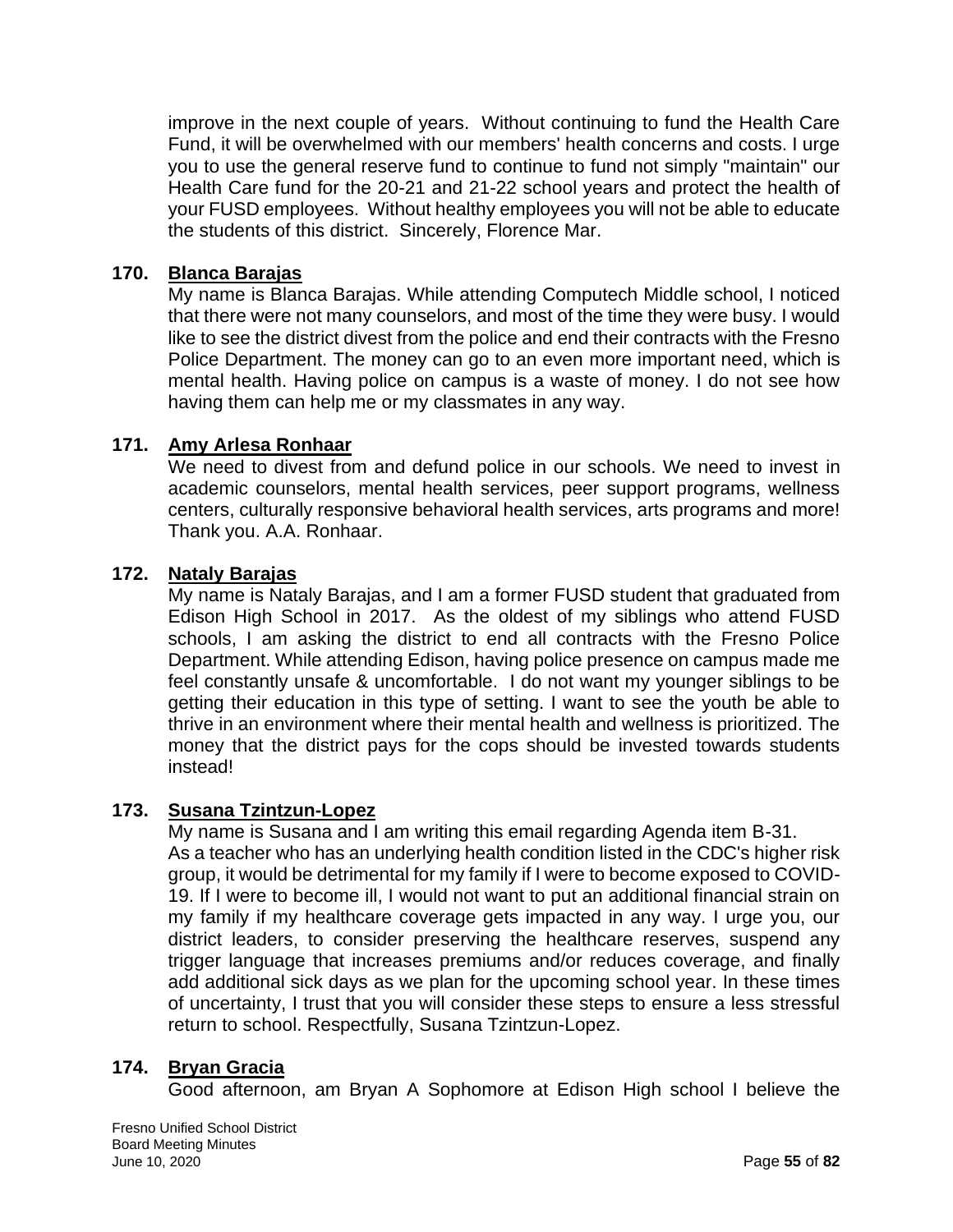improve in the next couple of years. Without continuing to fund the Health Care Fund, it will be overwhelmed with our members' health concerns and costs. I urge you to use the general reserve fund to continue to fund not simply "maintain" our Health Care fund for the 20-21 and 21-22 school years and protect the health of your FUSD employees. Without healthy employees you will not be able to educate the students of this district. Sincerely, Florence Mar.

**170. Blanca Barajas**

My name is Blanca Barajas. While attending Computech Middle school, I noticed that there were not many counselors, and most of the time they were busy. I would like to see the district divest from the police and end their contracts with the Fresno Police Department. The money can go to an even more important need, which is mental health. Having police on campus is a waste of money. I do not see how having them can help me or my classmates in any way.

**171. Amy Arlesa Ronhaar**

We need to divest from and defund police in our schools. We need to invest in academic counselors, mental health services, peer support programs, wellness centers, culturally responsive behavioral health services, arts programs and more! Thank you. A.A. Ronhaar.

**172. Nataly Barajas**

My name is Nataly Barajas, and I am a former FUSD student that graduated from Edison High School in 2017. As the oldest of my siblings who attend FUSD schools, I am asking the district to end all contracts with the Fresno Police Department. While attending Edison, having police presence on campus made me feel constantly unsafe & uncomfortable. I do not want my younger siblings to be getting their education in this type of setting. I want to see the youth be able to thrive in an environment where their mental health and wellness is prioritized. The money that the district pays for the cops should be invested towards students instead!

**173. Susana Tzintzun-Lopez**

My name is Susana and I am writing this email regarding Agenda item B-31. As a teacher who has an underlying health condition listed in the CDC's higher risk group, it would be detrimental for my family if I were to become exposed to COVID-19. If I were to become ill, I would not want to put an additional financial strain on my family if my healthcare coverage gets impacted in any way. I urge you, our district leaders, to consider preserving the healthcare reserves, suspend any trigger language that increases premiums and/or reduces coverage, and finally add additional sick days as we plan for the upcoming school year. In these times of uncertainty, I trust that you will consider these steps to ensure a less stressful return to school. Respectfully, Susana Tzintzun-Lopez.

**174. Bryan Gracia**

Good afternoon, am Bryan A Sophomore at Edison High school I believe the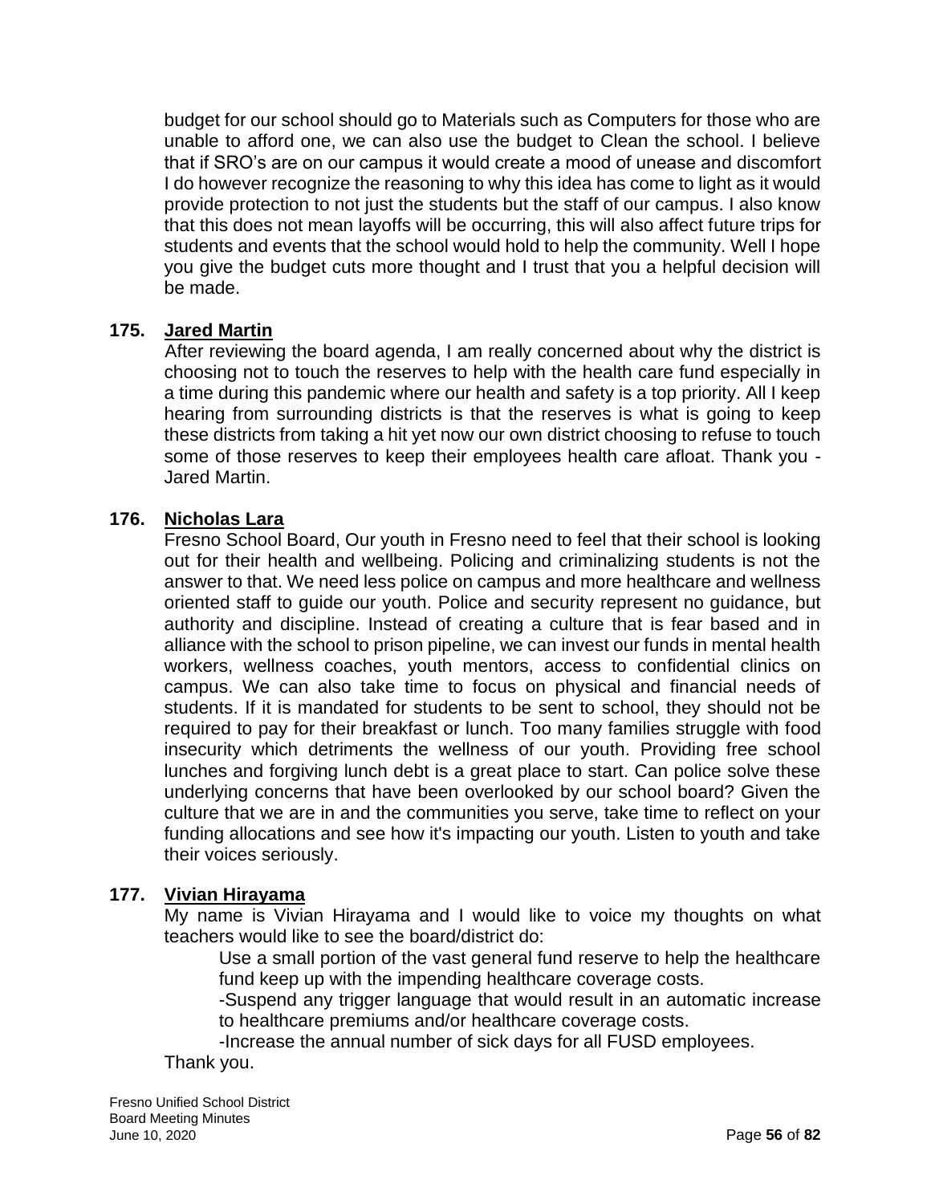budget for our school should go to Materials such as Computers for those who are unable to afford one, we can also use the budget to Clean the school. I believe that if SRO's are on our campus it would create a mood of unease and discomfort I do however recognize the reasoning to why this idea has come to light as it would provide protection to not just the students but the staff of our campus. I also know that this does not mean layoffs will be occurring, this will also affect future trips for students and events that the school would hold to help the community. Well I hope you give the budget cuts more thought and I trust that you a helpful decision will be made.

**175. Jared Martin**

After reviewing the board agenda, I am really concerned about why the district is choosing not to touch the reserves to help with the health care fund especially in a time during this pandemic where our health and safety is a top priority. All I keep hearing from surrounding districts is that the reserves is what is going to keep these districts from taking a hit yet now our own district choosing to refuse to touch some of those reserves to keep their employees health care afloat. Thank you - Jared Martin.

**176. Nicholas Lara**

Fresno School Board, Our youth in Fresno need to feel that their school is looking out for their health and wellbeing. Policing and criminalizing students is not the answer to that. We need less police on campus and more healthcare and wellness oriented staff to guide our youth. Police and security represent no guidance, but authority and discipline. Instead of creating a culture that is fear based and in alliance with the school to prison pipeline, we can invest our funds in mental health workers, wellness coaches, youth mentors, access to confidential clinics on campus. We can also take time to focus on physical and financial needs of students. If it is mandated for students to be sent to school, they should not be required to pay for their breakfast or lunch. Too many families struggle with food insecurity which detriments the wellness of our youth. Providing free school lunches and forgiving lunch debt is a great place to start. Can police solve these underlying concerns that have been overlooked by our school board? Given the culture that we are in and the communities you serve, take time to reflect on your funding allocations and see how it's impacting our youth. Listen to youth and take their voices seriously.

**177. Vivian Hirayama**

My name is Vivian Hirayama and I would like to voice my thoughts on what teachers would like to see the board/district do:

Use a small portion of the vast general fund reserve to help the healthcare fund keep up with the impending healthcare coverage costs.

-Suspend any trigger language that would result in an automatic increase to healthcare premiums and/or healthcare coverage costs.

-Increase the annual number of sick days for all FUSD employees.

Thank you.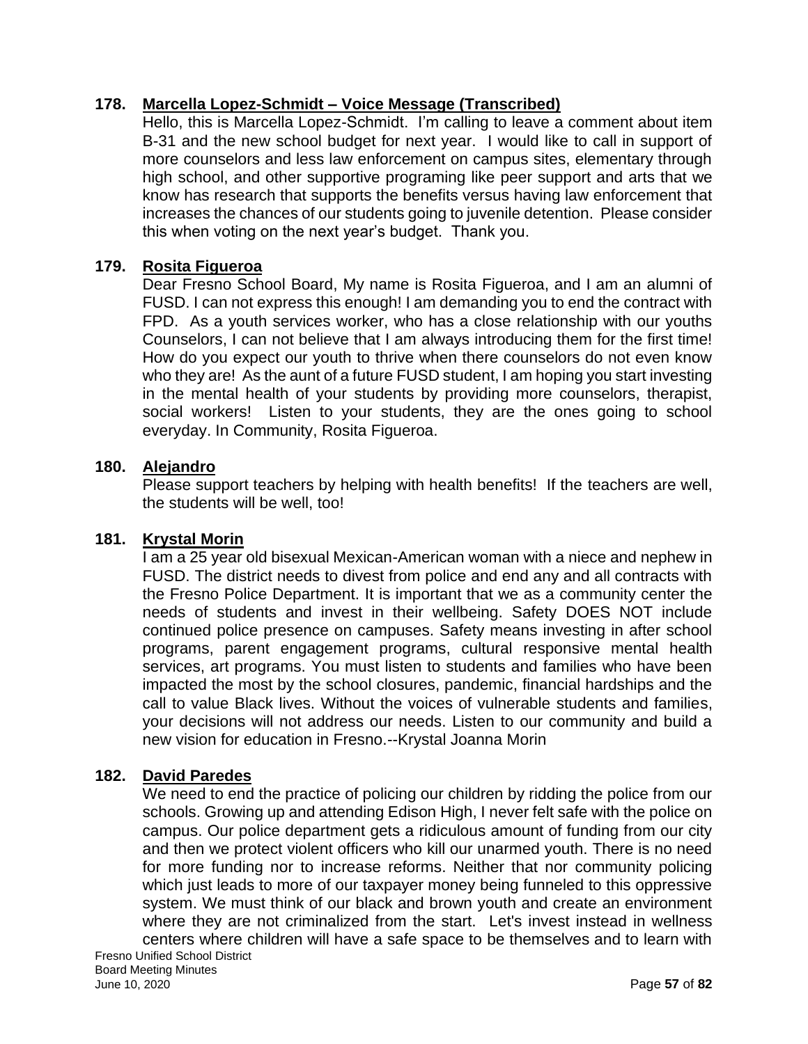**178. Marcella Lopez-Schmidt – Voice Message (Transcribed)**

Hello, this is Marcella Lopez-Schmidt. I'm calling to leave a comment about item B-31 and the new school budget for next year. I would like to call in support of more counselors and less law enforcement on campus sites, elementary through high school, and other supportive programing like peer support and arts that we know has research that supports the benefits versus having law enforcement that increases the chances of our students going to juvenile detention. Please consider this when voting on the next year's budget. Thank you.

**179. Rosita Figueroa**

Dear Fresno School Board, My name is Rosita Figueroa, and I am an alumni of FUSD. I can not express this enough! I am demanding you to end the contract with FPD. As a youth services worker, who has a close relationship with our youths Counselors, I can not believe that I am always introducing them for the first time! How do you expect our youth to thrive when there counselors do not even know who they are! As the aunt of a future FUSD student, I am hoping you start investing in the mental health of your students by providing more counselors, therapist, social workers! Listen to your students, they are the ones going to school everyday. In Community, Rosita Figueroa.

**180. Alejandro**

Please support teachers by helping with health benefits! If the teachers are well, the students will be well, too!

**181. Krystal Morin**

I am a 25 year old bisexual Mexican-American woman with a niece and nephew in FUSD. The district needs to divest from police and end any and all contracts with the Fresno Police Department. It is important that we as a community center the needs of students and invest in their wellbeing. Safety DOES NOT include continued police presence on campuses. Safety means investing in after school programs, parent engagement programs, cultural responsive mental health services, art programs. You must listen to students and families who have been impacted the most by the school closures, pandemic, financial hardships and the call to value Black lives. Without the voices of vulnerable students and families, your decisions will not address our needs. Listen to our community and build a new vision for education in Fresno.--Krystal Joanna Morin

**182. David Paredes**

We need to end the practice of policing our children by ridding the police from our schools. Growing up and attending Edison High, I never felt safe with the police on campus. Our police department gets a ridiculous amount of funding from our city and then we protect violent officers who kill our unarmed youth. There is no need for more funding nor to increase reforms. Neither that nor community policing which just leads to more of our taxpayer money being funneled to this oppressive system. We must think of our black and brown youth and create an environment where they are not criminalized from the start. Let's invest instead in wellness centers where children will have a safe space to be themselves and to learn with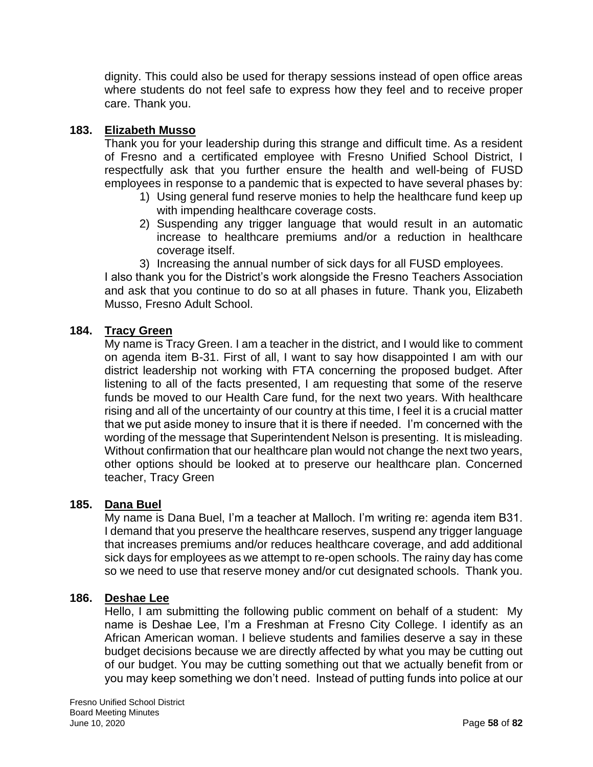dignity. This could also be used for therapy sessions instead of open office areas where students do not feel safe to express how they feel and to receive proper care. Thank you.

**183. Elizabeth Musso**

Thank you for your leadership during this strange and difficult time. As a resident of Fresno and a certificated employee with Fresno Unified School District, I respectfully ask that you further ensure the health and well-being of FUSD employees in response to a pandemic that is expected to have several phases by:

1) Using general fund reserve monies to help the healthcare fund keep up with impending healthcare coverage costs.
2) Suspending any trigger language that would result in an automatic increase to healthcare premiums and/or a reduction in healthcare coverage itself.
3) Increasing the annual number of sick days for all FUSD employees.

I also thank you for the District's work alongside the Fresno Teachers Association and ask that you continue to do so at all phases in future. Thank you, Elizabeth Musso, Fresno Adult School.

**184. Tracy Green**

My name is Tracy Green. I am a teacher in the district, and I would like to comment on agenda item B-31. First of all, I want to say how disappointed I am with our district leadership not working with FTA concerning the proposed budget. After listening to all of the facts presented, I am requesting that some of the reserve funds be moved to our Health Care fund, for the next two years. With healthcare rising and all of the uncertainty of our country at this time, I feel it is a crucial matter that we put aside money to insure that it is there if needed. I'm concerned with the wording of the message that Superintendent Nelson is presenting. It is misleading. Without confirmation that our healthcare plan would not change the next two years, other options should be looked at to preserve our healthcare plan. Concerned teacher, Tracy Green

**185. Dana Buel**

My name is Dana Buel, I'm a teacher at Malloch. I'm writing re: agenda item B31. I demand that you preserve the healthcare reserves, suspend any trigger language that increases premiums and/or reduces healthcare coverage, and add additional sick days for employees as we attempt to re-open schools. The rainy day has come so we need to use that reserve money and/or cut designated schools. Thank you.

**186. Deshae Lee**

Hello, I am submitting the following public comment on behalf of a student: My name is Deshae Lee, I'm a Freshman at Fresno City College. I identify as an African American woman. I believe students and families deserve a say in these budget decisions because we are directly affected by what you may be cutting out of our budget. You may be cutting something out that we actually benefit from or you may keep something we don't need. Instead of putting funds into police at our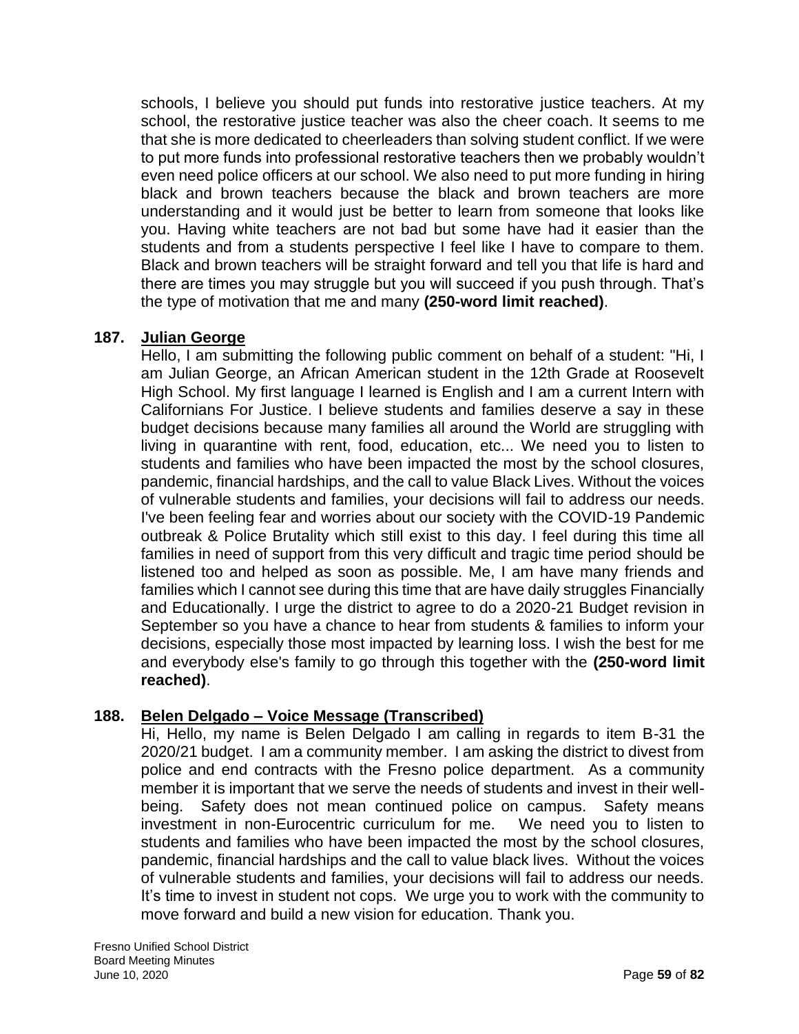schools, I believe you should put funds into restorative justice teachers. At my school, the restorative justice teacher was also the cheer coach. It seems to me that she is more dedicated to cheerleaders than solving student conflict. If we were to put more funds into professional restorative teachers then we probably wouldn't even need police officers at our school. We also need to put more funding in hiring black and brown teachers because the black and brown teachers are more understanding and it would just be better to learn from someone that looks like you. Having white teachers are not bad but some have had it easier than the students and from a students perspective I feel like I have to compare to them. Black and brown teachers will be straight forward and tell you that life is hard and there are times you may struggle but you will succeed if you push through. That's the type of motivation that me and many **(250-word limit reached)**.

**187. <u>Julian George</u>**

Hello, I am submitting the following public comment on behalf of a student: "Hi, I am Julian George, an African American student in the 12th Grade at Roosevelt High School. My first language I learned is English and I am a current Intern with Californians For Justice. I believe students and families deserve a say in these budget decisions because many families all around the World are struggling with living in quarantine with rent, food, education, etc... We need you to listen to students and families who have been impacted the most by the school closures, pandemic, financial hardships, and the call to value Black Lives. Without the voices of vulnerable students and families, your decisions will fail to address our needs. I've been feeling fear and worries about our society with the COVID-19 Pandemic outbreak & Police Brutality which still exist to this day. I feel during this time all families in need of support from this very difficult and tragic time period should be listened too and helped as soon as possible. Me, I am have many friends and families which I cannot see during this time that are have daily struggles Financially and Educationally. I urge the district to agree to do a 2020-21 Budget revision in September so you have a chance to hear from students & families to inform your decisions, especially those most impacted by learning loss. I wish the best for me and everybody else's family to go through this together with the **(250-word limit reached)**.

**188. <u>Belen Delgado – Voice Message (Transcribed)</u>**

Hi, Hello, my name is Belen Delgado I am calling in regards to item B-31 the 2020/21 budget. I am a community member. I am asking the district to divest from police and end contracts with the Fresno police department. As a community member it is important that we serve the needs of students and invest in their well-being. Safety does not mean continued police on campus. Safety means investment in non-Eurocentric curriculum for me. We need you to listen to students and families who have been impacted the most by the school closures, pandemic, financial hardships and the call to value black lives. Without the voices of vulnerable students and families, your decisions will fail to address our needs. It's time to invest in student not cops. We urge you to work with the community to move forward and build a new vision for education. Thank you.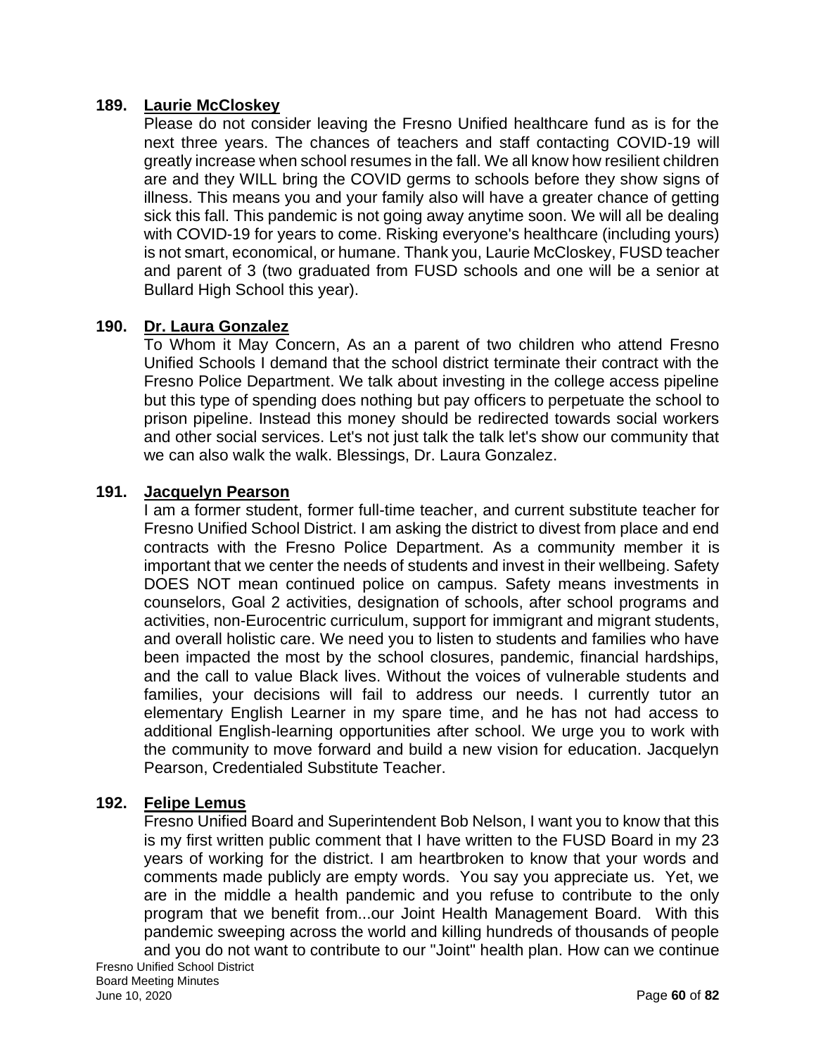**189. Laurie McCloskey**

Please do not consider leaving the Fresno Unified healthcare fund as is for the next three years. The chances of teachers and staff contacting COVID-19 will greatly increase when school resumes in the fall. We all know how resilient children are and they WILL bring the COVID germs to schools before they show signs of illness. This means you and your family also will have a greater chance of getting sick this fall. This pandemic is not going away anytime soon. We will all be dealing with COVID-19 for years to come. Risking everyone's healthcare (including yours) is not smart, economical, or humane. Thank you, Laurie McCloskey, FUSD teacher and parent of 3 (two graduated from FUSD schools and one will be a senior at Bullard High School this year).

**190. Dr. Laura Gonzalez**

To Whom it May Concern, As an a parent of two children who attend Fresno Unified Schools I demand that the school district terminate their contract with the Fresno Police Department. We talk about investing in the college access pipeline but this type of spending does nothing but pay officers to perpetuate the school to prison pipeline. Instead this money should be redirected towards social workers and other social services. Let's not just talk the talk let's show our community that we can also walk the walk. Blessings, Dr. Laura Gonzalez.

**191. Jacquelyn Pearson**

I am a former student, former full-time teacher, and current substitute teacher for Fresno Unified School District. I am asking the district to divest from place and end contracts with the Fresno Police Department. As a community member it is important that we center the needs of students and invest in their wellbeing. Safety DOES NOT mean continued police on campus. Safety means investments in counselors, Goal 2 activities, designation of schools, after school programs and activities, non-Eurocentric curriculum, support for immigrant and migrant students, and overall holistic care. We need you to listen to students and families who have been impacted the most by the school closures, pandemic, financial hardships, and the call to value Black lives. Without the voices of vulnerable students and families, your decisions will fail to address our needs. I currently tutor an elementary English Learner in my spare time, and he has not had access to additional English-learning opportunities after school. We urge you to work with the community to move forward and build a new vision for education. Jacquelyn Pearson, Credentialed Substitute Teacher.

**192. Felipe Lemus**

Fresno Unified Board and Superintendent Bob Nelson, I want you to know that this is my first written public comment that I have written to the FUSD Board in my 23 years of working for the district. I am heartbroken to know that your words and comments made publicly are empty words. You say you appreciate us. Yet, we are in the middle a health pandemic and you refuse to contribute to the only program that we benefit from...our Joint Health Management Board. With this pandemic sweeping across the world and killing hundreds of thousands of people and you do not want to contribute to our "Joint" health plan. How can we continue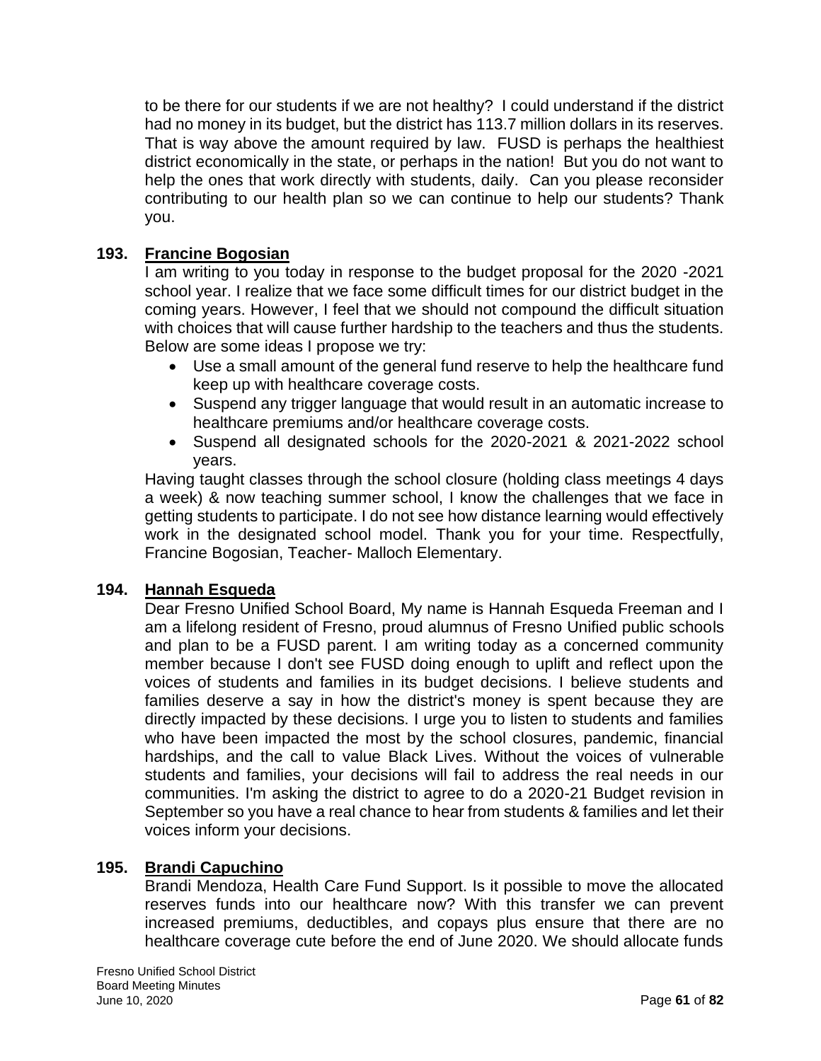to be there for our students if we are not healthy? I could understand if the district had no money in its budget, but the district has 113.7 million dollars in its reserves. That is way above the amount required by law. FUSD is perhaps the healthiest district economically in the state, or perhaps in the nation! But you do not want to help the ones that work directly with students, daily. Can you please reconsider contributing to our health plan so we can continue to help our students? Thank you.

**193. Francine Bogosian**

I am writing to you today in response to the budget proposal for the 2020 -2021 school year. I realize that we face some difficult times for our district budget in the coming years. However, I feel that we should not compound the difficult situation with choices that will cause further hardship to the teachers and thus the students. Below are some ideas I propose we try:

- Use a small amount of the general fund reserve to help the healthcare fund keep up with healthcare coverage costs.
- Suspend any trigger language that would result in an automatic increase to healthcare premiums and/or healthcare coverage costs.
- Suspend all designated schools for the 2020-2021 & 2021-2022 school years.

Having taught classes through the school closure (holding class meetings 4 days a week) & now teaching summer school, I know the challenges that we face in getting students to participate. I do not see how distance learning would effectively work in the designated school model. Thank you for your time. Respectfully, Francine Bogosian, Teacher- Malloch Elementary.

**194. Hannah Esqueda**

Dear Fresno Unified School Board, My name is Hannah Esqueda Freeman and I am a lifelong resident of Fresno, proud alumnus of Fresno Unified public schools and plan to be a FUSD parent. I am writing today as a concerned community member because I don't see FUSD doing enough to uplift and reflect upon the voices of students and families in its budget decisions. I believe students and families deserve a say in how the district's money is spent because they are directly impacted by these decisions. I urge you to listen to students and families who have been impacted the most by the school closures, pandemic, financial hardships, and the call to value Black Lives. Without the voices of vulnerable students and families, your decisions will fail to address the real needs in our communities. I'm asking the district to agree to do a 2020-21 Budget revision in September so you have a real chance to hear from students & families and let their voices inform your decisions.

**195. Brandi Capuchino**

Brandi Mendoza, Health Care Fund Support. Is it possible to move the allocated reserves funds into our healthcare now? With this transfer we can prevent increased premiums, deductibles, and copays plus ensure that there are no healthcare coverage cute before the end of June 2020. We should allocate funds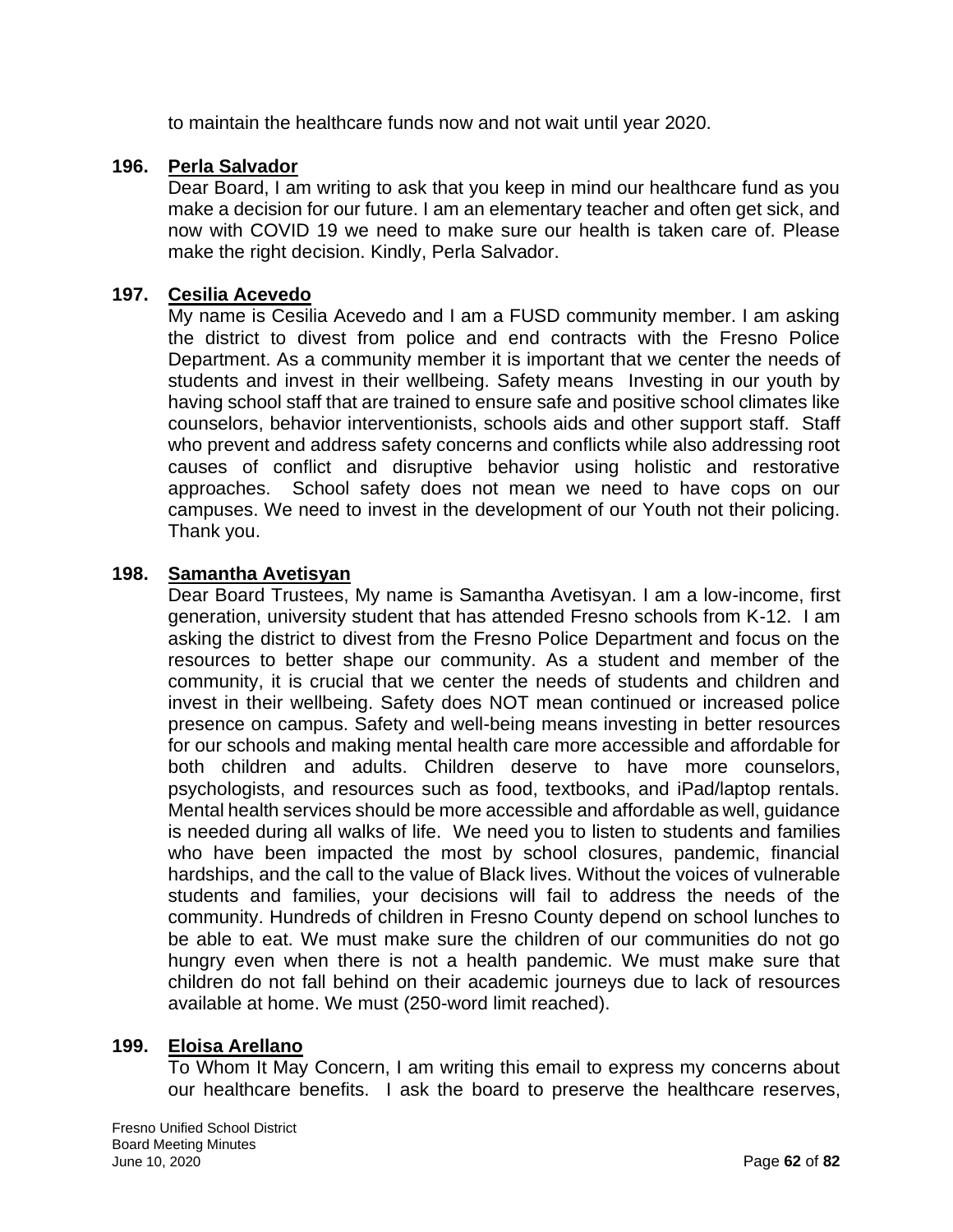to maintain the healthcare funds now and not wait until year 2020.

**196. Perla Salvador**

Dear Board, I am writing to ask that you keep in mind our healthcare fund as you make a decision for our future. I am an elementary teacher and often get sick, and now with COVID 19 we need to make sure our health is taken care of. Please make the right decision. Kindly, Perla Salvador.

**197. Cesilia Acevedo**

My name is Cesilia Acevedo and I am a FUSD community member. I am asking the district to divest from police and end contracts with the Fresno Police Department. As a community member it is important that we center the needs of students and invest in their wellbeing. Safety means Investing in our youth by having school staff that are trained to ensure safe and positive school climates like counselors, behavior interventionists, schools aids and other support staff. Staff who prevent and address safety concerns and conflicts while also addressing root causes of conflict and disruptive behavior using holistic and restorative approaches. School safety does not mean we need to have cops on our campuses. We need to invest in the development of our Youth not their policing. Thank you.

**198. Samantha Avetisyan**

Dear Board Trustees, My name is Samantha Avetisyan. I am a low-income, first generation, university student that has attended Fresno schools from K-12. I am asking the district to divest from the Fresno Police Department and focus on the resources to better shape our community. As a student and member of the community, it is crucial that we center the needs of students and children and invest in their wellbeing. Safety does NOT mean continued or increased police presence on campus. Safety and well-being means investing in better resources for our schools and making mental health care more accessible and affordable for both children and adults. Children deserve to have more counselors, psychologists, and resources such as food, textbooks, and iPad/laptop rentals. Mental health services should be more accessible and affordable as well, guidance is needed during all walks of life. We need you to listen to students and families who have been impacted the most by school closures, pandemic, financial hardships, and the call to the value of Black lives. Without the voices of vulnerable students and families, your decisions will fail to address the needs of the community. Hundreds of children in Fresno County depend on school lunches to be able to eat. We must make sure the children of our communities do not go hungry even when there is not a health pandemic. We must make sure that children do not fall behind on their academic journeys due to lack of resources available at home. We must (250-word limit reached).

**199. Eloisa Arellano**

To Whom It May Concern, I am writing this email to express my concerns about our healthcare benefits. I ask the board to preserve the healthcare reserves,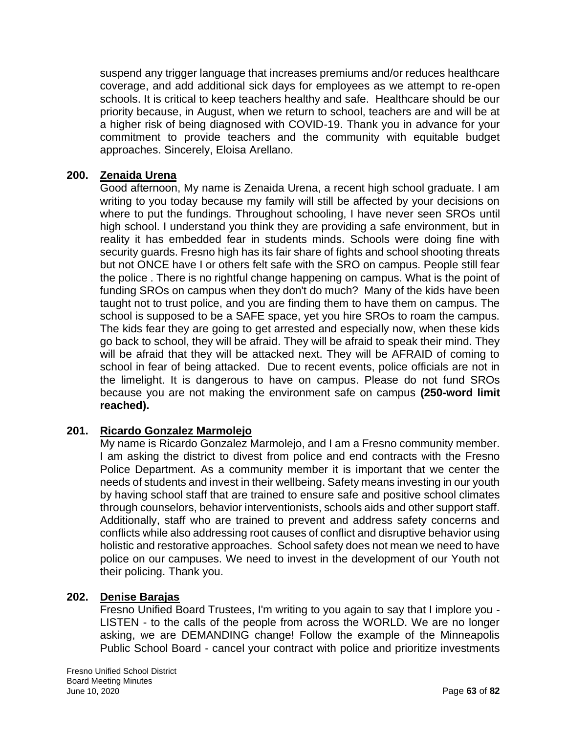suspend any trigger language that increases premiums and/or reduces healthcare coverage, and add additional sick days for employees as we attempt to re-open schools. It is critical to keep teachers healthy and safe. Healthcare should be our priority because, in August, when we return to school, teachers are and will be at a higher risk of being diagnosed with COVID-19. Thank you in advance for your commitment to provide teachers and the community with equitable budget approaches. Sincerely, Eloisa Arellano.

**200. Zenaida Urena**

Good afternoon, My name is Zenaida Urena, a recent high school graduate. I am writing to you today because my family will still be affected by your decisions on where to put the fundings. Throughout schooling, I have never seen SROs until high school. I understand you think they are providing a safe environment, but in reality it has embedded fear in students minds. Schools were doing fine with security guards. Fresno high has its fair share of fights and school shooting threats but not ONCE have I or others felt safe with the SRO on campus. People still fear the police . There is no rightful change happening on campus. What is the point of funding SROs on campus when they don't do much? Many of the kids have been taught not to trust police, and you are finding them to have them on campus. The school is supposed to be a SAFE space, yet you hire SROs to roam the campus. The kids fear they are going to get arrested and especially now, when these kids go back to school, they will be afraid. They will be afraid to speak their mind. They will be afraid that they will be attacked next. They will be AFRAID of coming to school in fear of being attacked. Due to recent events, police officials are not in the limelight. It is dangerous to have on campus. Please do not fund SROs because you are not making the environment safe on campus **(250-word limit reached).**

**201. Ricardo Gonzalez Marmolejo**

My name is Ricardo Gonzalez Marmolejo, and I am a Fresno community member. I am asking the district to divest from police and end contracts with the Fresno Police Department. As a community member it is important that we center the needs of students and invest in their wellbeing. Safety means investing in our youth by having school staff that are trained to ensure safe and positive school climates through counselors, behavior interventionists, schools aids and other support staff. Additionally, staff who are trained to prevent and address safety concerns and conflicts while also addressing root causes of conflict and disruptive behavior using holistic and restorative approaches. School safety does not mean we need to have police on our campuses. We need to invest in the development of our Youth not their policing. Thank you.

**202. Denise Barajas**

Fresno Unified Board Trustees, I'm writing to you again to say that I implore you - LISTEN - to the calls of the people from across the WORLD. We are no longer asking, we are DEMANDING change! Follow the example of the Minneapolis Public School Board - cancel your contract with police and prioritize investments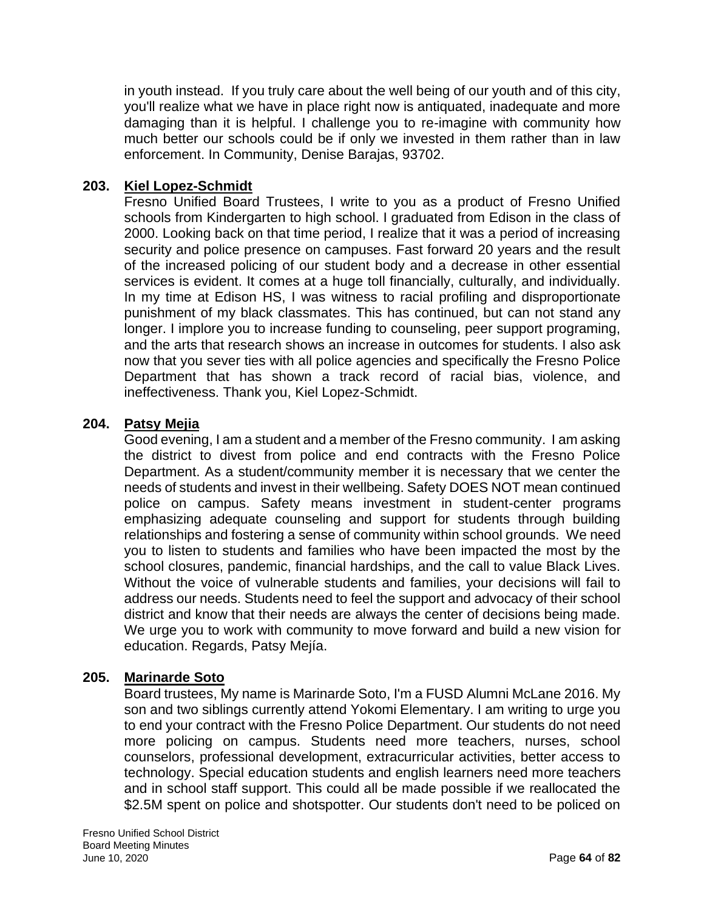in youth instead. If you truly care about the well being of our youth and of this city, you'll realize what we have in place right now is antiquated, inadequate and more damaging than it is helpful. I challenge you to re-imagine with community how much better our schools could be if only we invested in them rather than in law enforcement. In Community, Denise Barajas, 93702.

**203. Kiel Lopez-Schmidt**

Fresno Unified Board Trustees, I write to you as a product of Fresno Unified schools from Kindergarten to high school. I graduated from Edison in the class of 2000. Looking back on that time period, I realize that it was a period of increasing security and police presence on campuses. Fast forward 20 years and the result of the increased policing of our student body and a decrease in other essential services is evident. It comes at a huge toll financially, culturally, and individually. In my time at Edison HS, I was witness to racial profiling and disproportionate punishment of my black classmates. This has continued, but can not stand any longer. I implore you to increase funding to counseling, peer support programing, and the arts that research shows an increase in outcomes for students. I also ask now that you sever ties with all police agencies and specifically the Fresno Police Department that has shown a track record of racial bias, violence, and ineffectiveness. Thank you, Kiel Lopez-Schmidt.

**204. Patsy Mejia**

Good evening, I am a student and a member of the Fresno community. I am asking the district to divest from police and end contracts with the Fresno Police Department. As a student/community member it is necessary that we center the needs of students and invest in their wellbeing. Safety DOES NOT mean continued police on campus. Safety means investment in student-center programs emphasizing adequate counseling and support for students through building relationships and fostering a sense of community within school grounds. We need you to listen to students and families who have been impacted the most by the school closures, pandemic, financial hardships, and the call to value Black Lives. Without the voice of vulnerable students and families, your decisions will fail to address our needs. Students need to feel the support and advocacy of their school district and know that their needs are always the center of decisions being made. We urge you to work with community to move forward and build a new vision for education. Regards, Patsy Mejía.

**205. Marinarde Soto**

Board trustees, My name is Marinarde Soto, I'm a FUSD Alumni McLane 2016. My son and two siblings currently attend Yokomi Elementary. I am writing to urge you to end your contract with the Fresno Police Department. Our students do not need more policing on campus. Students need more teachers, nurses, school counselors, professional development, extracurricular activities, better access to technology. Special education students and english learners need more teachers and in school staff support. This could all be made possible if we reallocated the $2.5M spent on police and shotspotter. Our students don't need to be policed on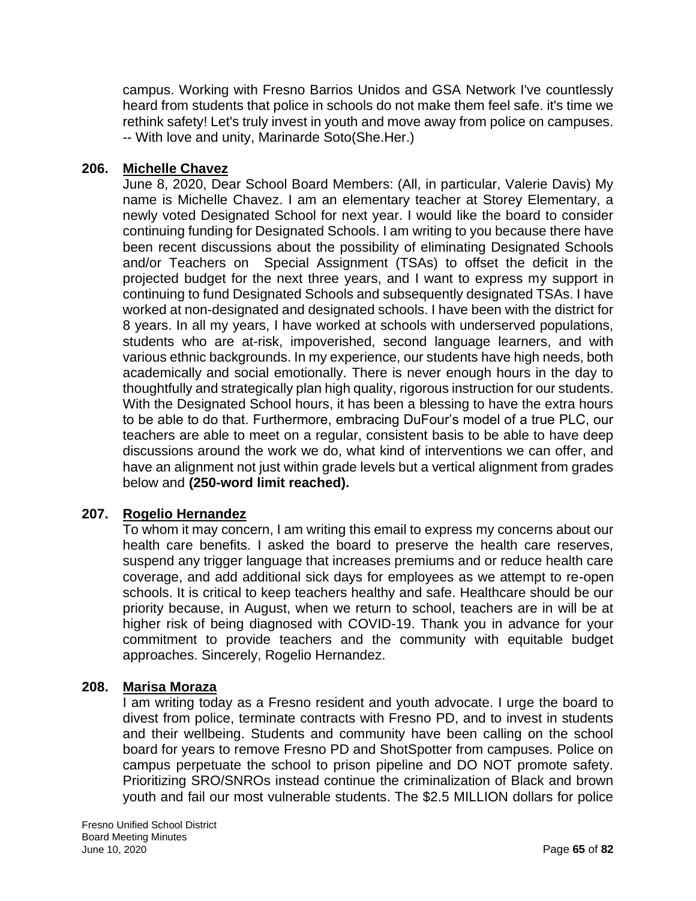campus. Working with Fresno Barrios Unidos and GSA Network I've countlessly heard from students that police in schools do not make them feel safe. it's time we rethink safety! Let's truly invest in youth and move away from police on campuses. -- With love and unity, Marinarde Soto(She.Her.)

**206. Michelle Chavez**

June 8, 2020, Dear School Board Members: (All, in particular, Valerie Davis) My name is Michelle Chavez. I am an elementary teacher at Storey Elementary, a newly voted Designated School for next year. I would like the board to consider continuing funding for Designated Schools. I am writing to you because there have been recent discussions about the possibility of eliminating Designated Schools and/or Teachers on Special Assignment (TSAs) to offset the deficit in the projected budget for the next three years, and I want to express my support in continuing to fund Designated Schools and subsequently designated TSAs. I have worked at non-designated and designated schools. I have been with the district for 8 years. In all my years, I have worked at schools with underserved populations, students who are at-risk, impoverished, second language learners, and with various ethnic backgrounds. In my experience, our students have high needs, both academically and social emotionally. There is never enough hours in the day to thoughtfully and strategically plan high quality, rigorous instruction for our students. With the Designated School hours, it has been a blessing to have the extra hours to be able to do that. Furthermore, embracing DuFour's model of a true PLC, our teachers are able to meet on a regular, consistent basis to be able to have deep discussions around the work we do, what kind of interventions we can offer, and have an alignment not just within grade levels but a vertical alignment from grades below and **(250-word limit reached).**

**207. Rogelio Hernandez**

To whom it may concern, I am writing this email to express my concerns about our health care benefits. I asked the board to preserve the health care reserves, suspend any trigger language that increases premiums and or reduce health care coverage, and add additional sick days for employees as we attempt to re-open schools. It is critical to keep teachers healthy and safe. Healthcare should be our priority because, in August, when we return to school, teachers are in will be at higher risk of being diagnosed with COVID-19. Thank you in advance for your commitment to provide teachers and the community with equitable budget approaches. Sincerely, Rogelio Hernandez.

**208. Marisa Moraza**

I am writing today as a Fresno resident and youth advocate. I urge the board to divest from police, terminate contracts with Fresno PD, and to invest in students and their wellbeing. Students and community have been calling on the school board for years to remove Fresno PD and ShotSpotter from campuses. Police on campus perpetuate the school to prison pipeline and DO NOT promote safety. Prioritizing SRO/SNROs instead continue the criminalization of Black and brown youth and fail our most vulnerable students. The $2.5 MILLION dollars for police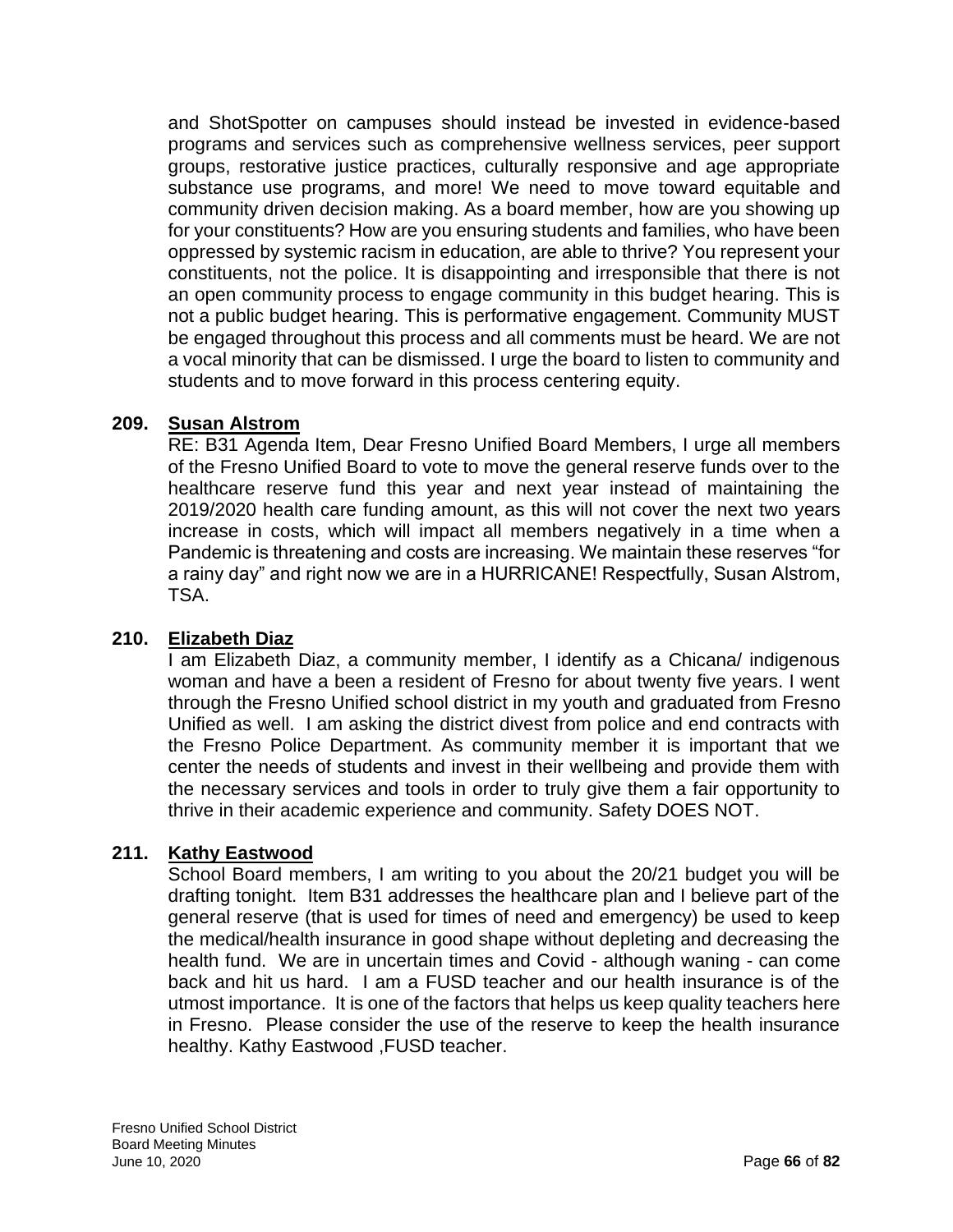and ShotSpotter on campuses should instead be invested in evidence-based programs and services such as comprehensive wellness services, peer support groups, restorative justice practices, culturally responsive and age appropriate substance use programs, and more! We need to move toward equitable and community driven decision making. As a board member, how are you showing up for your constituents? How are you ensuring students and families, who have been oppressed by systemic racism in education, are able to thrive? You represent your constituents, not the police. It is disappointing and irresponsible that there is not an open community process to engage community in this budget hearing. This is not a public budget hearing. This is performative engagement. Community MUST be engaged throughout this process and all comments must be heard. We are not a vocal minority that can be dismissed. I urge the board to listen to community and students and to move forward in this process centering equity.

**209. Susan Alstrom**

RE: B31 Agenda Item, Dear Fresno Unified Board Members, I urge all members of the Fresno Unified Board to vote to move the general reserve funds over to the healthcare reserve fund this year and next year instead of maintaining the 2019/2020 health care funding amount, as this will not cover the next two years increase in costs, which will impact all members negatively in a time when a Pandemic is threatening and costs are increasing. We maintain these reserves "for a rainy day" and right now we are in a HURRICANE! Respectfully, Susan Alstrom, TSA.

**210. Elizabeth Diaz**

I am Elizabeth Diaz, a community member, I identify as a Chicana/ indigenous woman and have a been a resident of Fresno for about twenty five years. I went through the Fresno Unified school district in my youth and graduated from Fresno Unified as well. I am asking the district divest from police and end contracts with the Fresno Police Department. As community member it is important that we center the needs of students and invest in their wellbeing and provide them with the necessary services and tools in order to truly give them a fair opportunity to thrive in their academic experience and community. Safety DOES NOT.

**211. Kathy Eastwood**

School Board members, I am writing to you about the 20/21 budget you will be drafting tonight. Item B31 addresses the healthcare plan and I believe part of the general reserve (that is used for times of need and emergency) be used to keep the medical/health insurance in good shape without depleting and decreasing the health fund. We are in uncertain times and Covid - although waning - can come back and hit us hard. I am a FUSD teacher and our health insurance is of the utmost importance. It is one of the factors that helps us keep quality teachers here in Fresno. Please consider the use of the reserve to keep the health insurance healthy. Kathy Eastwood ,FUSD teacher.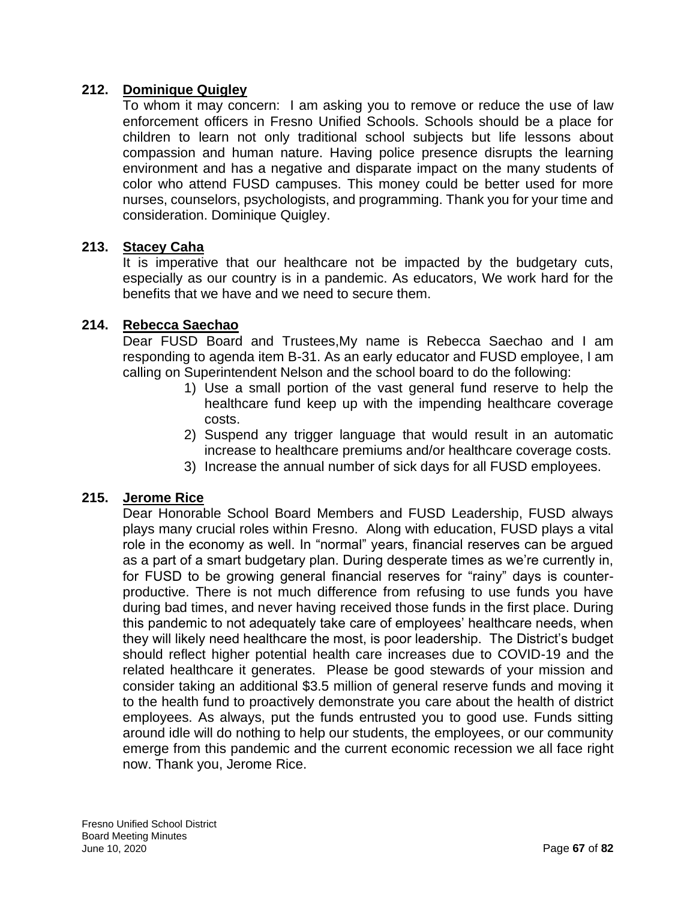**212. Dominique Quigley**

To whom it may concern: I am asking you to remove or reduce the use of law enforcement officers in Fresno Unified Schools. Schools should be a place for children to learn not only traditional school subjects but life lessons about compassion and human nature. Having police presence disrupts the learning environment and has a negative and disparate impact on the many students of color who attend FUSD campuses. This money could be better used for more nurses, counselors, psychologists, and programming. Thank you for your time and consideration. Dominique Quigley.

**213. Stacey Caha**

It is imperative that our healthcare not be impacted by the budgetary cuts, especially as our country is in a pandemic. As educators, We work hard for the benefits that we have and we need to secure them.

**214. Rebecca Saechao**

Dear FUSD Board and Trustees,My name is Rebecca Saechao and I am responding to agenda item B-31. As an early educator and FUSD employee, I am calling on Superintendent Nelson and the school board to do the following:

1) Use a small portion of the vast general fund reserve to help the healthcare fund keep up with the impending healthcare coverage costs.
2) Suspend any trigger language that would result in an automatic increase to healthcare premiums and/or healthcare coverage costs.
3) Increase the annual number of sick days for all FUSD employees.

**215. Jerome Rice**

Dear Honorable School Board Members and FUSD Leadership, FUSD always plays many crucial roles within Fresno. Along with education, FUSD plays a vital role in the economy as well. In "normal" years, financial reserves can be argued as a part of a smart budgetary plan. During desperate times as we're currently in, for FUSD to be growing general financial reserves for "rainy" days is counter-productive. There is not much difference from refusing to use funds you have during bad times, and never having received those funds in the first place. During this pandemic to not adequately take care of employees' healthcare needs, when they will likely need healthcare the most, is poor leadership. The District's budget should reflect higher potential health care increases due to COVID-19 and the related healthcare it generates. Please be good stewards of your mission and consider taking an additional $3.5 million of general reserve funds and moving it to the health fund to proactively demonstrate you care about the health of district employees. As always, put the funds entrusted you to good use. Funds sitting around idle will do nothing to help our students, the employees, or our community emerge from this pandemic and the current economic recession we all face right now. Thank you, Jerome Rice.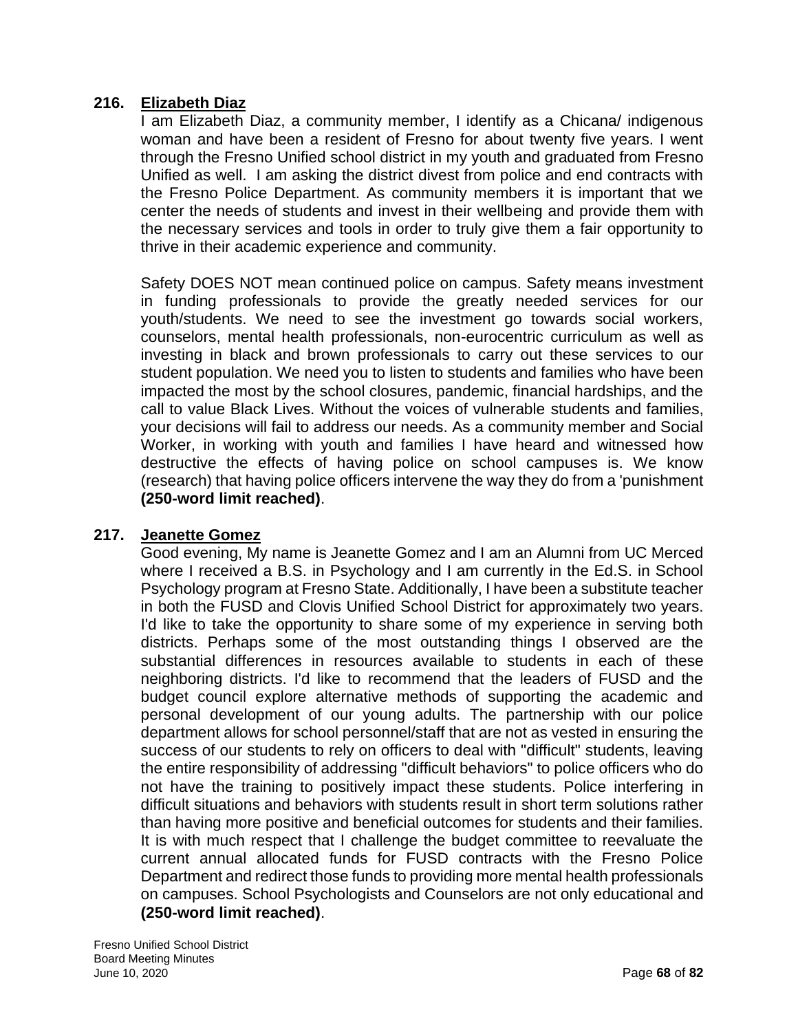**216. <u>Elizabeth Diaz</u>**

I am Elizabeth Diaz, a community member, I identify as a Chicana/ indigenous woman and have been a resident of Fresno for about twenty five years. I went through the Fresno Unified school district in my youth and graduated from Fresno Unified as well. I am asking the district divest from police and end contracts with the Fresno Police Department. As community members it is important that we center the needs of students and invest in their wellbeing and provide them with the necessary services and tools in order to truly give them a fair opportunity to thrive in their academic experience and community.

Safety DOES NOT mean continued police on campus. Safety means investment in funding professionals to provide the greatly needed services for our youth/students. We need to see the investment go towards social workers, counselors, mental health professionals, non-eurocentric curriculum as well as investing in black and brown professionals to carry out these services to our student population. We need you to listen to students and families who have been impacted the most by the school closures, pandemic, financial hardships, and the call to value Black Lives. Without the voices of vulnerable students and families, your decisions will fail to address our needs. As a community member and Social Worker, in working with youth and families I have heard and witnessed how destructive the effects of having police on school campuses is. We know (research) that having police officers intervene the way they do from a 'punishment **(250-word limit reached)**.

**217. <u>Jeanette Gomez</u>**

Good evening, My name is Jeanette Gomez and I am an Alumni from UC Merced where I received a B.S. in Psychology and I am currently in the Ed.S. in School Psychology program at Fresno State. Additionally, I have been a substitute teacher in both the FUSD and Clovis Unified School District for approximately two years. I'd like to take the opportunity to share some of my experience in serving both districts. Perhaps some of the most outstanding things I observed are the substantial differences in resources available to students in each of these neighboring districts. I'd like to recommend that the leaders of FUSD and the budget council explore alternative methods of supporting the academic and personal development of our young adults. The partnership with our police department allows for school personnel/staff that are not as vested in ensuring the success of our students to rely on officers to deal with "difficult" students, leaving the entire responsibility of addressing "difficult behaviors" to police officers who do not have the training to positively impact these students. Police interfering in difficult situations and behaviors with students result in short term solutions rather than having more positive and beneficial outcomes for students and their families. It is with much respect that I challenge the budget committee to reevaluate the current annual allocated funds for FUSD contracts with the Fresno Police Department and redirect those funds to providing more mental health professionals on campuses. School Psychologists and Counselors are not only educational and **(250-word limit reached)**.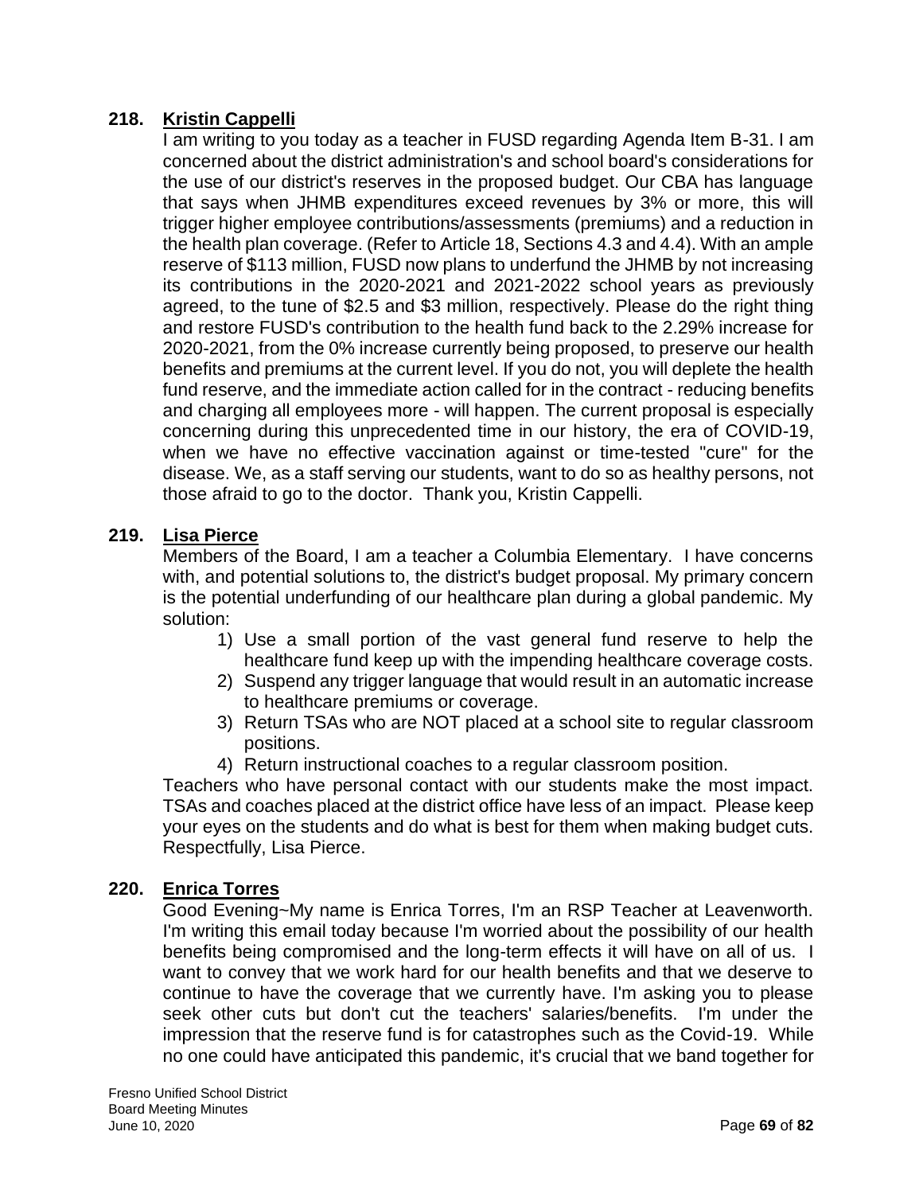**218. Kristin Cappelli**

I am writing to you today as a teacher in FUSD regarding Agenda Item B-31. I am concerned about the district administration's and school board's considerations for the use of our district's reserves in the proposed budget. Our CBA has language that says when JHMB expenditures exceed revenues by 3% or more, this will trigger higher employee contributions/assessments (premiums) and a reduction in the health plan coverage. (Refer to Article 18, Sections 4.3 and 4.4). With an ample reserve of $113 million, FUSD now plans to underfund the JHMB by not increasing its contributions in the 2020-2021 and 2021-2022 school years as previously agreed, to the tune of $2.5 and $3 million, respectively. Please do the right thing and restore FUSD's contribution to the health fund back to the 2.29% increase for 2020-2021, from the 0% increase currently being proposed, to preserve our health benefits and premiums at the current level. If you do not, you will deplete the health fund reserve, and the immediate action called for in the contract - reducing benefits and charging all employees more - will happen. The current proposal is especially concerning during this unprecedented time in our history, the era of COVID-19, when we have no effective vaccination against or time-tested "cure" for the disease. We, as a staff serving our students, want to do so as healthy persons, not those afraid to go to the doctor. Thank you, Kristin Cappelli.

**219. Lisa Pierce**

Members of the Board, I am a teacher a Columbia Elementary. I have concerns with, and potential solutions to, the district's budget proposal. My primary concern is the potential underfunding of our healthcare plan during a global pandemic. My solution:

1) Use a small portion of the vast general fund reserve to help the healthcare fund keep up with the impending healthcare coverage costs.
2) Suspend any trigger language that would result in an automatic increase to healthcare premiums or coverage.
3) Return TSAs who are NOT placed at a school site to regular classroom positions.
4) Return instructional coaches to a regular classroom position.

Teachers who have personal contact with our students make the most impact. TSAs and coaches placed at the district office have less of an impact. Please keep your eyes on the students and do what is best for them when making budget cuts. Respectfully, Lisa Pierce.

**220. Enrica Torres**

Good Evening~My name is Enrica Torres, I'm an RSP Teacher at Leavenworth. I'm writing this email today because I'm worried about the possibility of our health benefits being compromised and the long-term effects it will have on all of us. I want to convey that we work hard for our health benefits and that we deserve to continue to have the coverage that we currently have. I'm asking you to please seek other cuts but don't cut the teachers' salaries/benefits. I'm under the impression that the reserve fund is for catastrophes such as the Covid-19. While no one could have anticipated this pandemic, it's crucial that we band together for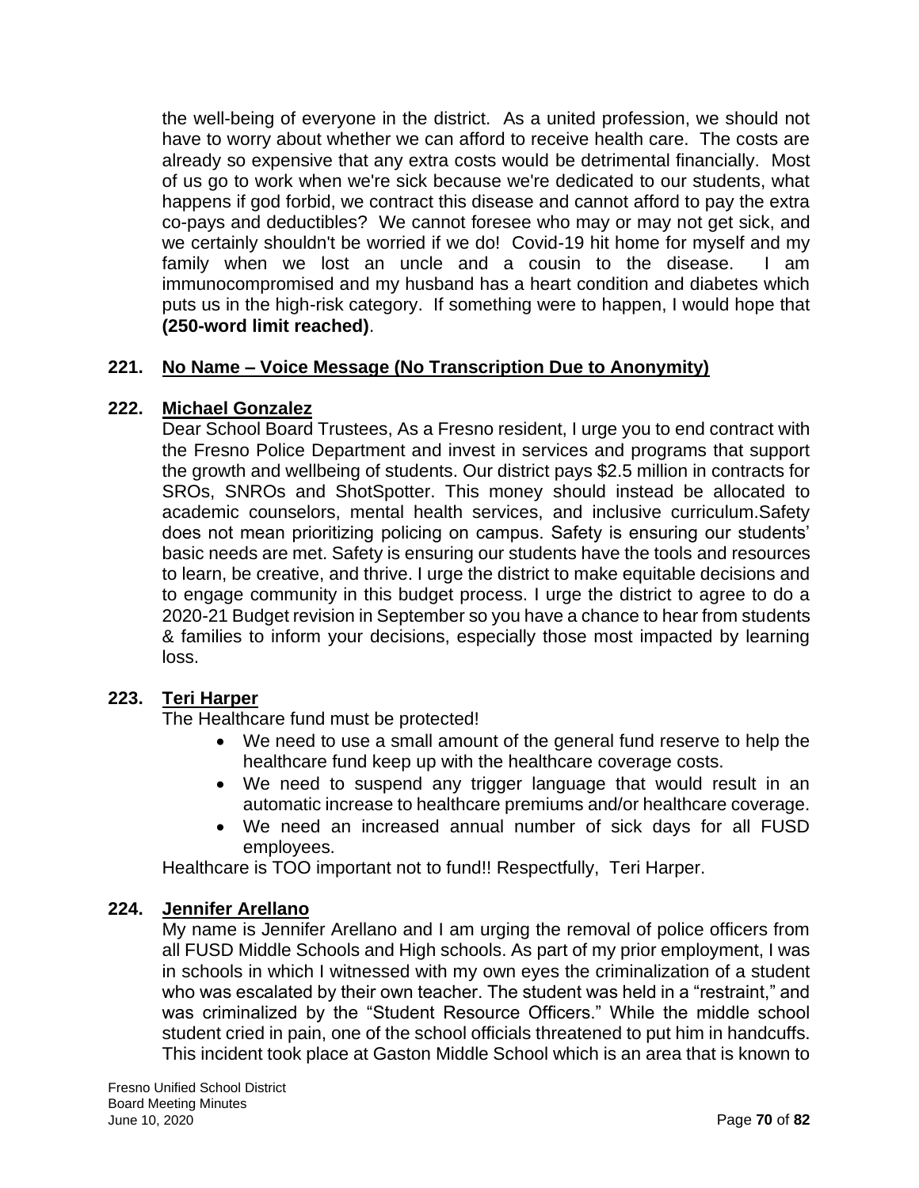the well-being of everyone in the district. As a united profession, we should not have to worry about whether we can afford to receive health care. The costs are already so expensive that any extra costs would be detrimental financially. Most of us go to work when we're sick because we're dedicated to our students, what happens if god forbid, we contract this disease and cannot afford to pay the extra co-pays and deductibles? We cannot foresee who may or may not get sick, and we certainly shouldn't be worried if we do! Covid-19 hit home for myself and my family when we lost an uncle and a cousin to the disease. I am immunocompromised and my husband has a heart condition and diabetes which puts us in the high-risk category. If something were to happen, I would hope that **(250-word limit reached)**.

**221. No Name – Voice Message (No Transcription Due to Anonymity)**

**222. Michael Gonzalez**

Dear School Board Trustees, As a Fresno resident, I urge you to end contract with the Fresno Police Department and invest in services and programs that support the growth and wellbeing of students. Our district pays $2.5 million in contracts for SROs, SNROs and ShotSpotter. This money should instead be allocated to academic counselors, mental health services, and inclusive curriculum.Safety does not mean prioritizing policing on campus. Safety is ensuring our students' basic needs are met. Safety is ensuring our students have the tools and resources to learn, be creative, and thrive. I urge the district to make equitable decisions and to engage community in this budget process. I urge the district to agree to do a 2020-21 Budget revision in September so you have a chance to hear from students & families to inform your decisions, especially those most impacted by learning loss.

**223. Teri Harper**

The Healthcare fund must be protected!

- We need to use a small amount of the general fund reserve to help the healthcare fund keep up with the healthcare coverage costs.
- We need to suspend any trigger language that would result in an automatic increase to healthcare premiums and/or healthcare coverage.
- We need an increased annual number of sick days for all FUSD employees.

Healthcare is TOO important not to fund!! Respectfully, Teri Harper.

**224. Jennifer Arellano**

My name is Jennifer Arellano and I am urging the removal of police officers from all FUSD Middle Schools and High schools. As part of my prior employment, I was in schools in which I witnessed with my own eyes the criminalization of a student who was escalated by their own teacher. The student was held in a "restraint," and was criminalized by the "Student Resource Officers." While the middle school student cried in pain, one of the school officials threatened to put him in handcuffs. This incident took place at Gaston Middle School which is an area that is known to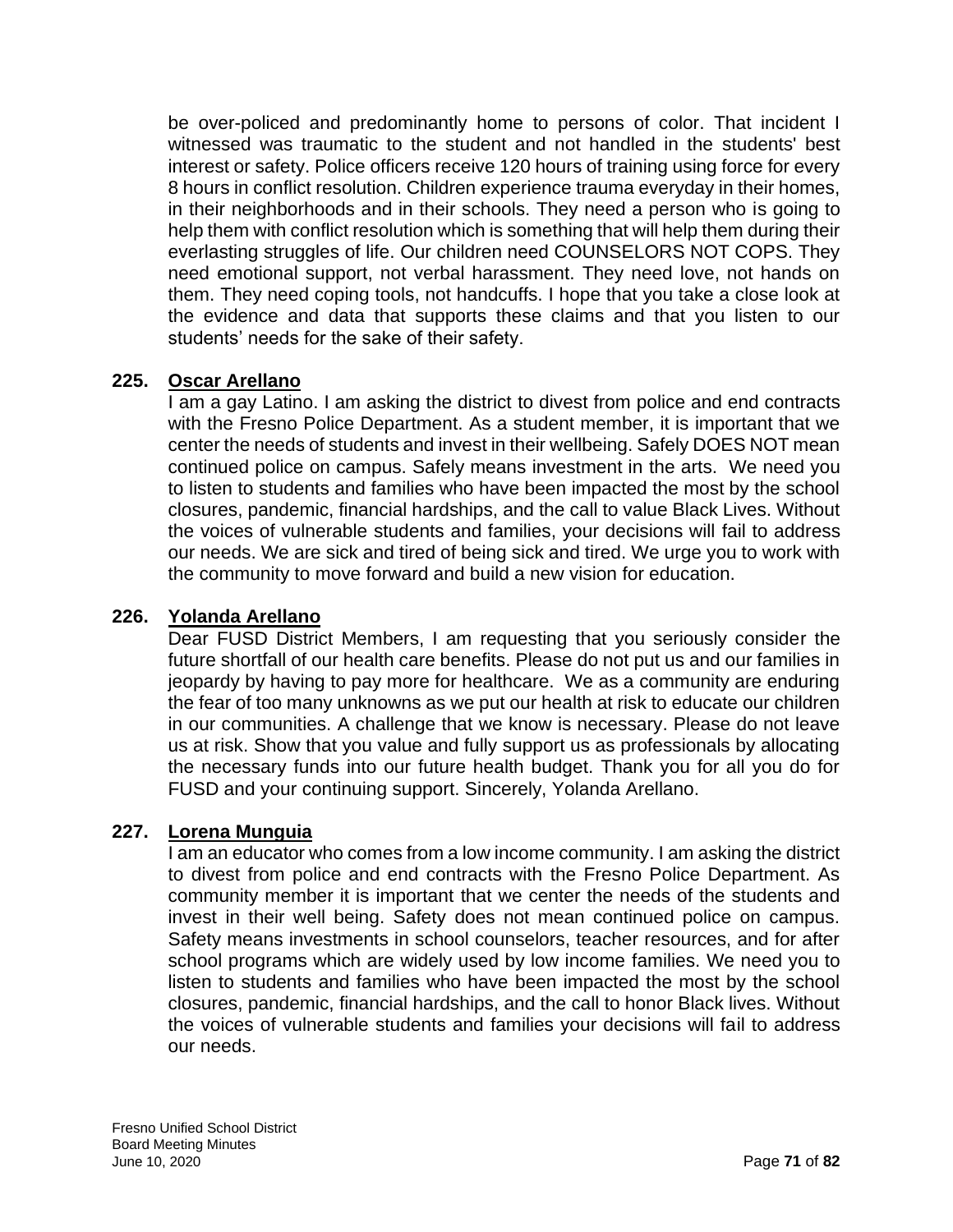be over-policed and predominantly home to persons of color. That incident I witnessed was traumatic to the student and not handled in the students' best interest or safety. Police officers receive 120 hours of training using force for every 8 hours in conflict resolution. Children experience trauma everyday in their homes, in their neighborhoods and in their schools. They need a person who is going to help them with conflict resolution which is something that will help them during their everlasting struggles of life. Our children need COUNSELORS NOT COPS. They need emotional support, not verbal harassment. They need love, not hands on them. They need coping tools, not handcuffs. I hope that you take a close look at the evidence and data that supports these claims and that you listen to our students' needs for the sake of their safety.

**225. Oscar Arellano**

I am a gay Latino. I am asking the district to divest from police and end contracts with the Fresno Police Department. As a student member, it is important that we center the needs of students and invest in their wellbeing. Safely DOES NOT mean continued police on campus. Safely means investment in the arts. We need you to listen to students and families who have been impacted the most by the school closures, pandemic, financial hardships, and the call to value Black Lives. Without the voices of vulnerable students and families, your decisions will fail to address our needs. We are sick and tired of being sick and tired. We urge you to work with the community to move forward and build a new vision for education.

**226. Yolanda Arellano**

Dear FUSD District Members, I am requesting that you seriously consider the future shortfall of our health care benefits. Please do not put us and our families in jeopardy by having to pay more for healthcare. We as a community are enduring the fear of too many unknowns as we put our health at risk to educate our children in our communities. A challenge that we know is necessary. Please do not leave us at risk. Show that you value and fully support us as professionals by allocating the necessary funds into our future health budget. Thank you for all you do for FUSD and your continuing support. Sincerely, Yolanda Arellano.

**227. Lorena Munguia**

I am an educator who comes from a low income community. I am asking the district to divest from police and end contracts with the Fresno Police Department. As community member it is important that we center the needs of the students and invest in their well being. Safety does not mean continued police on campus. Safety means investments in school counselors, teacher resources, and for after school programs which are widely used by low income families. We need you to listen to students and families who have been impacted the most by the school closures, pandemic, financial hardships, and the call to honor Black lives. Without the voices of vulnerable students and families your decisions will fail to address our needs.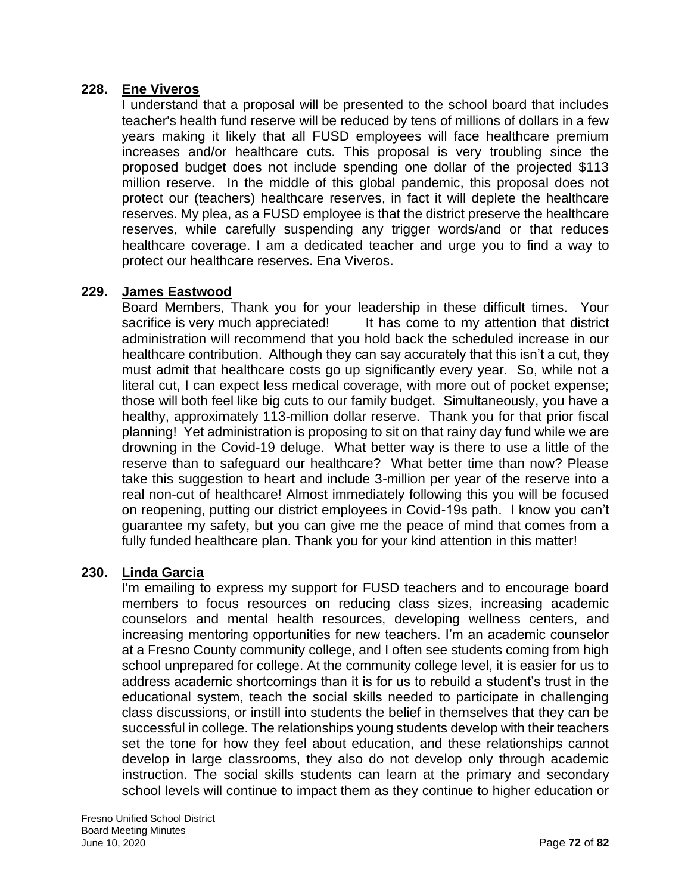**228. Ene Viveros**

I understand that a proposal will be presented to the school board that includes teacher's health fund reserve will be reduced by tens of millions of dollars in a few years making it likely that all FUSD employees will face healthcare premium increases and/or healthcare cuts. This proposal is very troubling since the proposed budget does not include spending one dollar of the projected $113 million reserve. In the middle of this global pandemic, this proposal does not protect our (teachers) healthcare reserves, in fact it will deplete the healthcare reserves. My plea, as a FUSD employee is that the district preserve the healthcare reserves, while carefully suspending any trigger words/and or that reduces healthcare coverage. I am a dedicated teacher and urge you to find a way to protect our healthcare reserves. Ena Viveros.

**229. James Eastwood**

Board Members, Thank you for your leadership in these difficult times. Your sacrifice is very much appreciated! It has come to my attention that district administration will recommend that you hold back the scheduled increase in our healthcare contribution. Although they can say accurately that this isn't a cut, they must admit that healthcare costs go up significantly every year. So, while not a literal cut, I can expect less medical coverage, with more out of pocket expense; those will both feel like big cuts to our family budget. Simultaneously, you have a healthy, approximately 113-million dollar reserve. Thank you for that prior fiscal planning! Yet administration is proposing to sit on that rainy day fund while we are drowning in the Covid-19 deluge. What better way is there to use a little of the reserve than to safeguard our healthcare? What better time than now? Please take this suggestion to heart and include 3-million per year of the reserve into a real non-cut of healthcare! Almost immediately following this you will be focused on reopening, putting our district employees in Covid-19s path. I know you can't guarantee my safety, but you can give me the peace of mind that comes from a fully funded healthcare plan. Thank you for your kind attention in this matter!

**230. Linda Garcia**

I'm emailing to express my support for FUSD teachers and to encourage board members to focus resources on reducing class sizes, increasing academic counselors and mental health resources, developing wellness centers, and increasing mentoring opportunities for new teachers. I'm an academic counselor at a Fresno County community college, and I often see students coming from high school unprepared for college. At the community college level, it is easier for us to address academic shortcomings than it is for us to rebuild a student's trust in the educational system, teach the social skills needed to participate in challenging class discussions, or instill into students the belief in themselves that they can be successful in college. The relationships young students develop with their teachers set the tone for how they feel about education, and these relationships cannot develop in large classrooms, they also do not develop only through academic instruction. The social skills students can learn at the primary and secondary school levels will continue to impact them as they continue to higher education or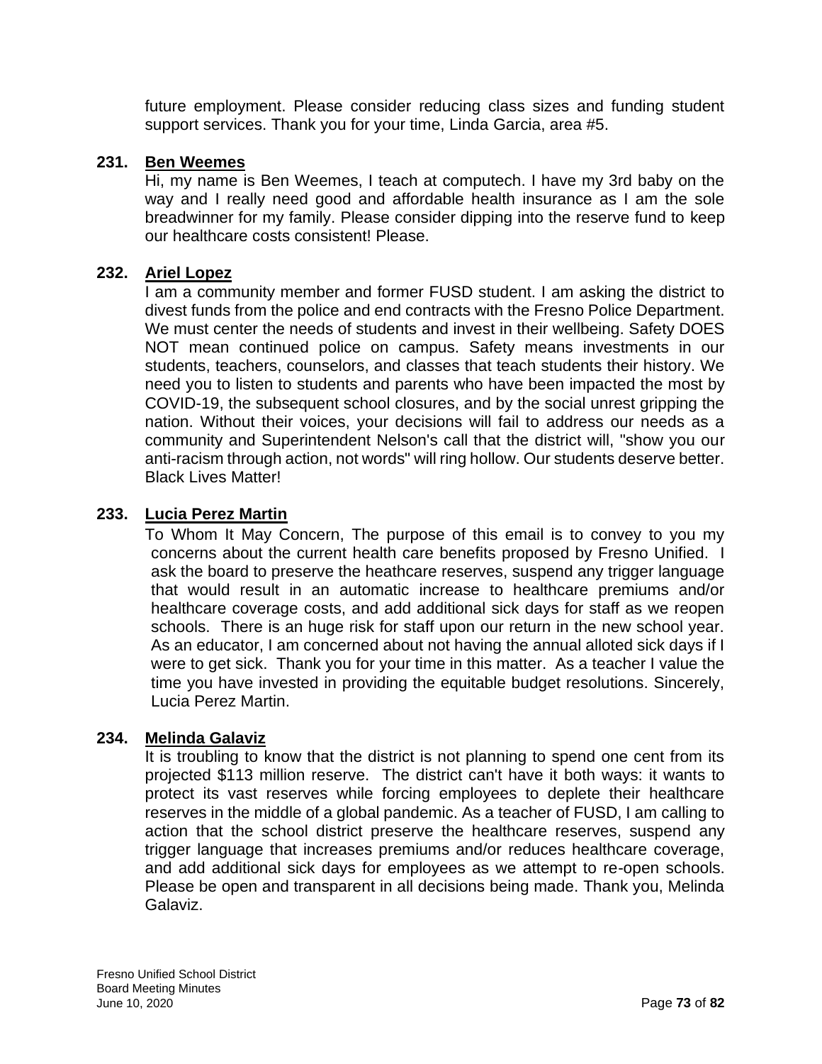future employment. Please consider reducing class sizes and funding student support services. Thank you for your time, Linda Garcia, area #5.

**231. Ben Weemes**

Hi, my name is Ben Weemes, I teach at computech. I have my 3rd baby on the way and I really need good and affordable health insurance as I am the sole breadwinner for my family. Please consider dipping into the reserve fund to keep our healthcare costs consistent! Please.

**232. Ariel Lopez**

I am a community member and former FUSD student. I am asking the district to divest funds from the police and end contracts with the Fresno Police Department. We must center the needs of students and invest in their wellbeing. Safety DOES NOT mean continued police on campus. Safety means investments in our students, teachers, counselors, and classes that teach students their history. We need you to listen to students and parents who have been impacted the most by COVID-19, the subsequent school closures, and by the social unrest gripping the nation. Without their voices, your decisions will fail to address our needs as a community and Superintendent Nelson's call that the district will, "show you our anti-racism through action, not words" will ring hollow. Our students deserve better. Black Lives Matter!

**233. Lucia Perez Martin**

To Whom It May Concern, The purpose of this email is to convey to you my concerns about the current health care benefits proposed by Fresno Unified. I ask the board to preserve the heathcare reserves, suspend any trigger language that would result in an automatic increase to healthcare premiums and/or healthcare coverage costs, and add additional sick days for staff as we reopen schools. There is an huge risk for staff upon our return in the new school year. As an educator, I am concerned about not having the annual alloted sick days if I were to get sick. Thank you for your time in this matter. As a teacher I value the time you have invested in providing the equitable budget resolutions. Sincerely, Lucia Perez Martin.

**234. Melinda Galaviz**

It is troubling to know that the district is not planning to spend one cent from its projected $113 million reserve. The district can't have it both ways: it wants to protect its vast reserves while forcing employees to deplete their healthcare reserves in the middle of a global pandemic. As a teacher of FUSD, I am calling to action that the school district preserve the healthcare reserves, suspend any trigger language that increases premiums and/or reduces healthcare coverage, and add additional sick days for employees as we attempt to re-open schools. Please be open and transparent in all decisions being made. Thank you, Melinda Galaviz.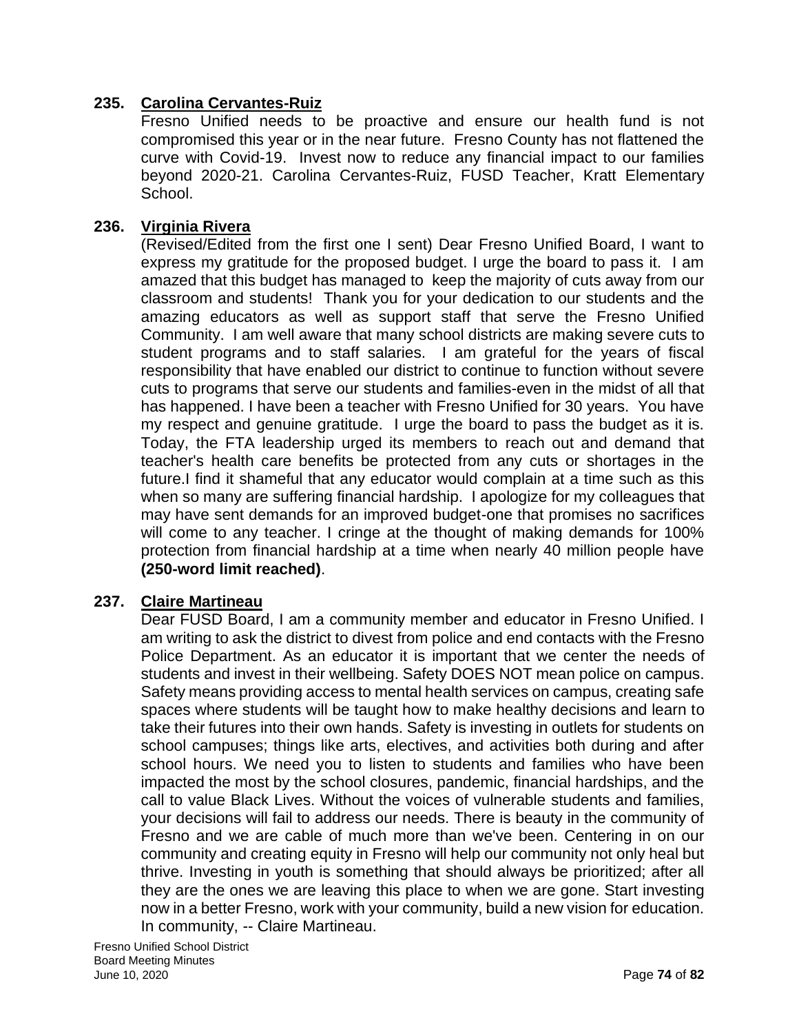**235. Carolina Cervantes-Ruiz**

Fresno Unified needs to be proactive and ensure our health fund is not compromised this year or in the near future. Fresno County has not flattened the curve with Covid-19. Invest now to reduce any financial impact to our families beyond 2020-21. Carolina Cervantes-Ruiz, FUSD Teacher, Kratt Elementary School.

**236. Virginia Rivera**

(Revised/Edited from the first one I sent) Dear Fresno Unified Board, I want to express my gratitude for the proposed budget. I urge the board to pass it. I am amazed that this budget has managed to keep the majority of cuts away from our classroom and students! Thank you for your dedication to our students and the amazing educators as well as support staff that serve the Fresno Unified Community. I am well aware that many school districts are making severe cuts to student programs and to staff salaries. I am grateful for the years of fiscal responsibility that have enabled our district to continue to function without severe cuts to programs that serve our students and families-even in the midst of all that has happened. I have been a teacher with Fresno Unified for 30 years. You have my respect and genuine gratitude. I urge the board to pass the budget as it is. Today, the FTA leadership urged its members to reach out and demand that teacher's health care benefits be protected from any cuts or shortages in the future.I find it shameful that any educator would complain at a time such as this when so many are suffering financial hardship. I apologize for my colleagues that may have sent demands for an improved budget-one that promises no sacrifices will come to any teacher. I cringe at the thought of making demands for 100% protection from financial hardship at a time when nearly 40 million people have **(250-word limit reached)**.

**237. Claire Martineau**

Dear FUSD Board, I am a community member and educator in Fresno Unified. I am writing to ask the district to divest from police and end contacts with the Fresno Police Department. As an educator it is important that we center the needs of students and invest in their wellbeing. Safety DOES NOT mean police on campus. Safety means providing access to mental health services on campus, creating safe spaces where students will be taught how to make healthy decisions and learn to take their futures into their own hands. Safety is investing in outlets for students on school campuses; things like arts, electives, and activities both during and after school hours. We need you to listen to students and families who have been impacted the most by the school closures, pandemic, financial hardships, and the call to value Black Lives. Without the voices of vulnerable students and families, your decisions will fail to address our needs. There is beauty in the community of Fresno and we are cable of much more than we've been. Centering in on our community and creating equity in Fresno will help our community not only heal but thrive. Investing in youth is something that should always be prioritized; after all they are the ones we are leaving this place to when we are gone. Start investing now in a better Fresno, work with your community, build a new vision for education. In community, -- Claire Martineau.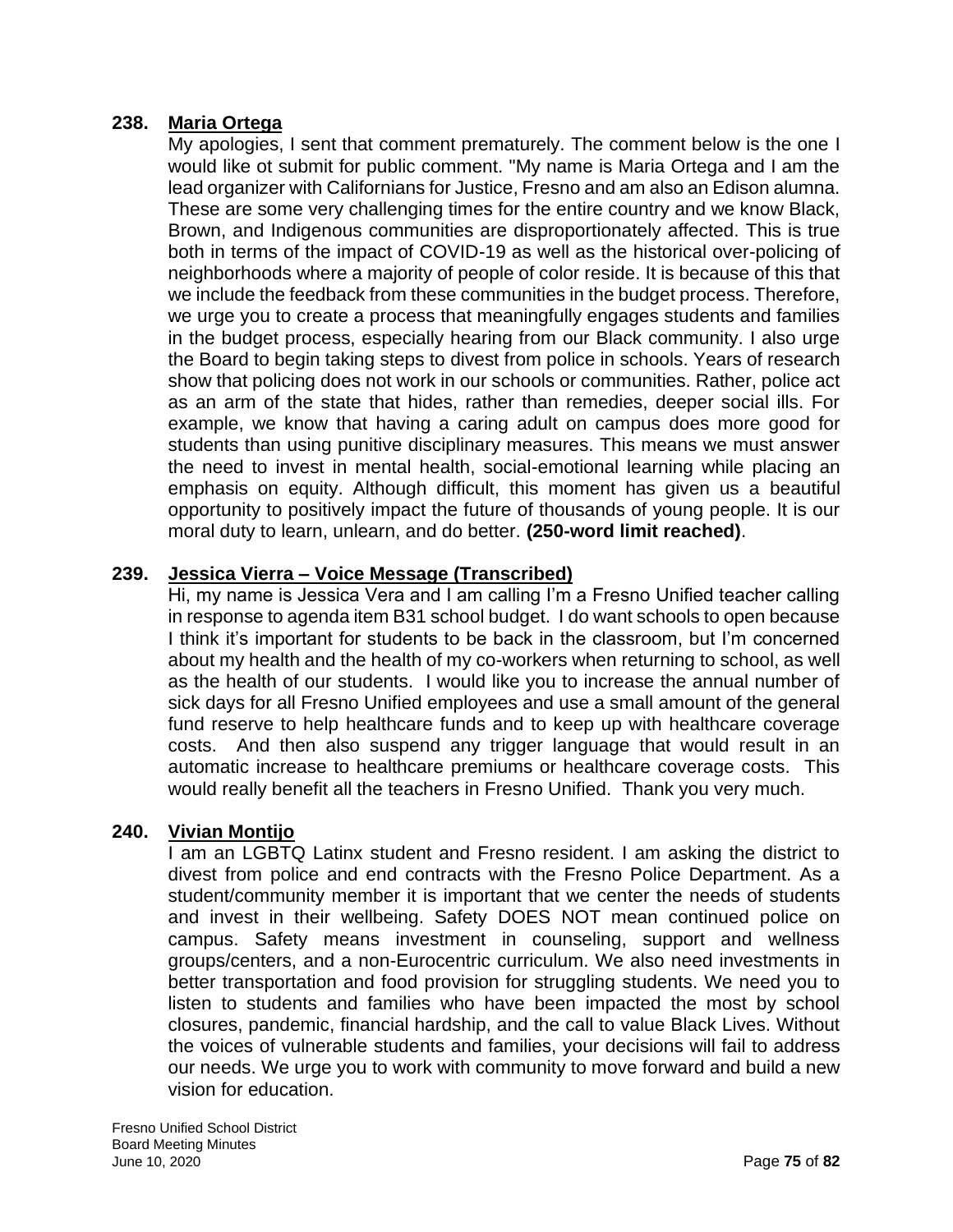**238. Maria Ortega**

My apologies, I sent that comment prematurely. The comment below is the one I would like ot submit for public comment. "My name is Maria Ortega and I am the lead organizer with Californians for Justice, Fresno and am also an Edison alumna. These are some very challenging times for the entire country and we know Black, Brown, and Indigenous communities are disproportionately affected. This is true both in terms of the impact of COVID-19 as well as the historical over-policing of neighborhoods where a majority of people of color reside. It is because of this that we include the feedback from these communities in the budget process. Therefore, we urge you to create a process that meaningfully engages students and families in the budget process, especially hearing from our Black community. I also urge the Board to begin taking steps to divest from police in schools. Years of research show that policing does not work in our schools or communities. Rather, police act as an arm of the state that hides, rather than remedies, deeper social ills. For example, we know that having a caring adult on campus does more good for students than using punitive disciplinary measures. This means we must answer the need to invest in mental health, social-emotional learning while placing an emphasis on equity. Although difficult, this moment has given us a beautiful opportunity to positively impact the future of thousands of young people. It is our moral duty to learn, unlearn, and do better. **(250-word limit reached)**.

**239. Jessica Vierra – Voice Message (Transcribed)**

Hi, my name is Jessica Vera and I am calling I'm a Fresno Unified teacher calling in response to agenda item B31 school budget. I do want schools to open because I think it's important for students to be back in the classroom, but I'm concerned about my health and the health of my co-workers when returning to school, as well as the health of our students. I would like you to increase the annual number of sick days for all Fresno Unified employees and use a small amount of the general fund reserve to help healthcare funds and to keep up with healthcare coverage costs. And then also suspend any trigger language that would result in an automatic increase to healthcare premiums or healthcare coverage costs. This would really benefit all the teachers in Fresno Unified. Thank you very much.

**240. Vivian Montijo**

I am an LGBTQ Latinx student and Fresno resident. I am asking the district to divest from police and end contracts with the Fresno Police Department. As a student/community member it is important that we center the needs of students and invest in their wellbeing. Safety DOES NOT mean continued police on campus. Safety means investment in counseling, support and wellness groups/centers, and a non-Eurocentric curriculum. We also need investments in better transportation and food provision for struggling students. We need you to listen to students and families who have been impacted the most by school closures, pandemic, financial hardship, and the call to value Black Lives. Without the voices of vulnerable students and families, your decisions will fail to address our needs. We urge you to work with community to move forward and build a new vision for education.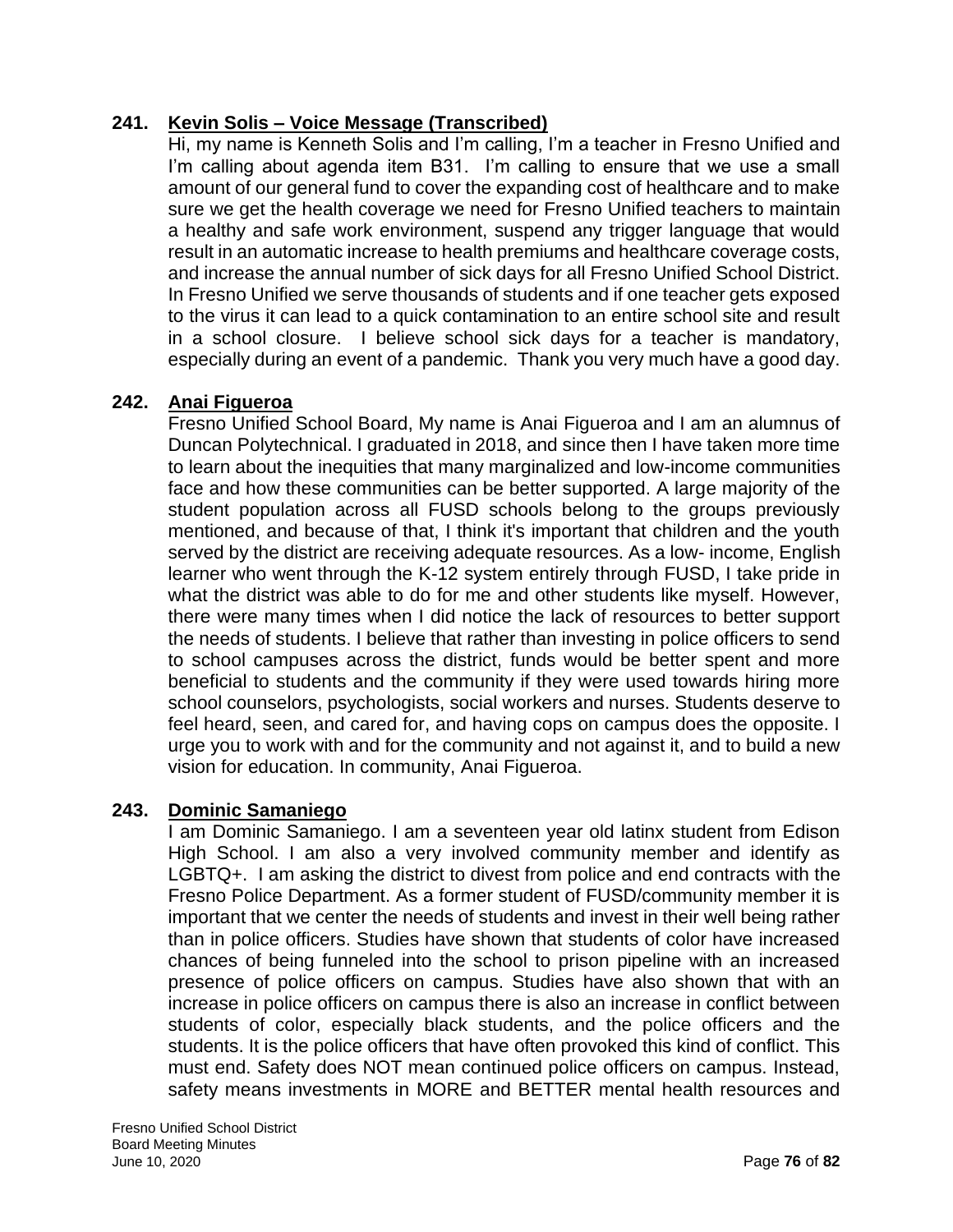**241. Kevin Solis – Voice Message (Transcribed)**

Hi, my name is Kenneth Solis and I'm calling, I'm a teacher in Fresno Unified and I'm calling about agenda item B31. I'm calling to ensure that we use a small amount of our general fund to cover the expanding cost of healthcare and to make sure we get the health coverage we need for Fresno Unified teachers to maintain a healthy and safe work environment, suspend any trigger language that would result in an automatic increase to health premiums and healthcare coverage costs, and increase the annual number of sick days for all Fresno Unified School District. In Fresno Unified we serve thousands of students and if one teacher gets exposed to the virus it can lead to a quick contamination to an entire school site and result in a school closure. I believe school sick days for a teacher is mandatory, especially during an event of a pandemic. Thank you very much have a good day.

**242. Anai Figueroa**

Fresno Unified School Board, My name is Anai Figueroa and I am an alumnus of Duncan Polytechnical. I graduated in 2018, and since then I have taken more time to learn about the inequities that many marginalized and low-income communities face and how these communities can be better supported. A large majority of the student population across all FUSD schools belong to the groups previously mentioned, and because of that, I think it's important that children and the youth served by the district are receiving adequate resources. As a low- income, English learner who went through the K-12 system entirely through FUSD, I take pride in what the district was able to do for me and other students like myself. However, there were many times when I did notice the lack of resources to better support the needs of students. I believe that rather than investing in police officers to send to school campuses across the district, funds would be better spent and more beneficial to students and the community if they were used towards hiring more school counselors, psychologists, social workers and nurses. Students deserve to feel heard, seen, and cared for, and having cops on campus does the opposite. I urge you to work with and for the community and not against it, and to build a new vision for education. In community, Anai Figueroa.

**243. Dominic Samaniego**

I am Dominic Samaniego. I am a seventeen year old latinx student from Edison High School. I am also a very involved community member and identify as LGBTQ+. I am asking the district to divest from police and end contracts with the Fresno Police Department. As a former student of FUSD/community member it is important that we center the needs of students and invest in their well being rather than in police officers. Studies have shown that students of color have increased chances of being funneled into the school to prison pipeline with an increased presence of police officers on campus. Studies have also shown that with an increase in police officers on campus there is also an increase in conflict between students of color, especially black students, and the police officers and the students. It is the police officers that have often provoked this kind of conflict. This must end. Safety does NOT mean continued police officers on campus. Instead, safety means investments in MORE and BETTER mental health resources and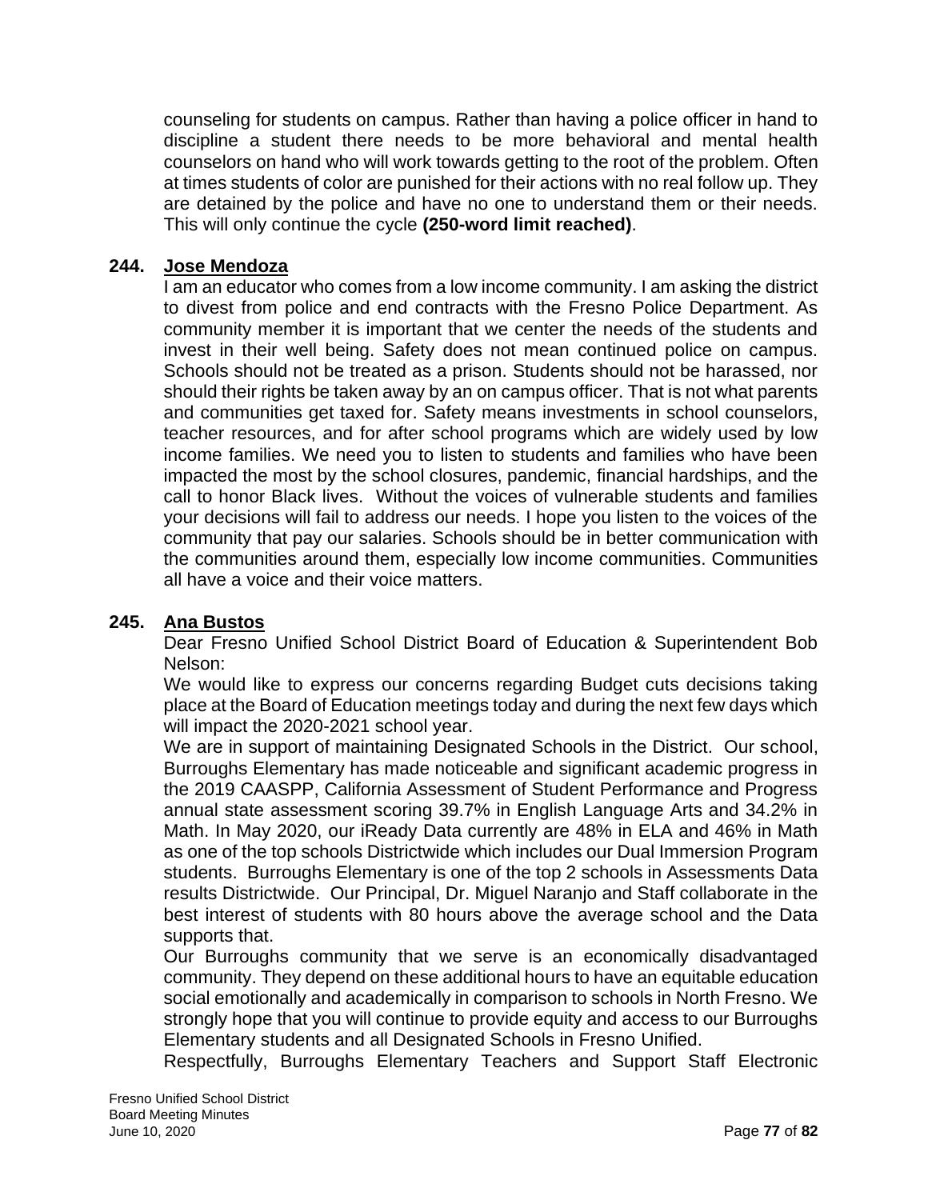counseling for students on campus. Rather than having a police officer in hand to discipline a student there needs to be more behavioral and mental health counselors on hand who will work towards getting to the root of the problem. Often at times students of color are punished for their actions with no real follow up. They are detained by the police and have no one to understand them or their needs. This will only continue the cycle **(250-word limit reached)**.

**244. Jose Mendoza**

I am an educator who comes from a low income community. I am asking the district to divest from police and end contracts with the Fresno Police Department. As community member it is important that we center the needs of the students and invest in their well being. Safety does not mean continued police on campus. Schools should not be treated as a prison. Students should not be harassed, nor should their rights be taken away by an on campus officer. That is not what parents and communities get taxed for. Safety means investments in school counselors, teacher resources, and for after school programs which are widely used by low income families. We need you to listen to students and families who have been impacted the most by the school closures, pandemic, financial hardships, and the call to honor Black lives. Without the voices of vulnerable students and families your decisions will fail to address our needs. I hope you listen to the voices of the community that pay our salaries. Schools should be in better communication with the communities around them, especially low income communities. Communities all have a voice and their voice matters.

**245. Ana Bustos**

Dear Fresno Unified School District Board of Education & Superintendent Bob Nelson:

We would like to express our concerns regarding Budget cuts decisions taking place at the Board of Education meetings today and during the next few days which will impact the 2020-2021 school year.

We are in support of maintaining Designated Schools in the District. Our school, Burroughs Elementary has made noticeable and significant academic progress in the 2019 CAASPP, California Assessment of Student Performance and Progress annual state assessment scoring 39.7% in English Language Arts and 34.2% in Math. In May 2020, our iReady Data currently are 48% in ELA and 46% in Math as one of the top schools Districtwide which includes our Dual Immersion Program students. Burroughs Elementary is one of the top 2 schools in Assessments Data results Districtwide. Our Principal, Dr. Miguel Naranjo and Staff collaborate in the best interest of students with 80 hours above the average school and the Data supports that.

Our Burroughs community that we serve is an economically disadvantaged community. They depend on these additional hours to have an equitable education social emotionally and academically in comparison to schools in North Fresno. We strongly hope that you will continue to provide equity and access to our Burroughs Elementary students and all Designated Schools in Fresno Unified.

Respectfully, Burroughs Elementary Teachers and Support Staff Electronic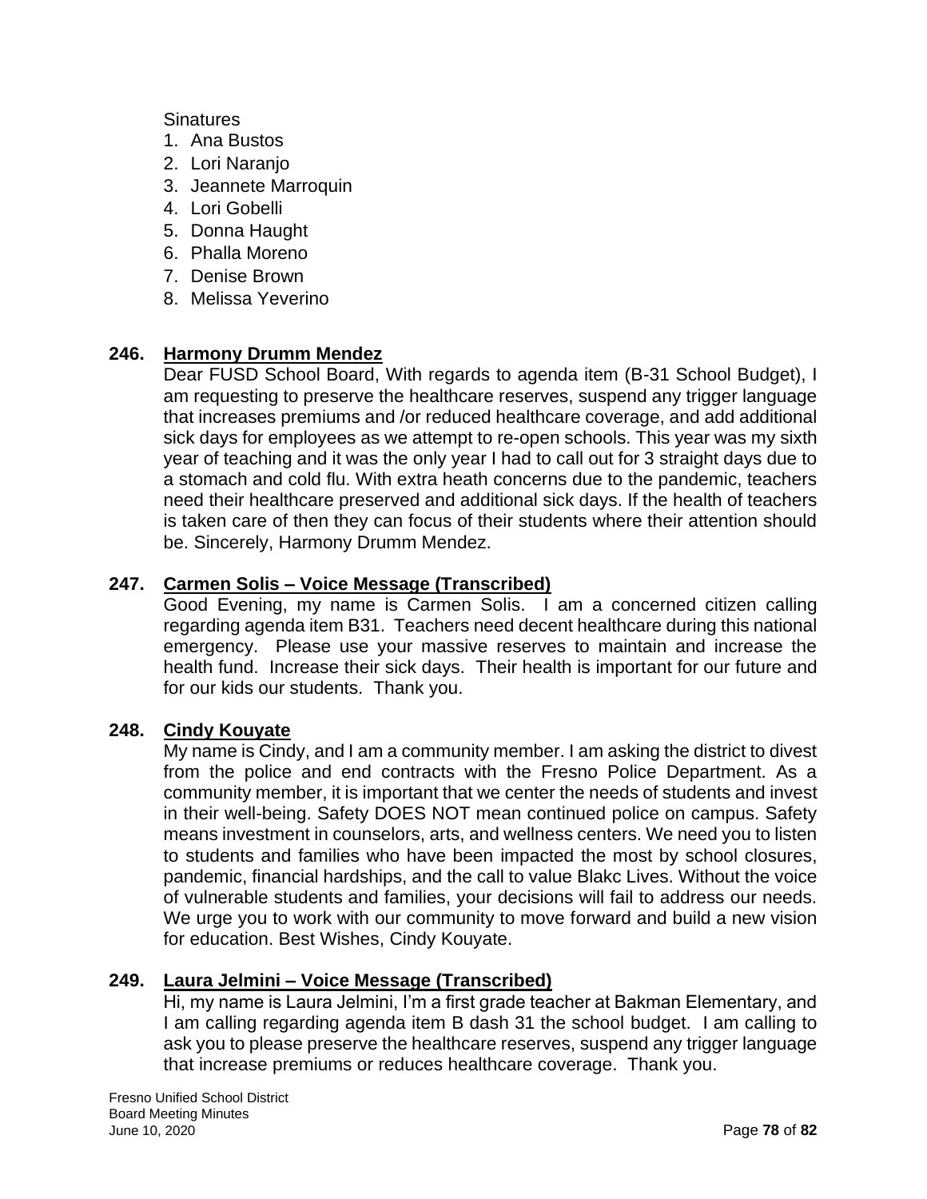Sinatures

1. Ana Bustos
2. Lori Naranjo
3. Jeannete Marroquin
4. Lori Gobelli
5. Donna Haught
6. Phalla Moreno
7. Denise Brown
8. Melissa Yeverino

**246. Harmony Drumm Mendez**

Dear FUSD School Board, With regards to agenda item (B-31 School Budget), I am requesting to preserve the healthcare reserves, suspend any trigger language that increases premiums and /or reduced healthcare coverage, and add additional sick days for employees as we attempt to re-open schools. This year was my sixth year of teaching and it was the only year I had to call out for 3 straight days due to a stomach and cold flu. With extra heath concerns due to the pandemic, teachers need their healthcare preserved and additional sick days. If the health of teachers is taken care of then they can focus of their students where their attention should be. Sincerely, Harmony Drumm Mendez.

**247. Carmen Solis – Voice Message (Transcribed)**

Good Evening, my name is Carmen Solis. I am a concerned citizen calling regarding agenda item B31. Teachers need decent healthcare during this national emergency. Please use your massive reserves to maintain and increase the health fund. Increase their sick days. Their health is important for our future and for our kids our students. Thank you.

**248. Cindy Kouyate**

My name is Cindy, and I am a community member. I am asking the district to divest from the police and end contracts with the Fresno Police Department. As a community member, it is important that we center the needs of students and invest in their well-being. Safety DOES NOT mean continued police on campus. Safety means investment in counselors, arts, and wellness centers. We need you to listen to students and families who have been impacted the most by school closures, pandemic, financial hardships, and the call to value Blakc Lives. Without the voice of vulnerable students and families, your decisions will fail to address our needs. We urge you to work with our community to move forward and build a new vision for education. Best Wishes, Cindy Kouyate.

**249. Laura Jelmini – Voice Message (Transcribed)**

Hi, my name is Laura Jelmini, I'm a first grade teacher at Bakman Elementary, and I am calling regarding agenda item B dash 31 the school budget. I am calling to ask you to please preserve the healthcare reserves, suspend any trigger language that increase premiums or reduces healthcare coverage. Thank you.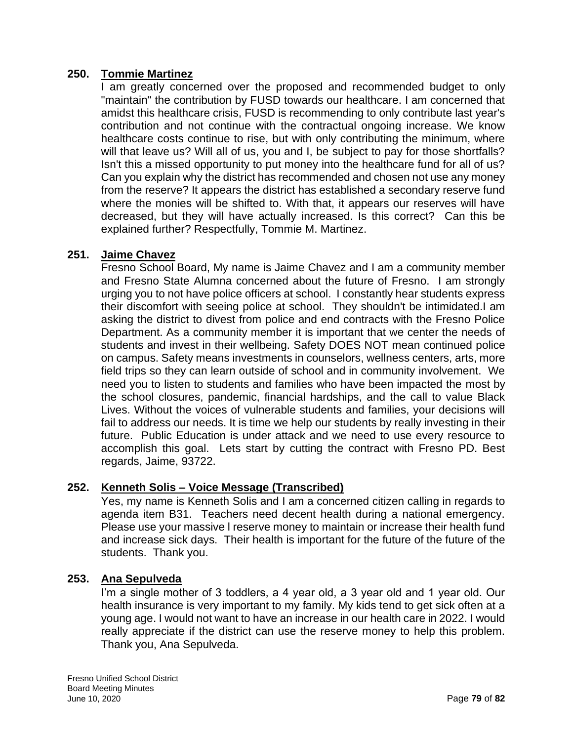**250. Tommie Martinez**

I am greatly concerned over the proposed and recommended budget to only "maintain" the contribution by FUSD towards our healthcare. I am concerned that amidst this healthcare crisis, FUSD is recommending to only contribute last year's contribution and not continue with the contractual ongoing increase. We know healthcare costs continue to rise, but with only contributing the minimum, where will that leave us? Will all of us, you and I, be subject to pay for those shortfalls? Isn't this a missed opportunity to put money into the healthcare fund for all of us? Can you explain why the district has recommended and chosen not use any money from the reserve? It appears the district has established a secondary reserve fund where the monies will be shifted to. With that, it appears our reserves will have decreased, but they will have actually increased. Is this correct? Can this be explained further? Respectfully, Tommie M. Martinez.

**251. Jaime Chavez**

Fresno School Board, My name is Jaime Chavez and I am a community member and Fresno State Alumna concerned about the future of Fresno. I am strongly urging you to not have police officers at school. I constantly hear students express their discomfort with seeing police at school. They shouldn't be intimidated.I am asking the district to divest from police and end contracts with the Fresno Police Department. As a community member it is important that we center the needs of students and invest in their wellbeing. Safety DOES NOT mean continued police on campus. Safety means investments in counselors, wellness centers, arts, more field trips so they can learn outside of school and in community involvement. We need you to listen to students and families who have been impacted the most by the school closures, pandemic, financial hardships, and the call to value Black Lives. Without the voices of vulnerable students and families, your decisions will fail to address our needs. It is time we help our students by really investing in their future. Public Education is under attack and we need to use every resource to accomplish this goal. Lets start by cutting the contract with Fresno PD. Best regards, Jaime, 93722.

**252. Kenneth Solis – Voice Message (Transcribed)**

Yes, my name is Kenneth Solis and I am a concerned citizen calling in regards to agenda item B31. Teachers need decent health during a national emergency. Please use your massive l reserve money to maintain or increase their health fund and increase sick days. Their health is important for the future of the future of the students. Thank you.

**253. Ana Sepulveda**

I'm a single mother of 3 toddlers, a 4 year old, a 3 year old and 1 year old. Our health insurance is very important to my family. My kids tend to get sick often at a young age. I would not want to have an increase in our health care in 2022. I would really appreciate if the district can use the reserve money to help this problem. Thank you, Ana Sepulveda.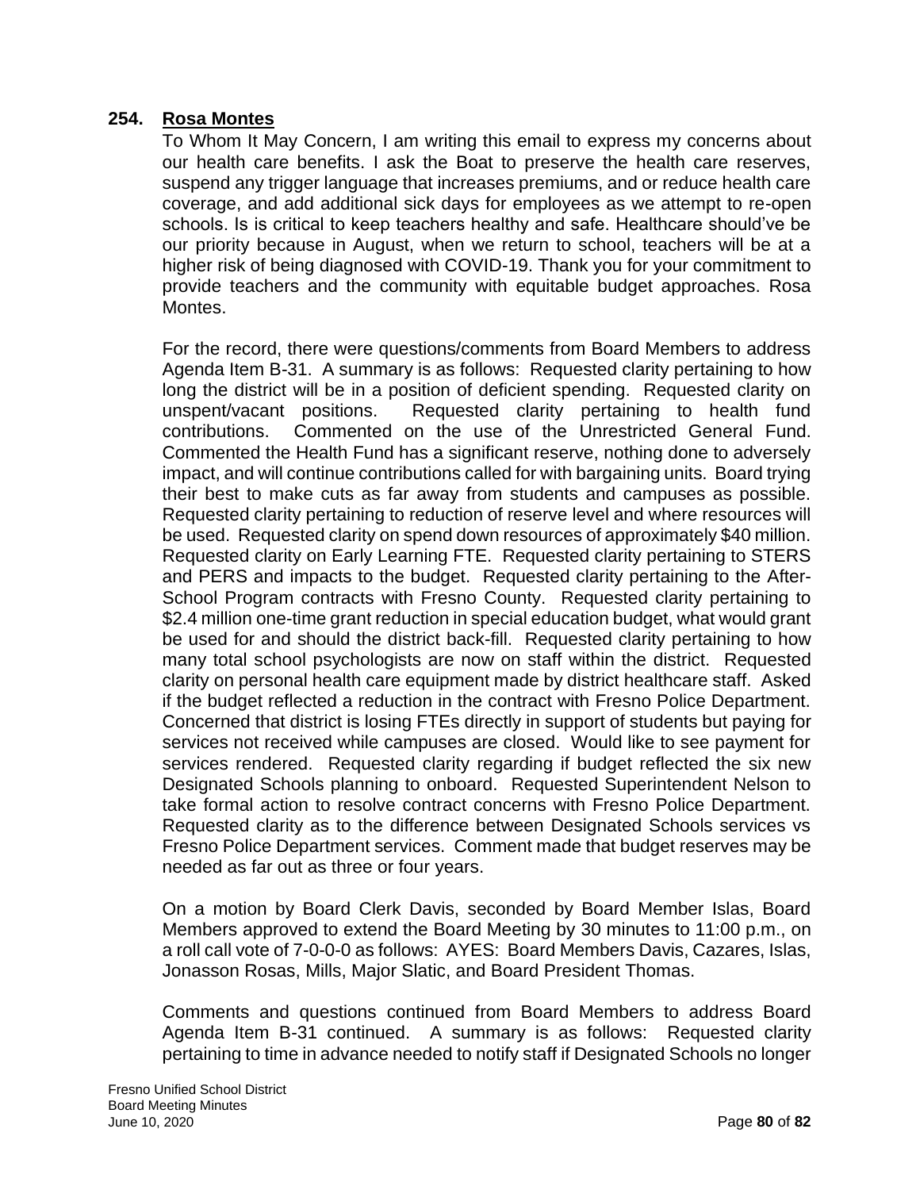**254. <u>Rosa Montes</u>**

To Whom It May Concern, I am writing this email to express my concerns about our health care benefits. I ask the Boat to preserve the health care reserves, suspend any trigger language that increases premiums, and or reduce health care coverage, and add additional sick days for employees as we attempt to re-open schools. Is is critical to keep teachers healthy and safe. Healthcare should've be our priority because in August, when we return to school, teachers will be at a higher risk of being diagnosed with COVID-19. Thank you for your commitment to provide teachers and the community with equitable budget approaches. Rosa Montes.

For the record, there were questions/comments from Board Members to address Agenda Item B-31. A summary is as follows: Requested clarity pertaining to how long the district will be in a position of deficient spending. Requested clarity on unspent/vacant positions. Requested clarity pertaining to health fund contributions. Commented on the use of the Unrestricted General Fund. Commented the Health Fund has a significant reserve, nothing done to adversely impact, and will continue contributions called for with bargaining units. Board trying their best to make cuts as far away from students and campuses as possible. Requested clarity pertaining to reduction of reserve level and where resources will be used. Requested clarity on spend down resources of approximately $40 million. Requested clarity on Early Learning FTE. Requested clarity pertaining to STERS and PERS and impacts to the budget. Requested clarity pertaining to the After-School Program contracts with Fresno County. Requested clarity pertaining to $2.4 million one-time grant reduction in special education budget, what would grant be used for and should the district back-fill. Requested clarity pertaining to how many total school psychologists are now on staff within the district. Requested clarity on personal health care equipment made by district healthcare staff. Asked if the budget reflected a reduction in the contract with Fresno Police Department. Concerned that district is losing FTEs directly in support of students but paying for services not received while campuses are closed. Would like to see payment for services rendered. Requested clarity regarding if budget reflected the six new Designated Schools planning to onboard. Requested Superintendent Nelson to take formal action to resolve contract concerns with Fresno Police Department. Requested clarity as to the difference between Designated Schools services vs Fresno Police Department services. Comment made that budget reserves may be needed as far out as three or four years.

On a motion by Board Clerk Davis, seconded by Board Member Islas, Board Members approved to extend the Board Meeting by 30 minutes to 11:00 p.m., on a roll call vote of 7-0-0-0 as follows: AYES: Board Members Davis, Cazares, Islas, Jonasson Rosas, Mills, Major Slatic, and Board President Thomas.

Comments and questions continued from Board Members to address Board Agenda Item B-31 continued. A summary is as follows: Requested clarity pertaining to time in advance needed to notify staff if Designated Schools no longer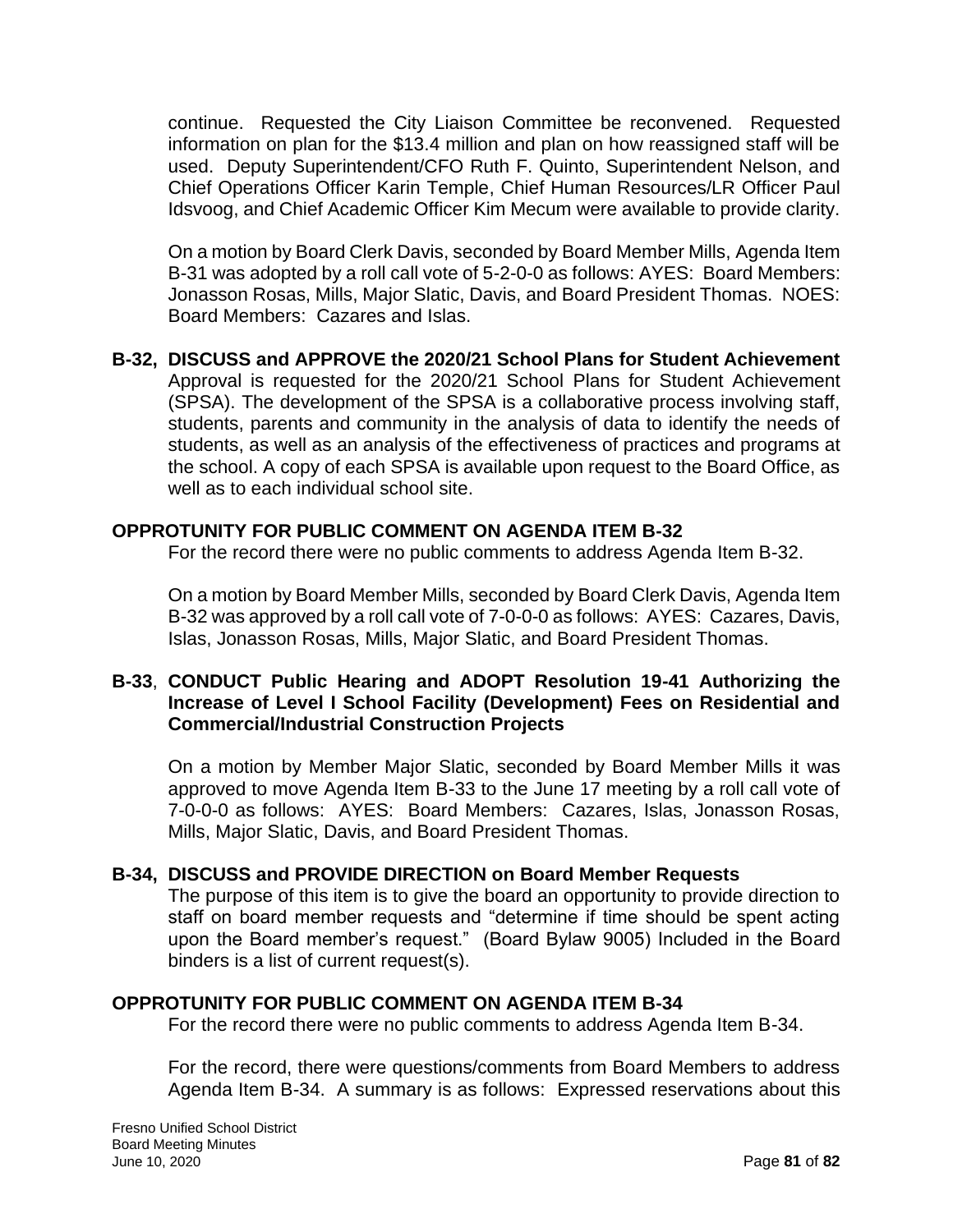continue. Requested the City Liaison Committee be reconvened. Requested information on plan for the $13.4 million and plan on how reassigned staff will be used. Deputy Superintendent/CFO Ruth F. Quinto, Superintendent Nelson, and Chief Operations Officer Karin Temple, Chief Human Resources/LR Officer Paul Idsvoog, and Chief Academic Officer Kim Mecum were available to provide clarity.

On a motion by Board Clerk Davis, seconded by Board Member Mills, Agenda Item B-31 was adopted by a roll call vote of 5-2-0-0 as follows: AYES: Board Members: Jonasson Rosas, Mills, Major Slatic, Davis, and Board President Thomas. NOES: Board Members: Cazares and Islas.

**B-32, DISCUSS and APPROVE the 2020/21 School Plans for Student Achievement**
Approval is requested for the 2020/21 School Plans for Student Achievement (SPSA). The development of the SPSA is a collaborative process involving staff, students, parents and community in the analysis of data to identify the needs of students, as well as an analysis of the effectiveness of practices and programs at the school. A copy of each SPSA is available upon request to the Board Office, as well as to each individual school site.

**OPPROTUNITY FOR PUBLIC COMMENT ON AGENDA ITEM B-32**

For the record there were no public comments to address Agenda Item B-32.

On a motion by Board Member Mills, seconded by Board Clerk Davis, Agenda Item B-32 was approved by a roll call vote of 7-0-0-0 as follows: AYES: Cazares, Davis, Islas, Jonasson Rosas, Mills, Major Slatic, and Board President Thomas.

**B-33, CONDUCT Public Hearing and ADOPT Resolution 19-41 Authorizing the Increase of Level I School Facility (Development) Fees on Residential and Commercial/Industrial Construction Projects**

On a motion by Member Major Slatic, seconded by Board Member Mills it was approved to move Agenda Item B-33 to the June 17 meeting by a roll call vote of 7-0-0-0 as follows: AYES: Board Members: Cazares, Islas, Jonasson Rosas, Mills, Major Slatic, Davis, and Board President Thomas.

**B-34, DISCUSS and PROVIDE DIRECTION on Board Member Requests**
The purpose of this item is to give the board an opportunity to provide direction to staff on board member requests and "determine if time should be spent acting upon the Board member's request." (Board Bylaw 9005) Included in the Board binders is a list of current request(s).

**OPPROTUNITY FOR PUBLIC COMMENT ON AGENDA ITEM B-34**

For the record there were no public comments to address Agenda Item B-34.

For the record, there were questions/comments from Board Members to address Agenda Item B-34. A summary is as follows: Expressed reservations about this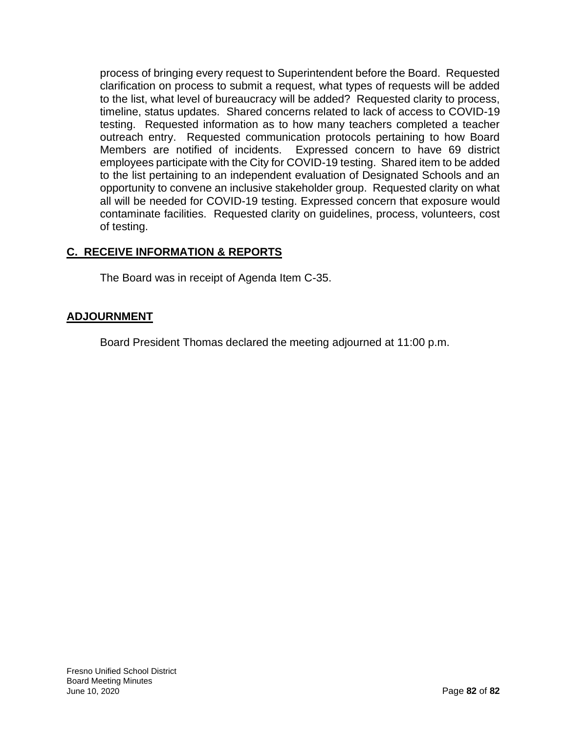process of bringing every request to Superintendent before the Board. Requested clarification on process to submit a request, what types of requests will be added to the list, what level of bureaucracy will be added? Requested clarity to process, timeline, status updates. Shared concerns related to lack of access to COVID-19 testing. Requested information as to how many teachers completed a teacher outreach entry. Requested communication protocols pertaining to how Board Members are notified of incidents. Expressed concern to have 69 district employees participate with the City for COVID-19 testing. Shared item to be added to the list pertaining to an independent evaluation of Designated Schools and an opportunity to convene an inclusive stakeholder group. Requested clarity on what all will be needed for COVID-19 testing. Expressed concern that exposure would contaminate facilities. Requested clarity on guidelines, process, volunteers, cost of testing.

## **C. RECEIVE INFORMATION & REPORTS**

The Board was in receipt of Agenda Item C-35.

## **ADJOURNMENT**

Board President Thomas declared the meeting adjourned at 11:00 p.m.